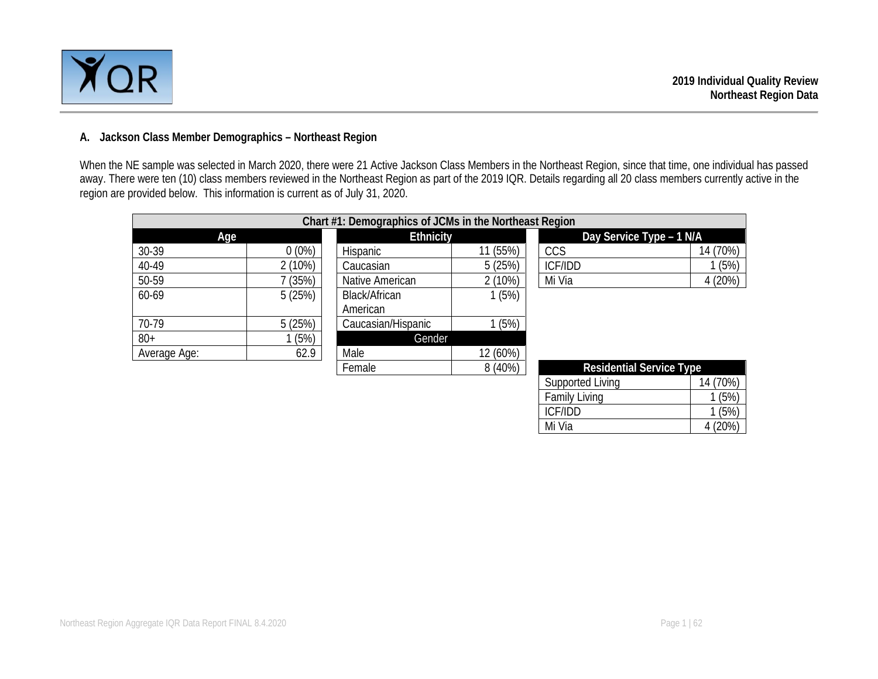### A. Jackson Class Member Demographics – Northeast Region

When the NE sample was selected in March 2020, there were 21 Active Jackson Class Members in the Northeast Region, since that time, one individual has passed away. There were ten (10) class members reviewed in the Northeast Region as part of the 2019 IQR. Details regarding all 20 class members currently active in the region are provided below. This information is current as of July 31, 2020.

**Chart #1: Demographics of JCMs in the Northeast Region**

| Age | |
|---|---|
| 30-39 | 0 (0%) |
| 40-49 | 2 (10%) |
| 50-59 | 7 (35%) |
| 60-69 | 5 (25%) |
| 70-79 | 5 (25%) |
| 80+ | 1 (5%) |
| Average Age: | 62.9 |

| Ethnicity | |
|---|---|
| Hispanic | 11 (55%) |
| Caucasian | 5 (25%) |
| Native American | 2 (10%) |
| Black/African American | 1 (5%) |
| Caucasian/Hispanic | 1 (5%) |
| **Gender** | |
| Male | 12 (60%) |
| Female | 8 (40%) |

| Day Service Type – 1 N/A | |
|---|---|
| CCS | 14 (70%) |
| ICF/IDD | 1 (5%) |
| Mi Via | 4 (20%) |

| Residential Service Type | |
|---|---|
| Supported Living | 14 (70%) |
| Family Living | 1 (5%) |
| ICF/IDD | 1 (5%) |
| Mi Via | 4 (20%) |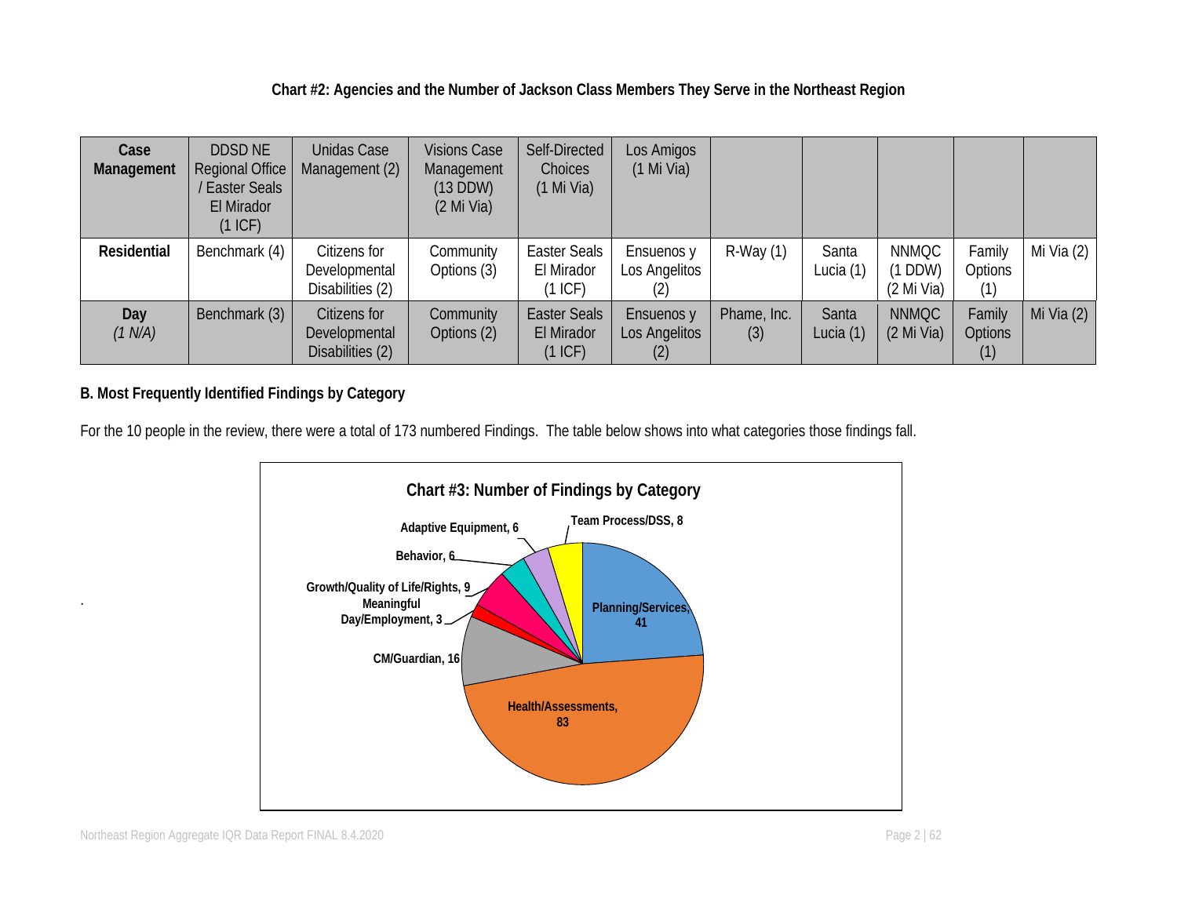**Chart #2: Agencies and the Number of Jackson Class Members They Serve in the Northeast Region**

| **Case Management** | DDSD NE Regional Office / Easter Seals El Mirador (1 ICF) | Unidas Case Management (2) | Visions Case Management (13 DDW) (2 Mi Via) | Self-Directed Choices (1 Mi Via) | Los Amigos (1 Mi Via) | | | | | |
|---|---|---|---|---|---|---|---|---|---|---|
| **Residential** | Benchmark (4) | Citizens for Developmental Disabilities (2) | Community Options (3) | Easter Seals El Mirador (1 ICF) | Ensuenos y Los Angelitos (2) | R-Way (1) | Santa Lucia (1) | NNMQC (1 DDW) (2 Mi Via) | Family Options (1) | Mi Via (2) |
| **Day** *(1 N/A)* | Benchmark (3) | Citizens for Developmental Disabilities (2) | Community Options (2) | Easter Seals El Mirador (1 ICF) | Ensuenos y Los Angelitos (2) | Phame, Inc. (3) | Santa Lucia (1) | NNMQC (2 Mi Via) | Family Options (1) | Mi Via (2) |

**B. Most Frequently Identified Findings by Category**

For the 10 people in the review, there were a total of 173 numbered Findings. The table below shows into what categories those findings fall.

**Chart #3: Number of Findings by Category**

| Category | Number of Findings |
|---|---|
| Planning/Services | 41 |
| Health/Assessments | 83 |
| CM/Guardian | 16 |
| Meaningful Day/Employment | 3 |
| Growth/Quality of Life/Rights | 9 |
| Behavior | 6 |
| Adaptive Equipment | 6 |
| Team Process/DSS | 8 |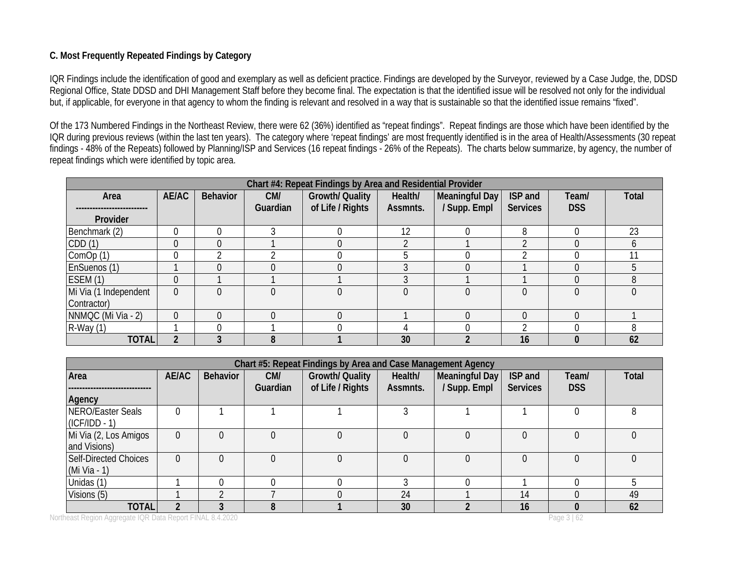### C. Most Frequently Repeated Findings by Category

IQR Findings include the identification of good and exemplary as well as deficient practice. Findings are developed by the Surveyor, reviewed by a Case Judge, the, DDSD Regional Office, State DDSD and DHI Management Staff before they become final. The expectation is that the identified issue will be resolved not only for the individual but, if applicable, for everyone in that agency to whom the finding is relevant and resolved in a way that is sustainable so that the identified issue remains "fixed".

Of the 173 Numbered Findings in the Northeast Review, there were 62 (36%) identified as "repeat findings". Repeat findings are those which have been identified by the IQR during previous reviews (within the last ten years). The category where 'repeat findings' are most frequently identified is in the area of Health/Assessments (30 repeat findings - 48% of the Repeats) followed by Planning/ISP and Services (16 repeat findings - 26% of the Repeats). The charts below summarize, by agency, the number of repeat findings which were identified by topic area.

| Chart #4: Repeat Findings by Area and Residential Provider | | | | | | | | | |
|---|---|---|---|---|---|---|---|---|---|
| Area<br>-------------------------<br>Provider | AE/AC | Behavior | CM/ Guardian | Growth/ Quality of Life / Rights | Health/ Assmnts. | Meaningful Day / Supp. Empl | ISP and Services | Team/ DSS | Total |
| Benchmark (2) | 0 | 0 | 3 | 0 | 12 | 0 | 8 | 0 | 23 |
| CDD (1) | 0 | 0 | 1 | 0 | 2 | 1 | 2 | 0 | 6 |
| ComOp (1) | 0 | 2 | 2 | 0 | 5 | 0 | 2 | 0 | 11 |
| EnSuenos (1) | 1 | 0 | 0 | 0 | 3 | 0 | 1 | 0 | 5 |
| ESEM (1) | 0 | 1 | 1 | 1 | 3 | 1 | 1 | 0 | 8 |
| Mi Via (1 Independent Contractor) | 0 | 0 | 0 | 0 | 0 | 0 | 0 | 0 | 0 |
| NNMQC (Mi Via - 2) | 0 | 0 | 0 | 0 | 1 | 0 | 0 | 0 | 1 |
| R-Way (1) | 1 | 0 | 1 | 0 | 4 | 0 | 2 | 0 | 8 |
| **TOTAL** | **2** | **3** | **8** | **1** | **30** | **2** | **16** | **0** | **62** |

| Chart #5: Repeat Findings by Area and Case Management Agency | | | | | | | | | |
|---|---|---|---|---|---|---|---|---|---|
| Area<br>------------------------------<br>Agency | AE/AC | Behavior | CM/ Guardian | Growth/ Quality of Life / Rights | Health/ Assmnts. | Meaningful Day / Supp. Empl | ISP and Services | Team/ DSS | Total |
| NERO/Easter Seals (ICF/IDD - 1) | 0 | 1 | 1 | 1 | 3 | 1 | 1 | 0 | 8 |
| Mi Via (2, Los Amigos and Visions) | 0 | 0 | 0 | 0 | 0 | 0 | 0 | 0 | 0 |
| Self-Directed Choices (Mi Via - 1) | 0 | 0 | 0 | 0 | 0 | 0 | 0 | 0 | 0 |
| Unidas (1) | 1 | 0 | 0 | 0 | 3 | 0 | 1 | 0 | 5 |
| Visions (5) | 1 | 2 | 7 | 0 | 24 | 1 | 14 | 0 | 49 |
| **TOTAL** | **2** | **3** | **8** | **1** | **30** | **2** | **16** | **0** | **62** |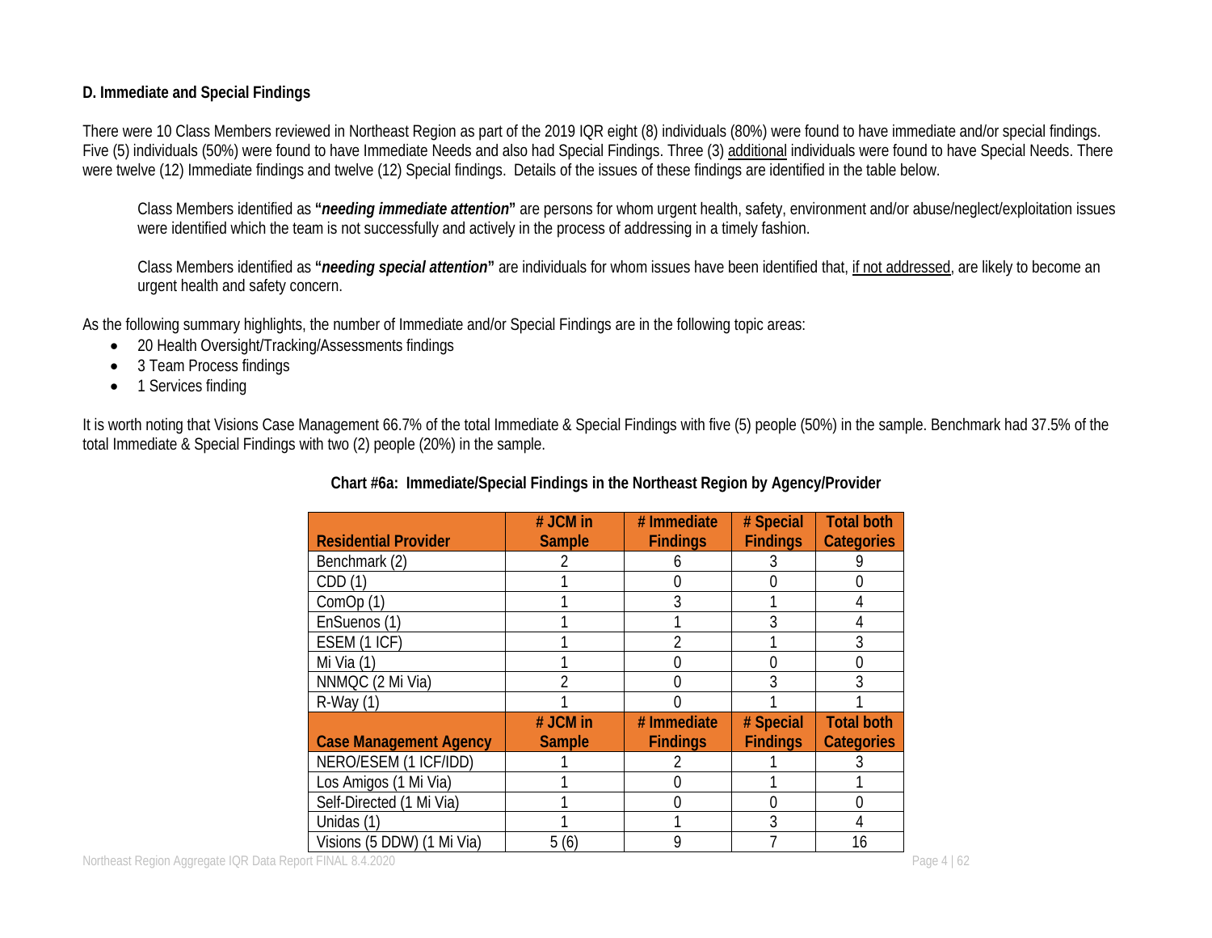### D. Immediate and Special Findings

There were 10 Class Members reviewed in Northeast Region as part of the 2019 IQR eight (8) individuals (80%) were found to have immediate and/or special findings. Five (5) individuals (50%) were found to have Immediate Needs and also had Special Findings. Three (3) additional individuals were found to have Special Needs. There were twelve (12) Immediate findings and twelve (12) Special findings. Details of the issues of these findings are identified in the table below.

> Class Members identified as **"*needing immediate attention*"** are persons for whom urgent health, safety, environment and/or abuse/neglect/exploitation issues were identified which the team is not successfully and actively in the process of addressing in a timely fashion.
>
> Class Members identified as **"*needing special attention*"** are individuals for whom issues have been identified that, if not addressed, are likely to become an urgent health and safety concern.

As the following summary highlights, the number of Immediate and/or Special Findings are in the following topic areas:

- 20 Health Oversight/Tracking/Assessments findings
- 3 Team Process findings
- 1 Services finding

It is worth noting that Visions Case Management 66.7% of the total Immediate & Special Findings with five (5) people (50%) in the sample. Benchmark had 37.5% of the total Immediate & Special Findings with two (2) people (20%) in the sample.

**Chart #6a: Immediate/Special Findings in the Northeast Region by Agency/Provider**

| Residential Provider | # JCM in Sample | # Immediate Findings | # Special Findings | Total both Categories |
|---|---|---|---|---|
| Benchmark (2) | 2 | 6 | 3 | 9 |
| CDD (1) | 1 | 0 | 0 | 0 |
| ComOp (1) | 1 | 3 | 1 | 4 |
| EnSuenos (1) | 1 | 1 | 3 | 4 |
| ESEM (1 ICF) | 1 | 2 | 1 | 3 |
| Mi Via (1) | 1 | 0 | 0 | 0 |
| NNMQC (2 Mi Via) | 2 | 0 | 3 | 3 |
| R-Way (1) | 1 | 0 | 1 | 1 |
| **Case Management Agency** | **# JCM in Sample** | **# Immediate Findings** | **# Special Findings** | **Total both Categories** |
| NERO/ESEM (1 ICF/IDD) | 1 | 2 | 1 | 3 |
| Los Amigos (1 Mi Via) | 1 | 0 | 1 | 1 |
| Self-Directed (1 Mi Via) | 1 | 0 | 0 | 0 |
| Unidas (1) | 1 | 1 | 3 | 4 |
| Visions (5 DDW) (1 Mi Via) | 5 (6) | 9 | 7 | 16 |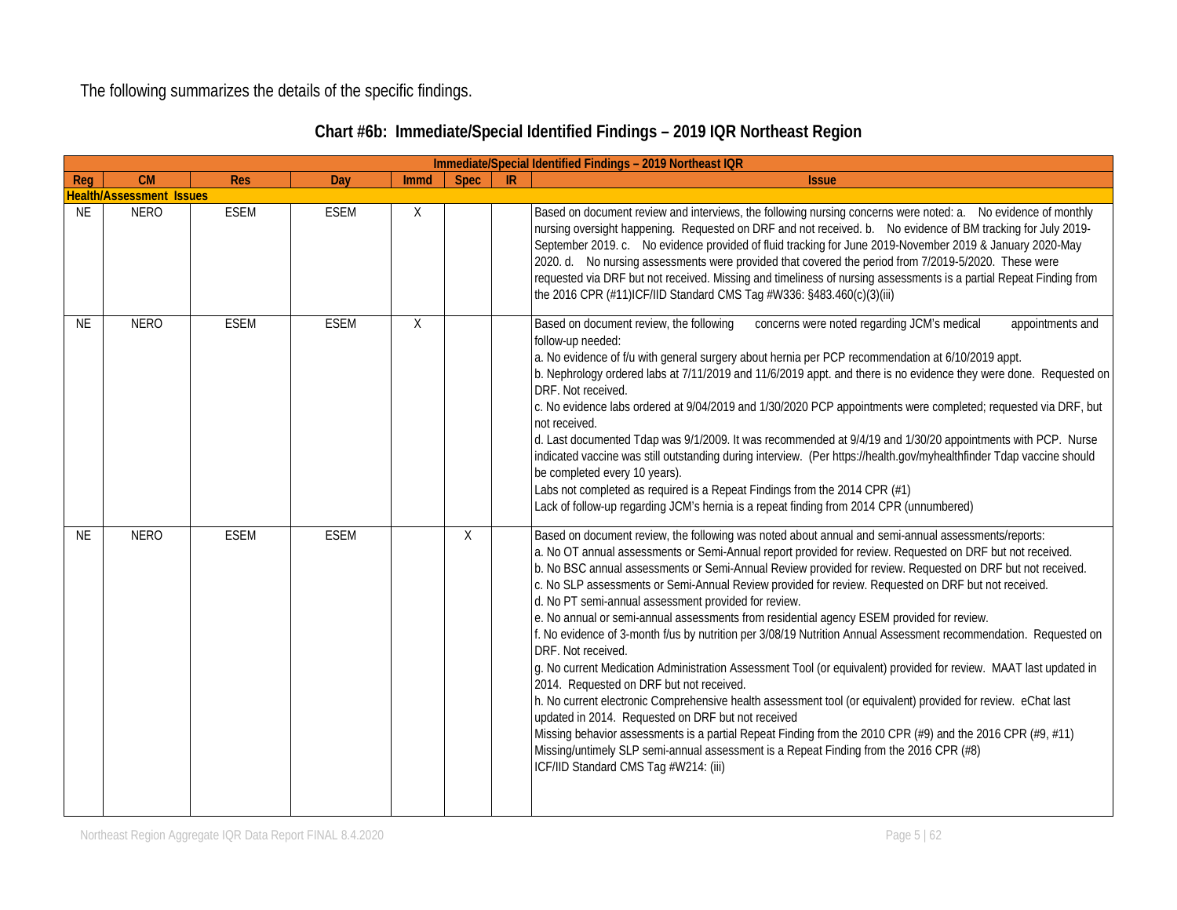The following summarizes the details of the specific findings.

## Chart #6b: Immediate/Special Identified Findings – 2019 IQR Northeast Region

| Immediate/Special Identified Findings – 2019 Northeast IQR | | | | | | | |
|---|---|---|---|---|---|---|---|
| **Reg** | **CM** | **Res** | **Day** | **Immd** | **Spec** | **IR** | **Issue** |
| **Health/Assessment Issues** | | | | | | | |
| NE | NERO | ESEM | ESEM | X | | | Based on document review and interviews, the following nursing concerns were noted: a. No evidence of monthly nursing oversight happening. Requested on DRF and not received. b. No evidence of BM tracking for July 2019-September 2019. c. No evidence provided of fluid tracking for June 2019-November 2019 & January 2020-May 2020. d. No nursing assessments were provided that covered the period from 7/2019-5/2020. These were requested via DRF but not received. Missing and timeliness of nursing assessments is a partial Repeat Finding from the 2016 CPR (#11)ICF/IID Standard CMS Tag #W336: §483.460(c)(3)(iii) |
| NE | NERO | ESEM | ESEM | X | | | Based on document review, the following concerns were noted regarding JCM's medical appointments and follow-up needed:<br>a. No evidence of f/u with general surgery about hernia per PCP recommendation at 6/10/2019 appt.<br>b. Nephrology ordered labs at 7/11/2019 and 11/6/2019 appt. and there is no evidence they were done. Requested on DRF. Not received.<br>c. No evidence labs ordered at 9/04/2019 and 1/30/2020 PCP appointments were completed; requested via DRF, but not received.<br>d. Last documented Tdap was 9/1/2009. It was recommended at 9/4/19 and 1/30/20 appointments with PCP. Nurse indicated vaccine was still outstanding during interview. (Per https://health.gov/myhealthfinder Tdap vaccine should be completed every 10 years).<br>Labs not completed as required is a Repeat Findings from the 2014 CPR (#1)<br>Lack of follow-up regarding JCM's hernia is a repeat finding from 2014 CPR (unnumbered) |
| NE | NERO | ESEM | ESEM | | X | | Based on document review, the following was noted about annual and semi-annual assessments/reports:<br>a. No OT annual assessments or Semi-Annual report provided for review. Requested on DRF but not received.<br>b. No BSC annual assessments or Semi-Annual Review provided for review. Requested on DRF but not received.<br>c. No SLP assessments or Semi-Annual Review provided for review. Requested on DRF but not received.<br>d. No PT semi-annual assessment provided for review.<br>e. No annual or semi-annual assessments from residential agency ESEM provided for review.<br>f. No evidence of 3-month f/us by nutrition per 3/08/19 Nutrition Annual Assessment recommendation. Requested on DRF. Not received.<br>g. No current Medication Administration Assessment Tool (or equivalent) provided for review. MAAT last updated in 2014. Requested on DRF but not received.<br>h. No current electronic Comprehensive health assessment tool (or equivalent) provided for review. eChat last updated in 2014. Requested on DRF but not received<br>Missing behavior assessments is a partial Repeat Finding from the 2010 CPR (#9) and the 2016 CPR (#9, #11)<br>Missing/untimely SLP semi-annual assessment is a Repeat Finding from the 2016 CPR (#8)<br>ICF/IID Standard CMS Tag #W214: (iii) |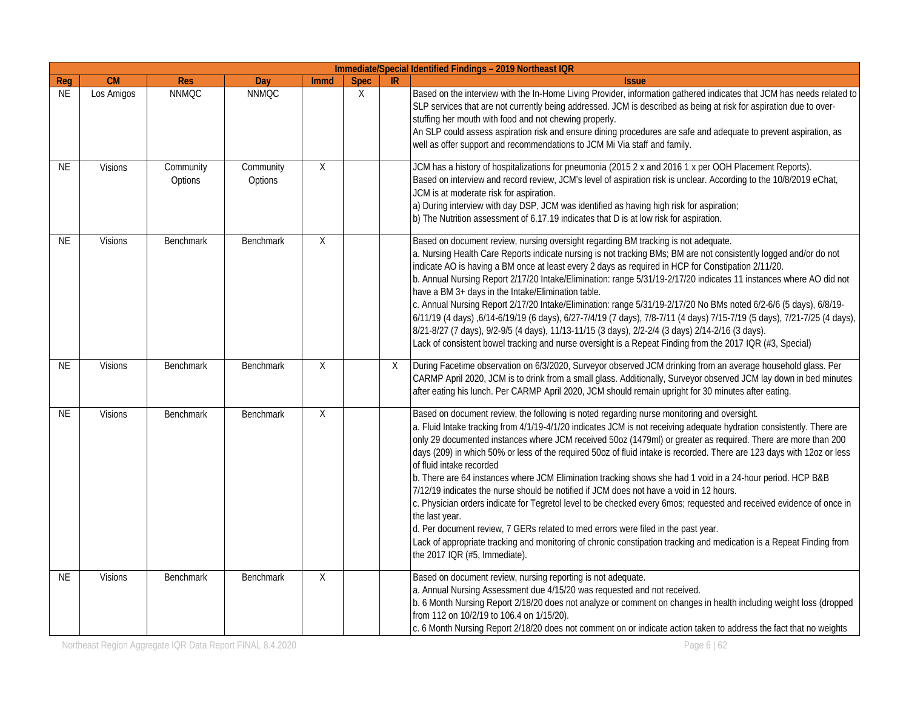| Immediate/Special Identified Findings – 2019 Northeast IQR | | | | | | | |
|---|---|---|---|---|---|---|---|
| **Reg** | **CM** | **Res** | **Day** | **Immd** | **Spec** | **IR** | **Issue** |
| NE | Los Amigos | NNMQC | NNMQC | | X | | Based on the interview with the In-Home Living Provider, information gathered indicates that JCM has needs related to SLP services that are not currently being addressed. JCM is described as being at risk for aspiration due to over-stuffing her mouth with food and not chewing properly.<br>An SLP could assess aspiration risk and ensure dining procedures are safe and adequate to prevent aspiration, as well as offer support and recommendations to JCM Mi Via staff and family. |
| NE | Visions | Community Options | Community Options | X | | | JCM has a history of hospitalizations for pneumonia (2015 2 x and 2016 1 x per OOH Placement Reports).<br>Based on interview and record review, JCM's level of aspiration risk is unclear. According to the 10/8/2019 eChat, JCM is at moderate risk for aspiration.<br>a) During interview with day DSP, JCM was identified as having high risk for aspiration;<br>b) The Nutrition assessment of 6.17.19 indicates that D is at low risk for aspiration. |
| NE | Visions | Benchmark | Benchmark | X | | | Based on document review, nursing oversight regarding BM tracking is not adequate.<br>a. Nursing Health Care Reports indicate nursing is not tracking BMs; BM are not consistently logged and/or do not indicate AO is having a BM once at least every 2 days as required in HCP for Constipation 2/11/20.<br>b. Annual Nursing Report 2/17/20 Intake/Elimination: range 5/31/19-2/17/20 indicates 11 instances where AO did not have a BM 3+ days in the Intake/Elimination table.<br>c. Annual Nursing Report 2/17/20 Intake/Elimination: range 5/31/19-2/17/20 No BMs noted 6/2-6/6 (5 days), 6/8/19-6/11/19 (4 days) ,6/14-6/19/19 (6 days), 6/27-7/4/19 (7 days), 7/8-7/11 (4 days) 7/15-7/19 (5 days), 7/21-7/25 (4 days), 8/21-8/27 (7 days), 9/2-9/5 (4 days), 11/13-11/15 (3 days), 2/2-2/4 (3 days) 2/14-2/16 (3 days).<br>Lack of consistent bowel tracking and nurse oversight is a Repeat Finding from the 2017 IQR (#3, Special) |
| NE | Visions | Benchmark | Benchmark | X | | X | During Facetime observation on 6/3/2020, Surveyor observed JCM drinking from an average household glass. Per CARMP April 2020, JCM is to drink from a small glass. Additionally, Surveyor observed JCM lay down in bed minutes after eating his lunch. Per CARMP April 2020, JCM should remain upright for 30 minutes after eating. |
| NE | Visions | Benchmark | Benchmark | X | | | Based on document review, the following is noted regarding nurse monitoring and oversight.<br>a. Fluid Intake tracking from 4/1/19-4/1/20 indicates JCM is not receiving adequate hydration consistently. There are only 29 documented instances where JCM received 50oz (1479ml) or greater as required. There are more than 200 days (209) in which 50% or less of the required 50oz of fluid intake is recorded. There are 123 days with 12oz or less of fluid intake recorded<br>b. There are 64 instances where JCM Elimination tracking shows she had 1 void in a 24-hour period. HCP B&B 7/12/19 indicates the nurse should be notified if JCM does not have a void in 12 hours.<br>c. Physician orders indicate for Tegretol level to be checked every 6mos; requested and received evidence of once in the last year.<br>d. Per document review, 7 GERs related to med errors were filed in the past year.<br>Lack of appropriate tracking and monitoring of chronic constipation tracking and medication is a Repeat Finding from the 2017 IQR (#5, Immediate). |
| NE | Visions | Benchmark | Benchmark | X | | | Based on document review, nursing reporting is not adequate.<br>a. Annual Nursing Assessment due 4/15/20 was requested and not received.<br>b. 6 Month Nursing Report 2/18/20 does not analyze or comment on changes in health including weight loss (dropped from 112 on 10/2/19 to 106.4 on 1/15/20).<br>c. 6 Month Nursing Report 2/18/20 does not comment on or indicate action taken to address the fact that no weights |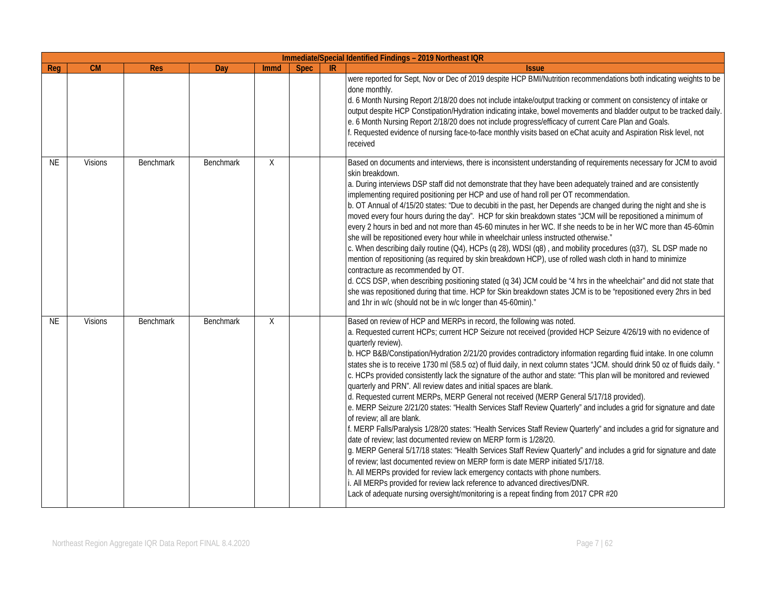| Immediate/Special Identified Findings – 2019 Northeast IQR | | | | | | | |
|---|---|---|---|---|---|---|---|
| **Reg** | **CM** | **Res** | **Day** | **Immd** | **Spec** | **IR** | **Issue** |
| | | | | | | | were reported for Sept, Nov or Dec of 2019 despite HCP BMI/Nutrition recommendations both indicating weights to be done monthly.<br>d. 6 Month Nursing Report 2/18/20 does not include intake/output tracking or comment on consistency of intake or output despite HCP Constipation/Hydration indicating intake, bowel movements and bladder output to be tracked daily.<br>e. 6 Month Nursing Report 2/18/20 does not include progress/efficacy of current Care Plan and Goals.<br>f. Requested evidence of nursing face-to-face monthly visits based on eChat acuity and Aspiration Risk level, not received |
| NE | Visions | Benchmark | Benchmark | X | | | Based on documents and interviews, there is inconsistent understanding of requirements necessary for JCM to avoid skin breakdown.<br>a. During interviews DSP staff did not demonstrate that they have been adequately trained and are consistently implementing required positioning per HCP and use of hand roll per OT recommendation.<br>b. OT Annual of 4/15/20 states: "Due to decubiti in the past, her Depends are changed during the night and she is moved every four hours during the day". HCP for skin breakdown states "JCM will be repositioned a minimum of every 2 hours in bed and not more than 45-60 minutes in her WC. If she needs to be in her WC more than 45-60min she will be repositioned every hour while in wheelchair unless instructed otherwise."<br>c. When describing daily routine (Q4), HCPs (q 28), WDSI (q8) , and mobility procedures (q37), SL DSP made no mention of repositioning (as required by skin breakdown HCP), use of rolled wash cloth in hand to minimize contracture as recommended by OT.<br>d. CCS DSP, when describing positioning stated (q 34) JCM could be "4 hrs in the wheelchair" and did not state that she was repositioned during that time. HCP for Skin breakdown states JCM is to be "repositioned every 2hrs in bed and 1hr in w/c (should not be in w/c longer than 45-60min)." |
| NE | Visions | Benchmark | Benchmark | X | | | Based on review of HCP and MERPs in record, the following was noted.<br>a. Requested current HCPs; current HCP Seizure not received (provided HCP Seizure 4/26/19 with no evidence of quarterly review).<br>b. HCP B&B/Constipation/Hydration 2/21/20 provides contradictory information regarding fluid intake. In one column states she is to receive 1730 ml (58.5 oz) of fluid daily, in next column states "JCM. should drink 50 oz of fluids daily. "<br>c. HCPs provided consistently lack the signature of the author and state: "This plan will be monitored and reviewed quarterly and PRN". All review dates and initial spaces are blank.<br>d. Requested current MERPs, MERP General not received (MERP General 5/17/18 provided).<br>e. MERP Seizure 2/21/20 states: "Health Services Staff Review Quarterly" and includes a grid for signature and date of review; all are blank.<br>f. MERP Falls/Paralysis 1/28/20 states: "Health Services Staff Review Quarterly" and includes a grid for signature and date of review; last documented review on MERP form is 1/28/20.<br>g. MERP General 5/17/18 states: "Health Services Staff Review Quarterly" and includes a grid for signature and date of review; last documented review on MERP form is date MERP initiated 5/17/18.<br>h. All MERPs provided for review lack emergency contacts with phone numbers.<br>i. All MERPs provided for review lack reference to advanced directives/DNR.<br>Lack of adequate nursing oversight/monitoring is a repeat finding from 2017 CPR #20 |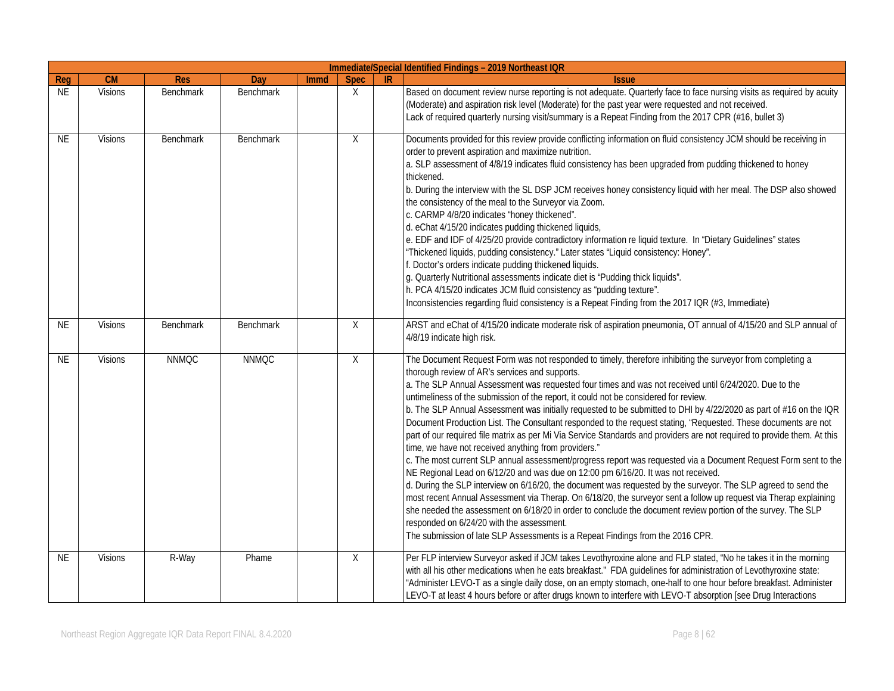| Immediate/Special Identified Findings – 2019 Northeast IQR | | | | | | | |
|---|---|---|---|---|---|---|---|
| **Reg** | **CM** | **Res** | **Day** | **Immd** | **Spec** | **IR** | **Issue** |
| NE | Visions | Benchmark | Benchmark | | X | | Based on document review nurse reporting is not adequate. Quarterly face to face nursing visits as required by acuity (Moderate) and aspiration risk level (Moderate) for the past year were requested and not received.<br>Lack of required quarterly nursing visit/summary is a Repeat Finding from the 2017 CPR (#16, bullet 3) |
| NE | Visions | Benchmark | Benchmark | | X | | Documents provided for this review provide conflicting information on fluid consistency JCM should be receiving in order to prevent aspiration and maximize nutrition.<br>a. SLP assessment of 4/8/19 indicates fluid consistency has been upgraded from pudding thickened to honey thickened.<br>b. During the interview with the SL DSP JCM receives honey consistency liquid with her meal. The DSP also showed the consistency of the meal to the Surveyor via Zoom.<br>c. CARMP 4/8/20 indicates "honey thickened".<br>d. eChat 4/15/20 indicates pudding thickened liquids,<br>e. EDF and IDF of 4/25/20 provide contradictory information re liquid texture. In "Dietary Guidelines" states "Thickened liquids, pudding consistency." Later states "Liquid consistency: Honey".<br>f. Doctor's orders indicate pudding thickened liquids.<br>g. Quarterly Nutritional assessments indicate diet is "Pudding thick liquids".<br>h. PCA 4/15/20 indicates JCM fluid consistency as "pudding texture".<br>Inconsistencies regarding fluid consistency is a Repeat Finding from the 2017 IQR (#3, Immediate) |
| NE | Visions | Benchmark | Benchmark | | X | | ARST and eChat of 4/15/20 indicate moderate risk of aspiration pneumonia, OT annual of 4/15/20 and SLP annual of 4/8/19 indicate high risk. |
| NE | Visions | NNMQC | NNMQC | | X | | The Document Request Form was not responded to timely, therefore inhibiting the surveyor from completing a thorough review of AR's services and supports.<br>a. The SLP Annual Assessment was requested four times and was not received until 6/24/2020. Due to the untimeliness of the submission of the report, it could not be considered for review.<br>b. The SLP Annual Assessment was initially requested to be submitted to DHI by 4/22/2020 as part of #16 on the IQR Document Production List. The Consultant responded to the request stating, "Requested. These documents are not part of our required file matrix as per Mi Via Service Standards and providers are not required to provide them. At this time, we have not received anything from providers."<br>c. The most current SLP annual assessment/progress report was requested via a Document Request Form sent to the NE Regional Lead on 6/12/20 and was due on 12:00 pm 6/16/20. It was not received.<br>d. During the SLP interview on 6/16/20, the document was requested by the surveyor. The SLP agreed to send the most recent Annual Assessment via Therap. On 6/18/20, the surveyor sent a follow up request via Therap explaining she needed the assessment on 6/18/20 in order to conclude the document review portion of the survey. The SLP responded on 6/24/20 with the assessment.<br>The submission of late SLP Assessments is a Repeat Findings from the 2016 CPR. |
| NE | Visions | R-Way | Phame | | X | | Per FLP interview Surveyor asked if JCM takes Levothyroxine alone and FLP stated, "No he takes it in the morning with all his other medications when he eats breakfast." FDA guidelines for administration of Levothyroxine state: "Administer LEVO-T as a single daily dose, on an empty stomach, one-half to one hour before breakfast. Administer LEVO-T at least 4 hours before or after drugs known to interfere with LEVO-T absorption [see Drug Interactions |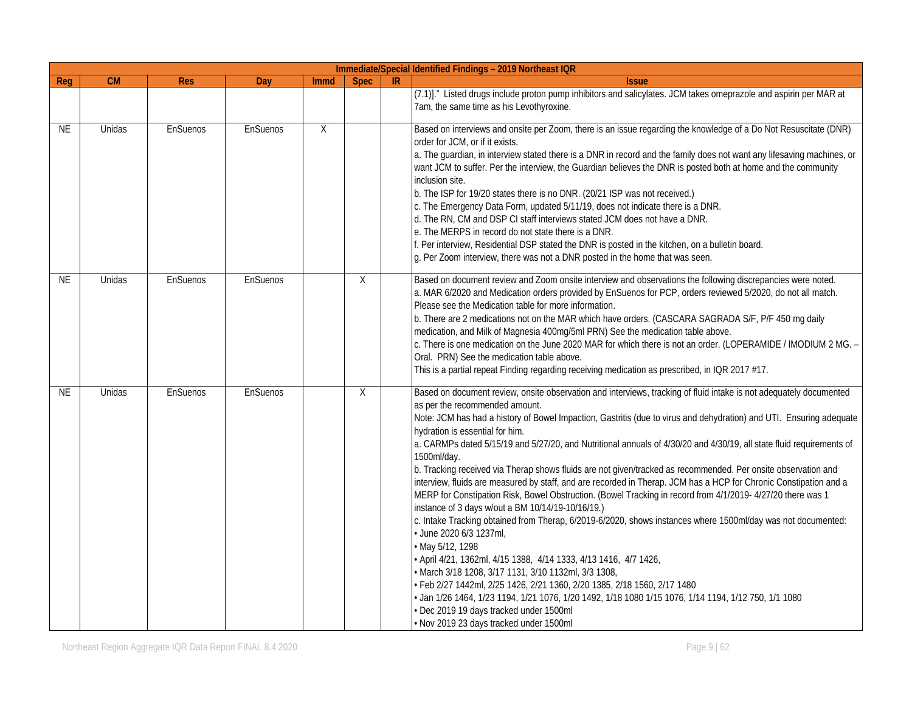| Immediate/Special Identified Findings – 2019 Northeast IQR | | | | | | | |
|---|---|---|---|---|---|---|---|
| **Reg** | **CM** | **Res** | **Day** | **Immd** | **Spec** | **IR** | **Issue** |
| | | | | | | | (7.1)]." Listed drugs include proton pump inhibitors and salicylates. JCM takes omeprazole and aspirin per MAR at 7am, the same time as his Levothyroxine. |
| NE | Unidas | EnSuenos | EnSuenos | X | | | Based on interviews and onsite per Zoom, there is an issue regarding the knowledge of a Do Not Resuscitate (DNR) order for JCM, or if it exists.<br>a. The guardian, in interview stated there is a DNR in record and the family does not want any lifesaving machines, or want JCM to suffer. Per the interview, the Guardian believes the DNR is posted both at home and the community inclusion site.<br>b. The ISP for 19/20 states there is no DNR. (20/21 ISP was not received.)<br>c. The Emergency Data Form, updated 5/11/19, does not indicate there is a DNR.<br>d. The RN, CM and DSP CI staff interviews stated JCM does not have a DNR.<br>e. The MERPS in record do not state there is a DNR.<br>f. Per interview, Residential DSP stated the DNR is posted in the kitchen, on a bulletin board.<br>g. Per Zoom interview, there was not a DNR posted in the home that was seen. |
| NE | Unidas | EnSuenos | EnSuenos | | X | | Based on document review and Zoom onsite interview and observations the following discrepancies were noted.<br>a. MAR 6/2020 and Medication orders provided by EnSuenos for PCP, orders reviewed 5/2020, do not all match. Please see the Medication table for more information.<br>b. There are 2 medications not on the MAR which have orders. (CASCARA SAGRADA S/F, P/F 450 mg daily medication, and Milk of Magnesia 400mg/5ml PRN) See the medication table above.<br>c. There is one medication on the June 2020 MAR for which there is not an order. (LOPERAMIDE / IMODIUM 2 MG. – Oral. PRN) See the medication table above.<br>This is a partial repeat Finding regarding receiving medication as prescribed, in IQR 2017 #17. |
| NE | Unidas | EnSuenos | EnSuenos | | X | | Based on document review, onsite observation and interviews, tracking of fluid intake is not adequately documented as per the recommended amount.<br>Note: JCM has had a history of Bowel Impaction, Gastritis (due to virus and dehydration) and UTI. Ensuring adequate hydration is essential for him.<br>a. CARMPs dated 5/15/19 and 5/27/20, and Nutritional annuals of 4/30/20 and 4/30/19, all state fluid requirements of 1500ml/day.<br>b. Tracking received via Therap shows fluids are not given/tracked as recommended. Per onsite observation and interview, fluids are measured by staff, and are recorded in Therap. JCM has a HCP for Chronic Constipation and a MERP for Constipation Risk, Bowel Obstruction. (Bowel Tracking in record from 4/1/2019- 4/27/20 there was 1 instance of 3 days w/out a BM 10/14/19-10/16/19.)<br>c. Intake Tracking obtained from Therap, 6/2019-6/2020, shows instances where 1500ml/day was not documented:<br>• June 2020 6/3 1237ml,<br>• May 5/12, 1298<br>• April 4/21, 1362ml, 4/15 1388, 4/14 1333, 4/13 1416, 4/7 1426,<br>• March 3/18 1208, 3/17 1131, 3/10 1132ml, 3/3 1308,<br>• Feb 2/27 1442ml, 2/25 1426, 2/21 1360, 2/20 1385, 2/18 1560, 2/17 1480<br>• Jan 1/26 1464, 1/23 1194, 1/21 1076, 1/20 1492, 1/18 1080 1/15 1076, 1/14 1194, 1/12 750, 1/1 1080<br>• Dec 2019 19 days tracked under 1500ml<br>• Nov 2019 23 days tracked under 1500ml |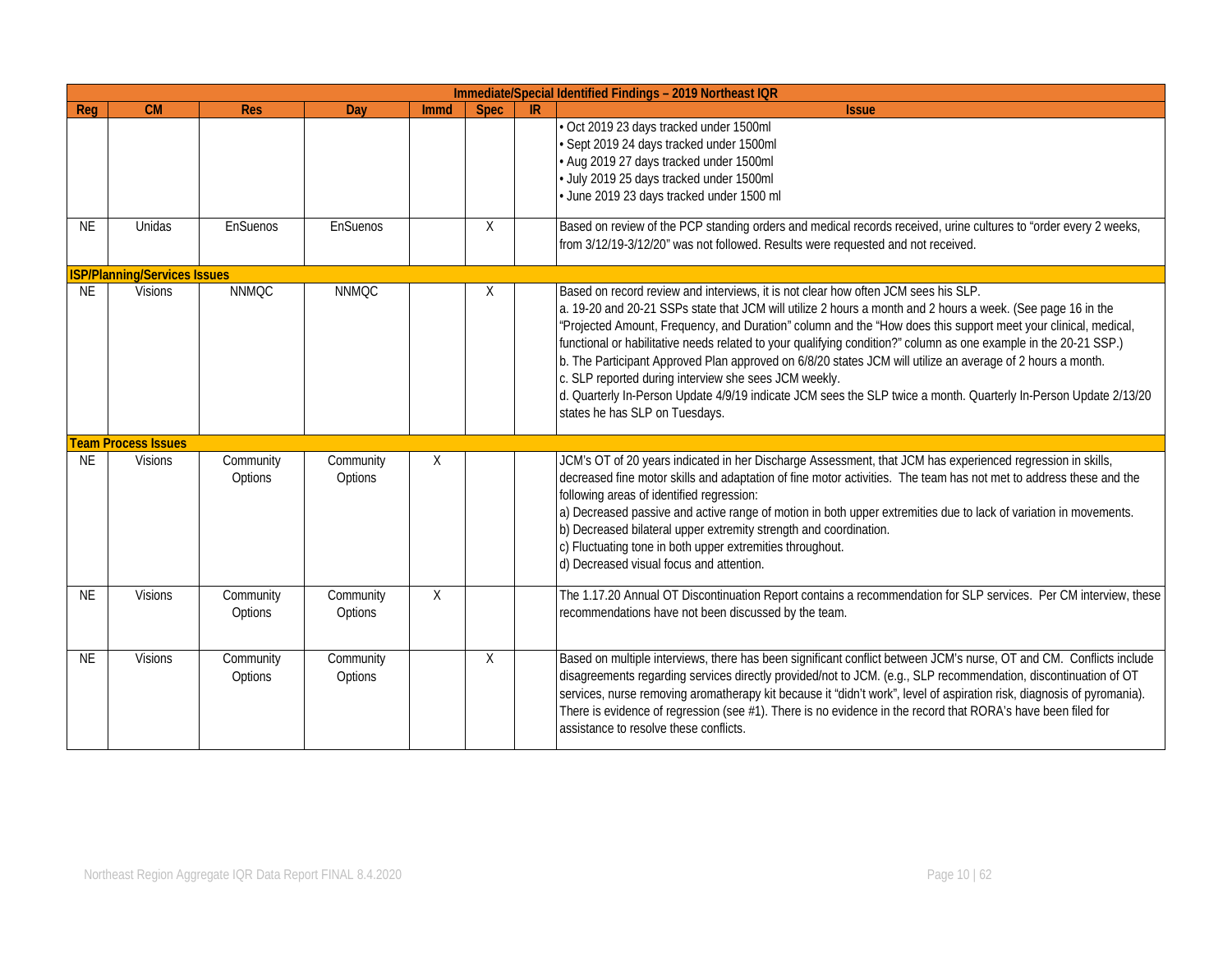| Immediate/Special Identified Findings – 2019 Northeast IQR | | | | | | | |
|---|---|---|---|---|---|---|---|
| **Reg** | **CM** | **Res** | **Day** | **Immd** | **Spec** | **IR** | **Issue** |
| | | | | | | | • Oct 2019 23 days tracked under 1500ml<br>• Sept 2019 24 days tracked under 1500ml<br>• Aug 2019 27 days tracked under 1500ml<br>• July 2019 25 days tracked under 1500ml<br>• June 2019 23 days tracked under 1500 ml |
| NE | Unidas | EnSuenos | EnSuenos | | X | | Based on review of the PCP standing orders and medical records received, urine cultures to "order every 2 weeks, from 3/12/19-3/12/20" was not followed. Results were requested and not received. |
| **ISP/Planning/Services Issues** | | | | | | | |
| NE | Visions | NNMQC | NNMQC | | X | | Based on record review and interviews, it is not clear how often JCM sees his SLP.<br>a. 19-20 and 20-21 SSPs state that JCM will utilize 2 hours a month and 2 hours a week. (See page 16 in the "Projected Amount, Frequency, and Duration" column and the "How does this support meet your clinical, medical, functional or habilitative needs related to your qualifying condition?" column as one example in the 20-21 SSP.)<br>b. The Participant Approved Plan approved on 6/8/20 states JCM will utilize an average of 2 hours a month.<br>c. SLP reported during interview she sees JCM weekly.<br>d. Quarterly In-Person Update 4/9/19 indicate JCM sees the SLP twice a month. Quarterly In-Person Update 2/13/20 states he has SLP on Tuesdays. |
| **Team Process Issues** | | | | | | | |
| NE | Visions | Community Options | Community Options | X | | | JCM's OT of 20 years indicated in her Discharge Assessment, that JCM has experienced regression in skills, decreased fine motor skills and adaptation of fine motor activities. The team has not met to address these and the following areas of identified regression:<br>a) Decreased passive and active range of motion in both upper extremities due to lack of variation in movements.<br>b) Decreased bilateral upper extremity strength and coordination.<br>c) Fluctuating tone in both upper extremities throughout.<br>d) Decreased visual focus and attention. |
| NE | Visions | Community Options | Community Options | X | | | The 1.17.20 Annual OT Discontinuation Report contains a recommendation for SLP services. Per CM interview, these recommendations have not been discussed by the team. |
| NE | Visions | Community Options | Community Options | | X | | Based on multiple interviews, there has been significant conflict between JCM's nurse, OT and CM. Conflicts include disagreements regarding services directly provided/not to JCM. (e.g., SLP recommendation, discontinuation of OT services, nurse removing aromatherapy kit because it "didn't work", level of aspiration risk, diagnosis of pyromania). There is evidence of regression (see #1). There is no evidence in the record that RORA's have been filed for assistance to resolve these conflicts. |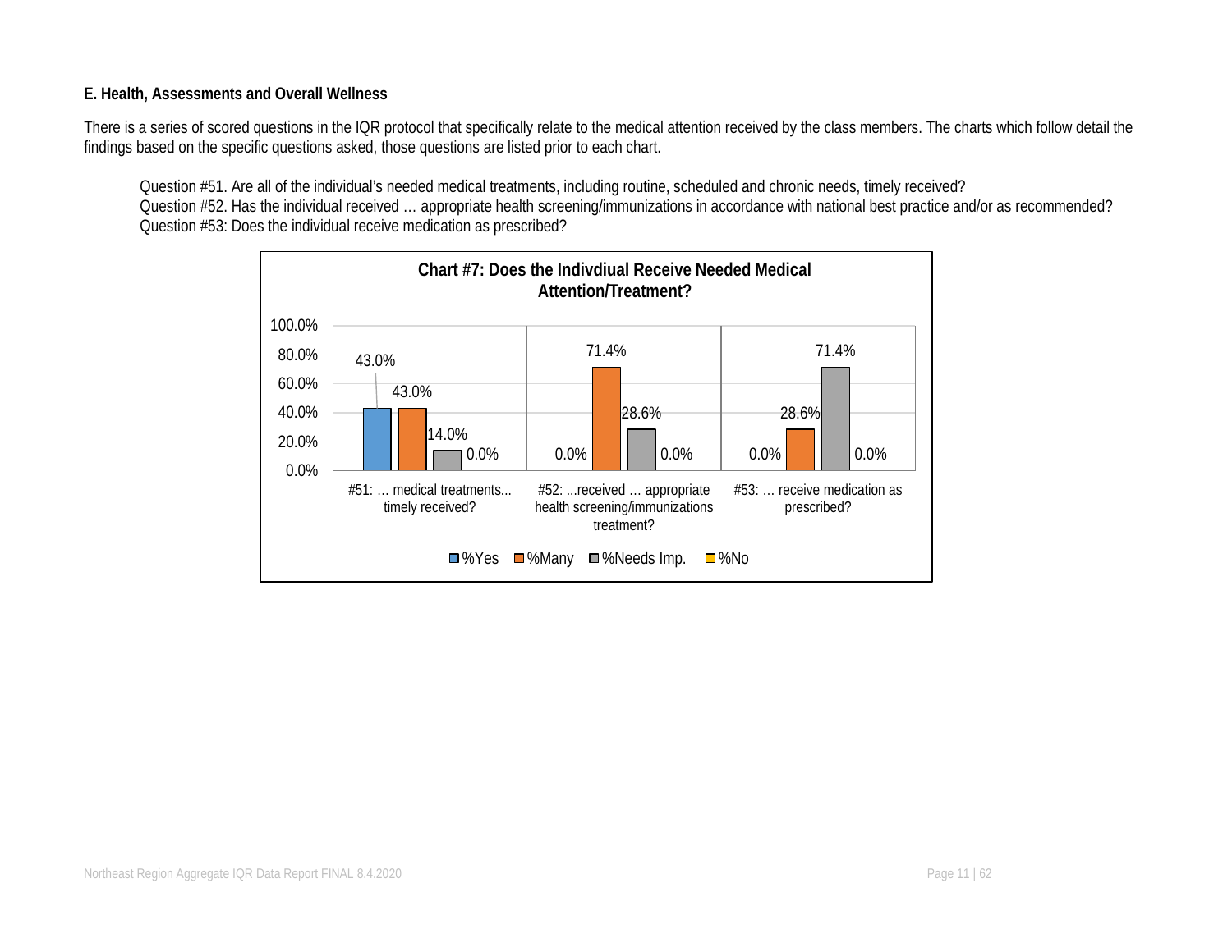**E. Health, Assessments and Overall Wellness**

There is a series of scored questions in the IQR protocol that specifically relate to the medical attention received by the class members. The charts which follow detail the findings based on the specific questions asked, those questions are listed prior to each chart.

Question #51. Are all of the individual's needed medical treatments, including routine, scheduled and chronic needs, timely received?
Question #52. Has the individual received … appropriate health screening/immunizations in accordance with national best practice and/or as recommended?
Question #53: Does the individual receive medication as prescribed?

**Chart #7: Does the Indivdiual Receive Needed Medical Attention/Treatment?**

| | %Yes | %Many | %Needs Imp. | %No |
|---|---|---|---|---|
| #51: … medical treatments... timely received? | 43.0% | 43.0% | 14.0% | 0.0% |
| #52: ...received … appropriate health screening/immunizations treatment? | 0.0% | 71.4% | 28.6% | 0.0% |
| #53: … receive medication as prescribed? | 0.0% | 28.6% | 71.4% | 0.0% |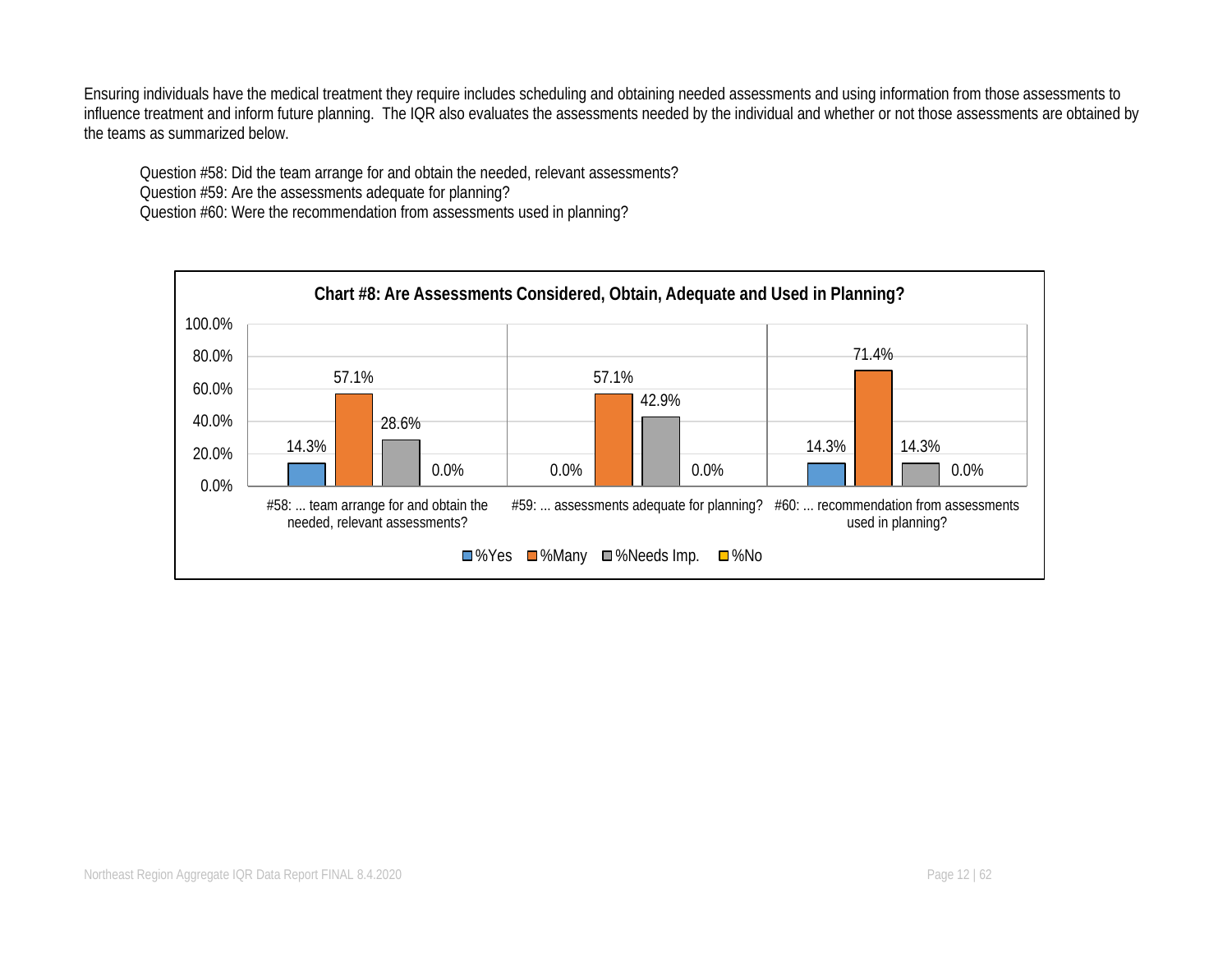Ensuring individuals have the medical treatment they require includes scheduling and obtaining needed assessments and using information from those assessments to influence treatment and inform future planning. The IQR also evaluates the assessments needed by the individual and whether or not those assessments are obtained by the teams as summarized below.

Question #58: Did the team arrange for and obtain the needed, relevant assessments?
Question #59: Are the assessments adequate for planning?
Question #60: Were the recommendation from assessments used in planning?

**Chart #8: Are Assessments Considered, Obtain, Adequate and Used in Planning?**

| | %Yes | %Many | %Needs Imp. | %No |
|---|---|---|---|---|
| #58: ... team arrange for and obtain the needed, relevant assessments? | 14.3% | 57.1% | 28.6% | 0.0% |
| #59: ... assessments adequate for planning? | 0.0% | 57.1% | 42.9% | 0.0% |
| #60: ... recommendation from assessments used in planning? | 14.3% | 71.4% | 14.3% | 0.0% |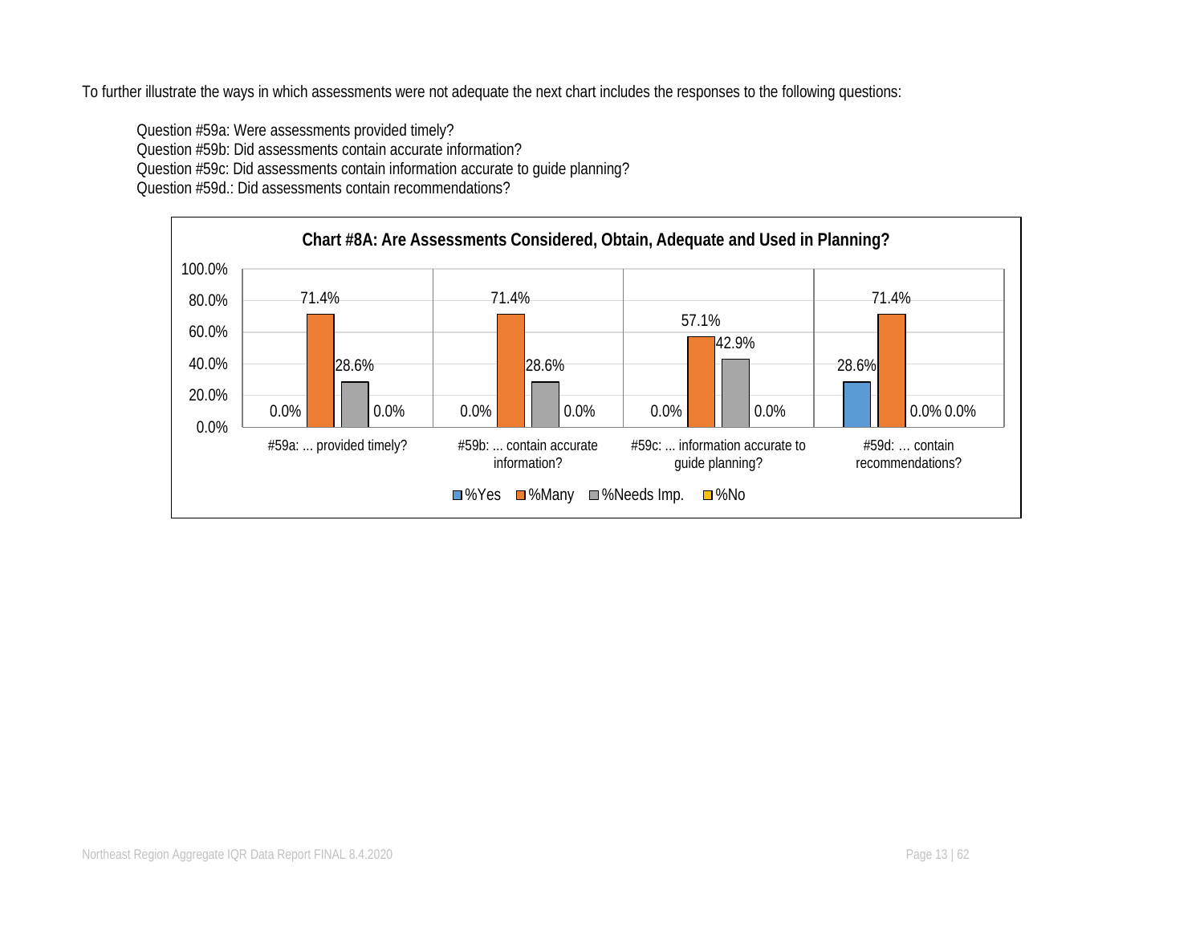To further illustrate the ways in which assessments were not adequate the next chart includes the responses to the following questions:

Question #59a: Were assessments provided timely?
Question #59b: Did assessments contain accurate information?
Question #59c: Did assessments contain information accurate to guide planning?
Question #59d.: Did assessments contain recommendations?

**Chart #8A: Are Assessments Considered, Obtain, Adequate and Used in Planning?**

| | %Yes | %Many | %Needs Imp. | %No |
|---|---|---|---|---|
| #59a: ... provided timely? | 0.0% | 71.4% | 28.6% | 0.0% |
| #59b: ... contain accurate information? | 0.0% | 71.4% | 28.6% | 0.0% |
| #59c: ... information accurate to guide planning? | 0.0% | 57.1% | 42.9% | 0.0% |
| #59d: … contain recommendations? | 28.6% | 71.4% | 0.0% | 0.0% |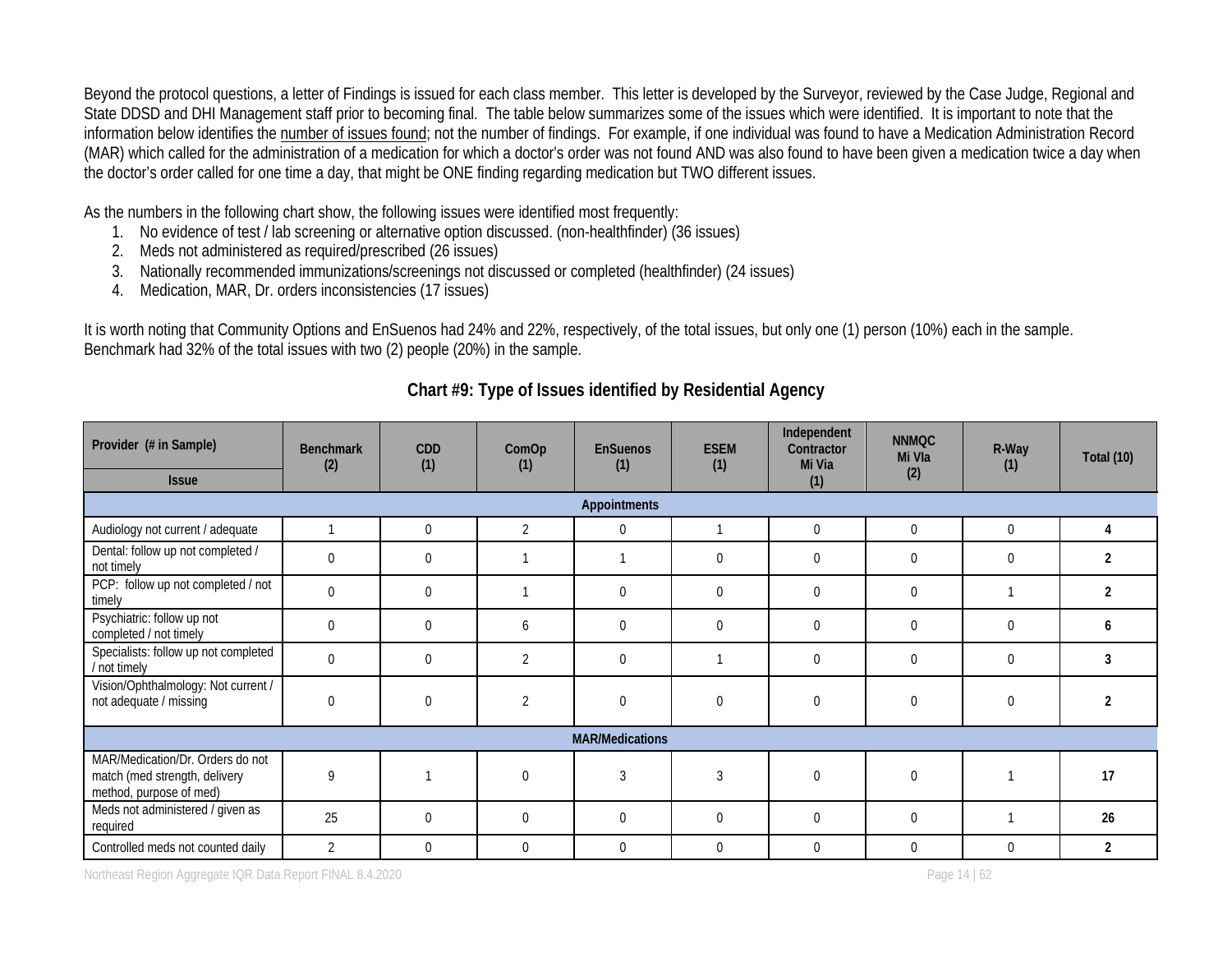Beyond the protocol questions, a letter of Findings is issued for each class member. This letter is developed by the Surveyor, reviewed by the Case Judge, Regional and State DDSD and DHI Management staff prior to becoming final. The table below summarizes some of the issues which were identified. It is important to note that the information below identifies the number of issues found; not the number of findings. For example, if one individual was found to have a Medication Administration Record (MAR) which called for the administration of a medication for which a doctor's order was not found AND was also found to have been given a medication twice a day when the doctor's order called for one time a day, that might be ONE finding regarding medication but TWO different issues.

As the numbers in the following chart show, the following issues were identified most frequently:

1. No evidence of test / lab screening or alternative option discussed. (non-healthfinder) (36 issues)
2. Meds not administered as required/prescribed (26 issues)
3. Nationally recommended immunizations/screenings not discussed or completed (healthfinder) (24 issues)
4. Medication, MAR, Dr. orders inconsistencies (17 issues)

It is worth noting that Community Options and EnSuenos had 24% and 22%, respectively, of the total issues, but only one (1) person (10%) each in the sample. Benchmark had 32% of the total issues with two (2) people (20%) in the sample.

## Chart #9: Type of Issues identified by Residential Agency

| Provider (# in Sample) / Issue | Benchmark (2) | CDD (1) | ComOp (1) | EnSuenos (1) | ESEM (1) | Independent Contractor Mi Via (1) | NNMQC Mi VIa (2) | R-Way (1) | Total (10) |
|---|---|---|---|---|---|---|---|---|---|
| **Appointments** | | | | | | | | | |
| Audiology not current / adequate | 1 | 0 | 2 | 0 | 1 | 0 | 0 | 0 | **4** |
| Dental: follow up not completed / not timely | 0 | 0 | 1 | 1 | 0 | 0 | 0 | 0 | **2** |
| PCP: follow up not completed / not timely | 0 | 0 | 1 | 0 | 0 | 0 | 0 | 1 | **2** |
| Psychiatric: follow up not completed / not timely | 0 | 0 | 6 | 0 | 0 | 0 | 0 | 0 | **6** |
| Specialists: follow up not completed / not timely | 0 | 0 | 2 | 0 | 1 | 0 | 0 | 0 | **3** |
| Vision/Ophthalmology: Not current / not adequate / missing | 0 | 0 | 2 | 0 | 0 | 0 | 0 | 0 | **2** |
| **MAR/Medications** | | | | | | | | | |
| MAR/Medication/Dr. Orders do not match (med strength, delivery method, purpose of med) | 9 | 1 | 0 | 3 | 3 | 0 | 0 | 1 | **17** |
| Meds not administered / given as required | 25 | 0 | 0 | 0 | 0 | 0 | 0 | 1 | **26** |
| Controlled meds not counted daily | 2 | 0 | 0 | 0 | 0 | 0 | 0 | 0 | **2** |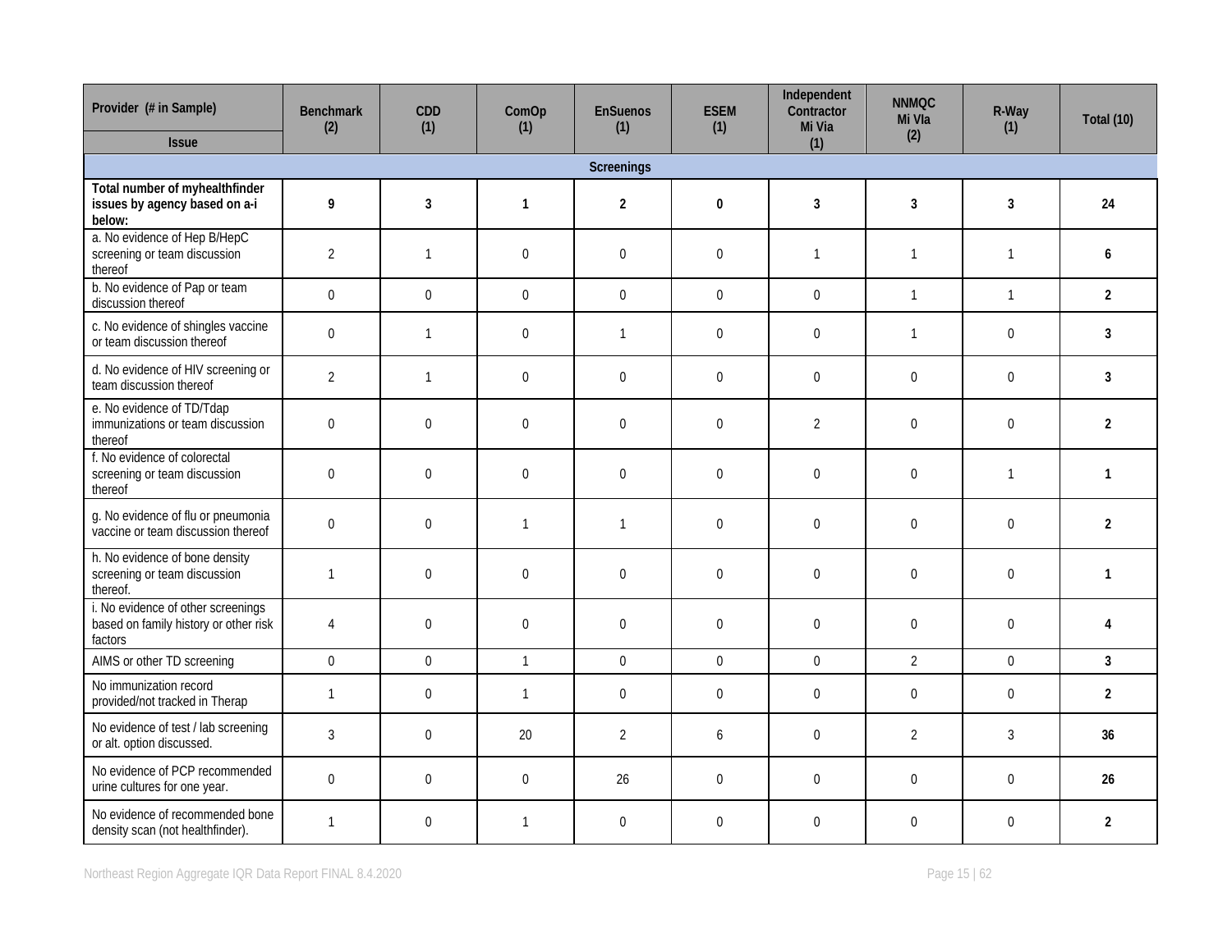| Provider (# in Sample) / Issue | Benchmark (2) | CDD (1) | ComOp (1) | EnSuenos (1) | ESEM (1) | Independent Contractor Mi Via (1) | NNMQC Mi VIa (2) | R-Way (1) | Total (10) |
|---|---|---|---|---|---|---|---|---|---|
| **Screenings** | | | | | | | | | |
| **Total number of myhealthfinder issues by agency based on a-i below:** | **9** | **3** | **1** | **2** | **0** | **3** | **3** | **3** | **24** |
| a. No evidence of Hep B/HepC screening or team discussion thereof | 2 | 1 | 0 | 0 | 0 | 1 | 1 | 1 | **6** |
| b. No evidence of Pap or team discussion thereof | 0 | 0 | 0 | 0 | 0 | 0 | 1 | 1 | **2** |
| c. No evidence of shingles vaccine or team discussion thereof | 0 | 1 | 0 | 1 | 0 | 0 | 1 | 0 | **3** |
| d. No evidence of HIV screening or team discussion thereof | 2 | 1 | 0 | 0 | 0 | 0 | 0 | 0 | **3** |
| e. No evidence of TD/Tdap immunizations or team discussion thereof | 0 | 0 | 0 | 0 | 0 | 2 | 0 | 0 | **2** |
| f. No evidence of colorectal screening or team discussion thereof | 0 | 0 | 0 | 0 | 0 | 0 | 0 | 1 | **1** |
| g. No evidence of flu or pneumonia vaccine or team discussion thereof | 0 | 0 | 1 | 1 | 0 | 0 | 0 | 0 | **2** |
| h. No evidence of bone density screening or team discussion thereof. | 1 | 0 | 0 | 0 | 0 | 0 | 0 | 0 | **1** |
| i. No evidence of other screenings based on family history or other risk factors | 4 | 0 | 0 | 0 | 0 | 0 | 0 | 0 | **4** |
| AIMS or other TD screening | 0 | 0 | 1 | 0 | 0 | 0 | 2 | 0 | **3** |
| No immunization record provided/not tracked in Therap | 1 | 0 | 1 | 0 | 0 | 0 | 0 | 0 | **2** |
| No evidence of test / lab screening or alt. option discussed. | 3 | 0 | 20 | 2 | 6 | 0 | 2 | 3 | **36** |
| No evidence of PCP recommended urine cultures for one year. | 0 | 0 | 0 | 26 | 0 | 0 | 0 | 0 | **26** |
| No evidence of recommended bone density scan (not healthfinder). | 1 | 0 | 1 | 0 | 0 | 0 | 0 | 0 | **2** |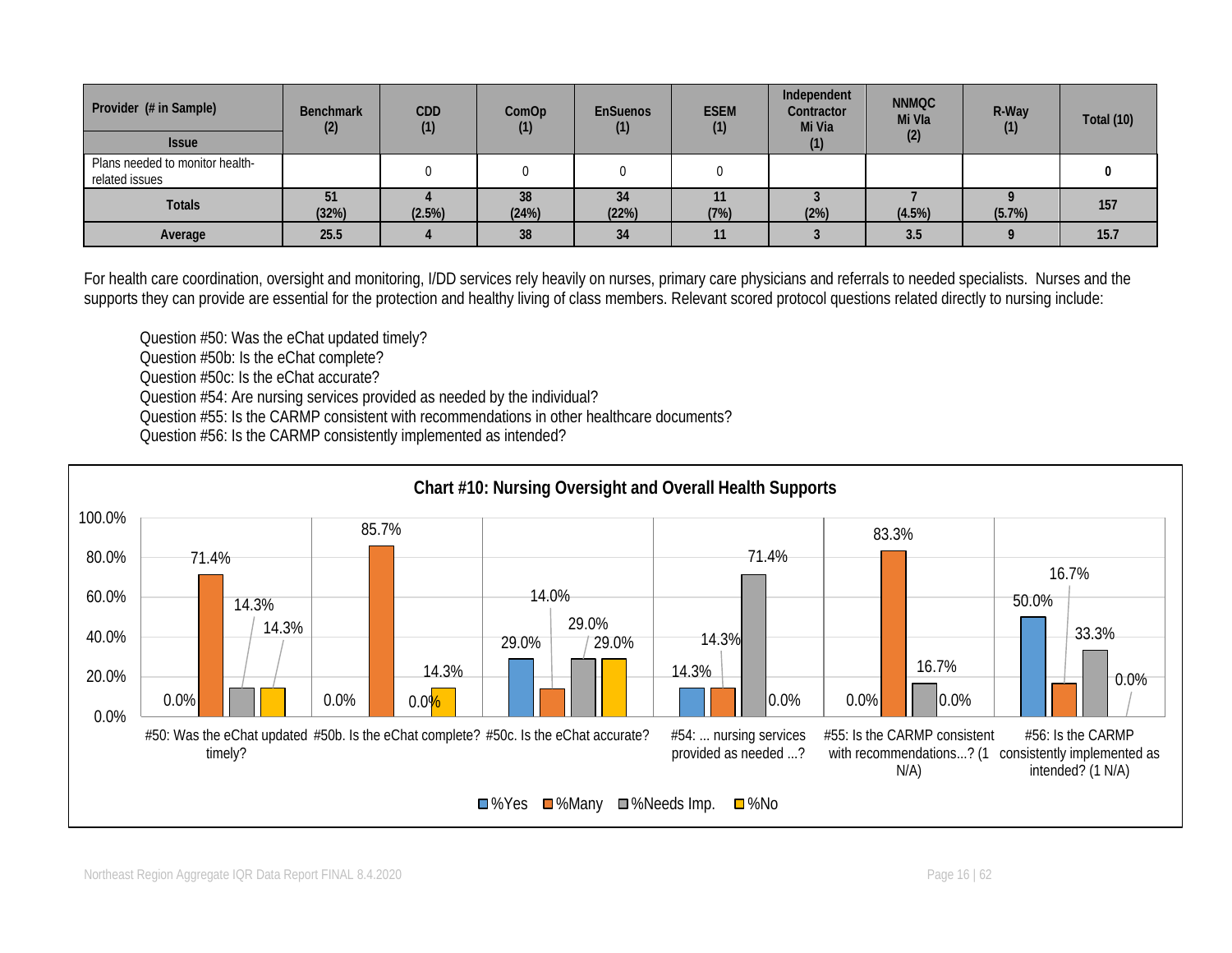| Provider (# in Sample) / Issue | Benchmark (2) | CDD (1) | ComOp (1) | EnSuenos (1) | ESEM (1) | Independent Contractor Mi Via (1) | NNMQC Mi VIa (2) | R-Way (1) | Total (10) |
|---|---|---|---|---|---|---|---|---|---|
| Plans needed to monitor health-related issues | | 0 | 0 | 0 | 0 | | | | **0** |
| **Totals** | **51 (32%)** | **4 (2.5%)** | **38 (24%)** | **34 (22%)** | **11 (7%)** | **3 (2%)** | **7 (4.5%)** | **9 (5.7%)** | **157** |
| **Average** | **25.5** | **4** | **38** | **34** | **11** | **3** | **3.5** | **9** | **15.7** |

For health care coordination, oversight and monitoring, I/DD services rely heavily on nurses, primary care physicians and referrals to needed specialists. Nurses and the supports they can provide are essential for the protection and healthy living of class members. Relevant scored protocol questions related directly to nursing include:

Question #50: Was the eChat updated timely?
Question #50b: Is the eChat complete?
Question #50c: Is the eChat accurate?
Question #54: Are nursing services provided as needed by the individual?
Question #55: Is the CARMP consistent with recommendations in other healthcare documents?
Question #56: Is the CARMP consistently implemented as intended?

**Chart #10: Nursing Oversight and Overall Health Supports**

| Question | %Yes | %Many | %Needs Imp. | %No |
|---|---|---|---|---|
| #50: Was the eChat updated timely? | 0.0% | 71.4% | 14.3% | 14.3% |
| #50b. Is the eChat complete? | 0.0% | 85.7% | 0.0% | 14.3% |
| #50c. Is the eChat accurate? | 29.0% | 14.0% | 29.0% | 29.0% |
| #54: ... nursing services provided as needed ...? | 14.3% | 14.3% | 71.4% | 0.0% |
| #55: Is the CARMP consistent with recommendations...? (1 N/A) | 0.0% | 83.3% | 16.7% | 0.0% |
| #56: Is the CARMP consistently implemented as intended? (1 N/A) | 50.0% | 16.7% | 33.3% | 0.0% |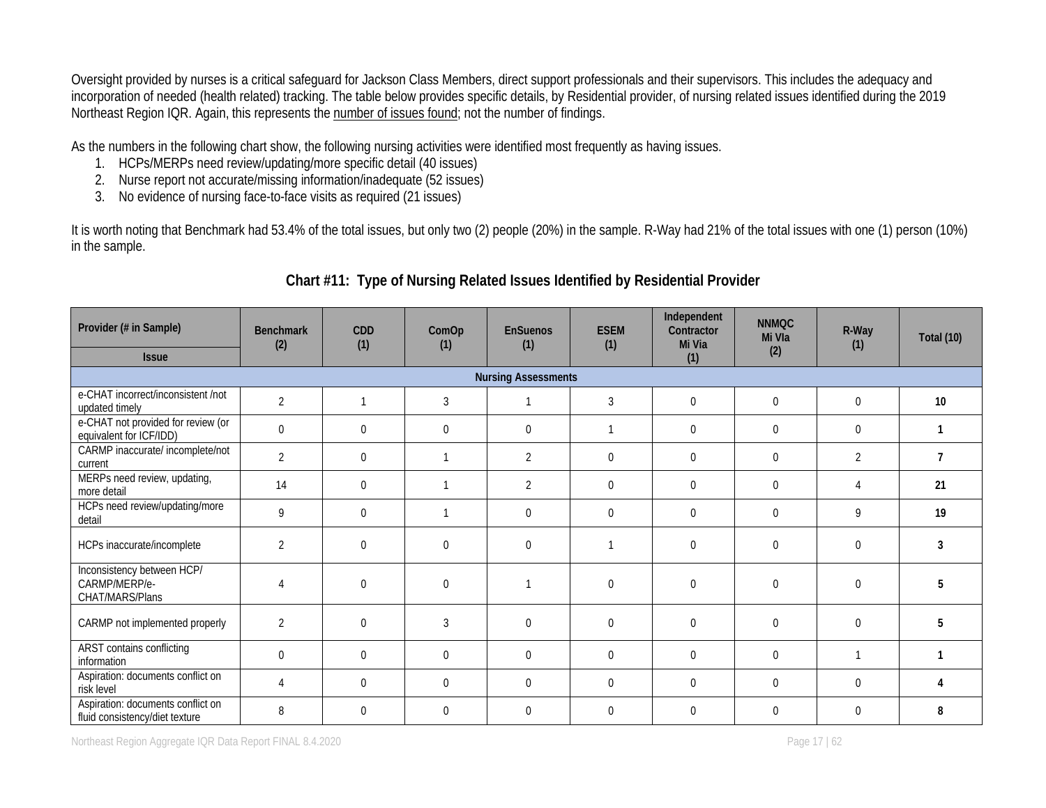Oversight provided by nurses is a critical safeguard for Jackson Class Members, direct support professionals and their supervisors. This includes the adequacy and incorporation of needed (health related) tracking. The table below provides specific details, by Residential provider, of nursing related issues identified during the 2019 Northeast Region IQR. Again, this represents the number of issues found; not the number of findings.

As the numbers in the following chart show, the following nursing activities were identified most frequently as having issues.

1. HCPs/MERPs need review/updating/more specific detail (40 issues)
2. Nurse report not accurate/missing information/inadequate (52 issues)
3. No evidence of nursing face-to-face visits as required (21 issues)

It is worth noting that Benchmark had 53.4% of the total issues, but only two (2) people (20%) in the sample. R-Way had 21% of the total issues with one (1) person (10%) in the sample.

## Chart #11: Type of Nursing Related Issues Identified by Residential Provider

| Provider (# in Sample) / Issue | Benchmark (2) | CDD (1) | ComOp (1) | EnSuenos (1) | ESEM (1) | Independent Contractor Mi Via (1) | NNMQC Mi VIa (2) | R-Way (1) | Total (10) |
|---|---|---|---|---|---|---|---|---|---|
| **Nursing Assessments** | | | | | | | | | |
| e-CHAT incorrect/inconsistent /not updated timely | 2 | 1 | 3 | 1 | 3 | 0 | 0 | 0 | **10** |
| e-CHAT not provided for review (or equivalent for ICF/IDD) | 0 | 0 | 0 | 0 | 1 | 0 | 0 | 0 | **1** |
| CARMP inaccurate/ incomplete/not current | 2 | 0 | 1 | 2 | 0 | 0 | 0 | 2 | **7** |
| MERPs need review, updating, more detail | 14 | 0 | 1 | 2 | 0 | 0 | 0 | 4 | **21** |
| HCPs need review/updating/more detail | 9 | 0 | 1 | 0 | 0 | 0 | 0 | 9 | **19** |
| HCPs inaccurate/incomplete | 2 | 0 | 0 | 0 | 1 | 0 | 0 | 0 | **3** |
| Inconsistency between HCP/ CARMP/MERP/e-CHAT/MARS/Plans | 4 | 0 | 0 | 1 | 0 | 0 | 0 | 0 | **5** |
| CARMP not implemented properly | 2 | 0 | 3 | 0 | 0 | 0 | 0 | 0 | **5** |
| ARST contains conflicting information | 0 | 0 | 0 | 0 | 0 | 0 | 0 | 1 | **1** |
| Aspiration: documents conflict on risk level | 4 | 0 | 0 | 0 | 0 | 0 | 0 | 0 | **4** |
| Aspiration: documents conflict on fluid consistency/diet texture | 8 | 0 | 0 | 0 | 0 | 0 | 0 | 0 | **8** |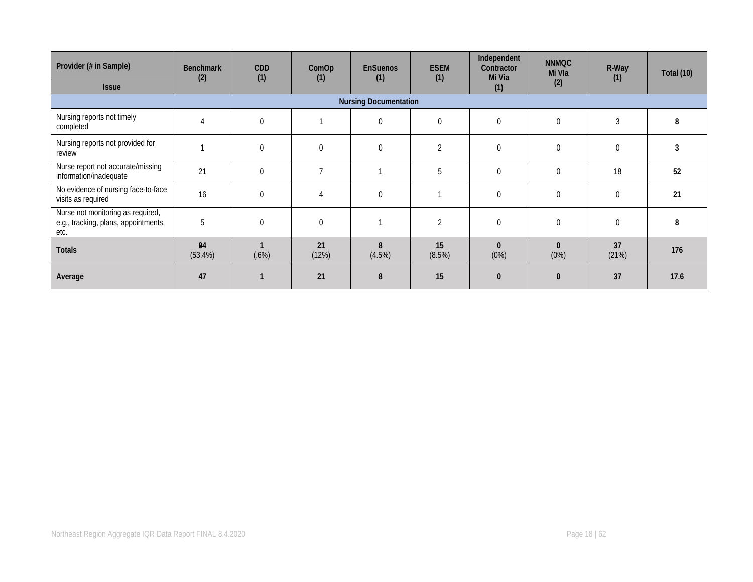| Provider (# in Sample) / Issue | Benchmark (2) | CDD (1) | ComOp (1) | EnSuenos (1) | ESEM (1) | Independent Contractor Mi Via (1) | NNMQC Mi VIa (2) | R-Way (1) | Total (10) |
|---|---|---|---|---|---|---|---|---|---|
| **Nursing Documentation** | | | | | | | | | |
| Nursing reports not timely completed | 4 | 0 | 1 | 0 | 0 | 0 | 0 | 3 | **8** |
| Nursing reports not provided for review | 1 | 0 | 0 | 0 | 2 | 0 | 0 | 0 | **3** |
| Nurse report not accurate/missing information/inadequate | 21 | 0 | 7 | 1 | 5 | 0 | 0 | 18 | **52** |
| No evidence of nursing face-to-face visits as required | 16 | 0 | 4 | 0 | 1 | 0 | 0 | 0 | **21** |
| Nurse not monitoring as required, e.g., tracking, plans, appointments, etc. | 5 | 0 | 0 | 1 | 2 | 0 | 0 | 0 | **8** |
| **Totals** | **~~94~~** (53.4%) | **1** (.6%) | **21** (12%) | **8** (4.5%) | **15** (8.5%) | **0** (0%) | **0** (0%) | **37** (21%) | **~~176~~** |
| **Average** | **47** | **1** | **21** | **8** | **15** | **0** | **0** | **37** | **17.6** |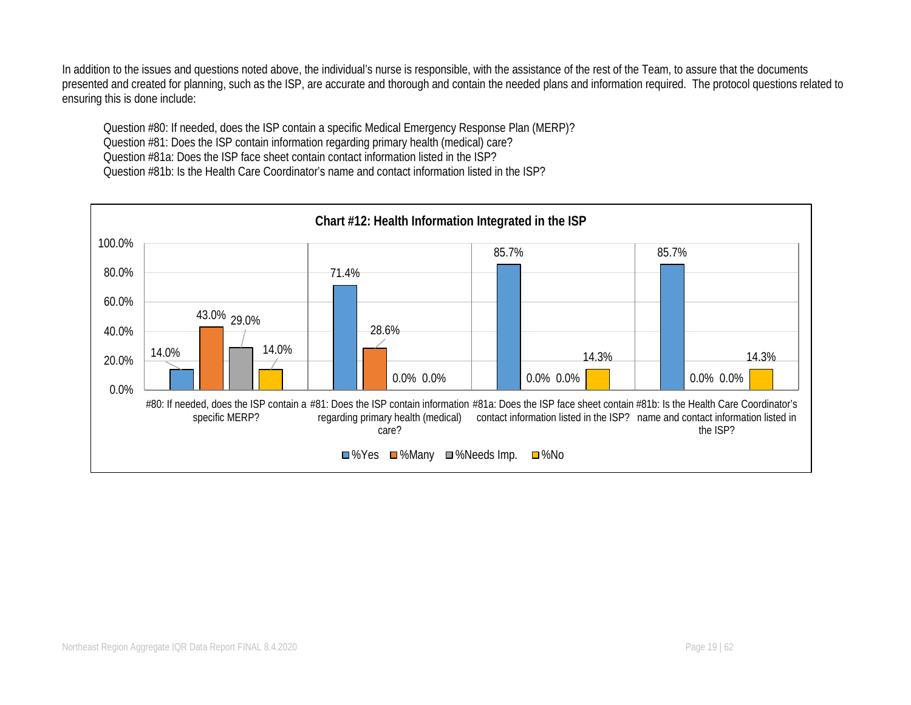In addition to the issues and questions noted above, the individual's nurse is responsible, with the assistance of the rest of the Team, to assure that the documents presented and created for planning, such as the ISP, are accurate and thorough and contain the needed plans and information required. The protocol questions related to ensuring this is done include:

Question #80: If needed, does the ISP contain a specific Medical Emergency Response Plan (MERP)?
Question #81: Does the ISP contain information regarding primary health (medical) care?
Question #81a: Does the ISP face sheet contain contact information listed in the ISP?
Question #81b: Is the Health Care Coordinator's name and contact information listed in the ISP?

**Chart #12: Health Information Integrated in the ISP**

| Question | %Yes | %Many | %Needs Imp. | %No |
| --- | --- | --- | --- | --- |
| #80: If needed, does the ISP contain a specific MERP? | 14.0% | 43.0% | 29.0% | 14.0% |
| #81: Does the ISP contain information regarding primary health (medical) care? | 71.4% | 28.6% | 0.0% | 0.0% |
| #81a: Does the ISP face sheet contain contact information listed in the ISP? | 85.7% | 0.0% | 0.0% | 14.3% |
| #81b: Is the Health Care Coordinator's name and contact information listed in the ISP? | 85.7% | 0.0% | 0.0% | 14.3% |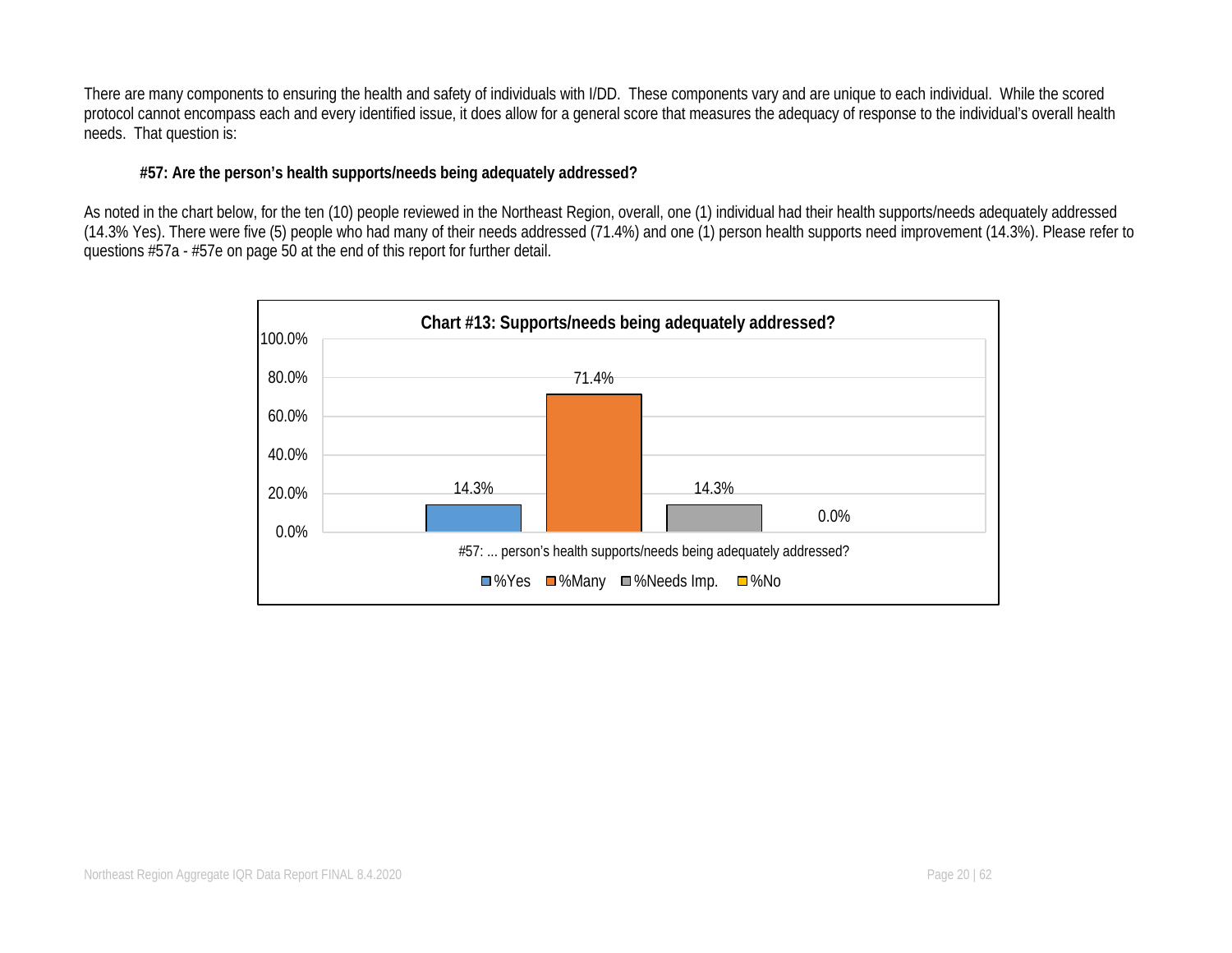There are many components to ensuring the health and safety of individuals with I/DD. These components vary and are unique to each individual. While the scored protocol cannot encompass each and every identified issue, it does allow for a general score that measures the adequacy of response to the individual's overall health needs. That question is:

**#57: Are the person's health supports/needs being adequately addressed?**

As noted in the chart below, for the ten (10) people reviewed in the Northeast Region, overall, one (1) individual had their health supports/needs adequately addressed (14.3% Yes). There were five (5) people who had many of their needs addressed (71.4%) and one (1) person health supports need improvement (14.3%). Please refer to questions #57a - #57e on page 50 at the end of this report for further detail.

**Chart #13: Supports/needs being adequately addressed?**

| #57: ... person's health supports/needs being adequately addressed? | %Yes | %Many | %Needs Imp. | %No |
|---|---|---|---|---|
| | 14.3% | 71.4% | 14.3% | 0.0% |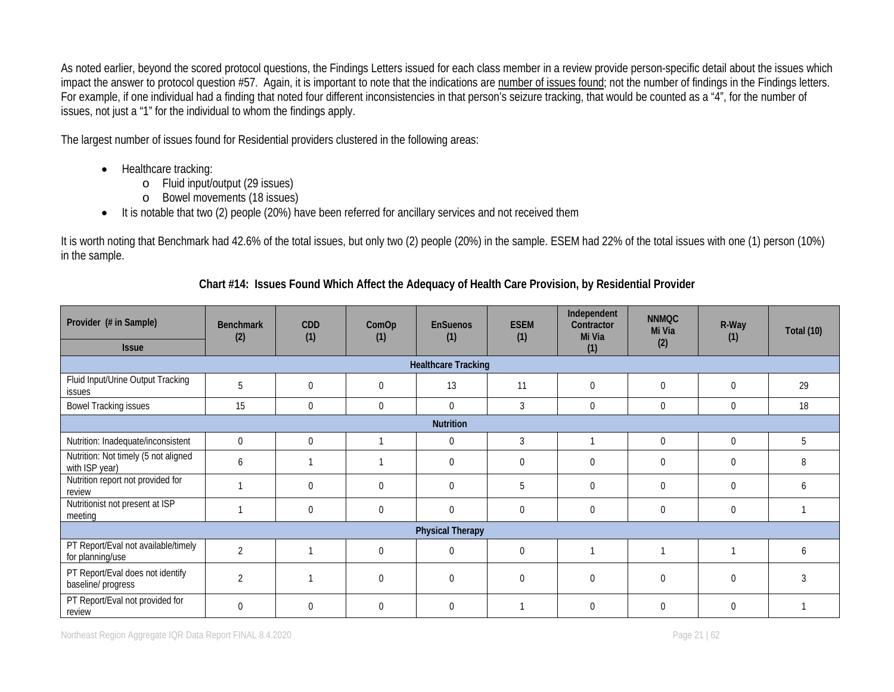As noted earlier, beyond the scored protocol questions, the Findings Letters issued for each class member in a review provide person-specific detail about the issues which impact the answer to protocol question #57. Again, it is important to note that the indications are number of issues found; not the number of findings in the Findings letters. For example, if one individual had a finding that noted four different inconsistencies in that person's seizure tracking, that would be counted as a "4", for the number of issues, not just a "1" for the individual to whom the findings apply.

The largest number of issues found for Residential providers clustered in the following areas:

- Healthcare tracking:
  - Fluid input/output (29 issues)
  - Bowel movements (18 issues)
- It is notable that two (2) people (20%) have been referred for ancillary services and not received them

It is worth noting that Benchmark had 42.6% of the total issues, but only two (2) people (20%) in the sample. ESEM had 22% of the total issues with one (1) person (10%) in the sample.

**Chart #14: Issues Found Which Affect the Adequacy of Health Care Provision, by Residential Provider**

| Provider (# in Sample) / Issue | Benchmark (2) | CDD (1) | ComOp (1) | EnSuenos (1) | ESEM (1) | Independent Contractor Mi Via (1) | NNMQC Mi Via (2) | R-Way (1) | Total (10) |
|---|---|---|---|---|---|---|---|---|---|
| **Healthcare Tracking** | | | | | | | | | |
| Fluid Input/Urine Output Tracking issues | 5 | 0 | 0 | 13 | 11 | 0 | 0 | 0 | 29 |
| Bowel Tracking issues | 15 | 0 | 0 | 0 | 3 | 0 | 0 | 0 | 18 |
| **Nutrition** | | | | | | | | | |
| Nutrition: Inadequate/inconsistent | 0 | 0 | 1 | 0 | 3 | 1 | 0 | 0 | 5 |
| Nutrition: Not timely (5 not aligned with ISP year) | 6 | 1 | 1 | 0 | 0 | 0 | 0 | 0 | 8 |
| Nutrition report not provided for review | 1 | 0 | 0 | 0 | 5 | 0 | 0 | 0 | 6 |
| Nutritionist not present at ISP meeting | 1 | 0 | 0 | 0 | 0 | 0 | 0 | 0 | 1 |
| **Physical Therapy** | | | | | | | | | |
| PT Report/Eval not available/timely for planning/use | 2 | 1 | 0 | 0 | 0 | 1 | 1 | 1 | 6 |
| PT Report/Eval does not identify baseline/ progress | 2 | 1 | 0 | 0 | 0 | 0 | 0 | 0 | 3 |
| PT Report/Eval not provided for review | 0 | 0 | 0 | 0 | 1 | 0 | 0 | 0 | 1 |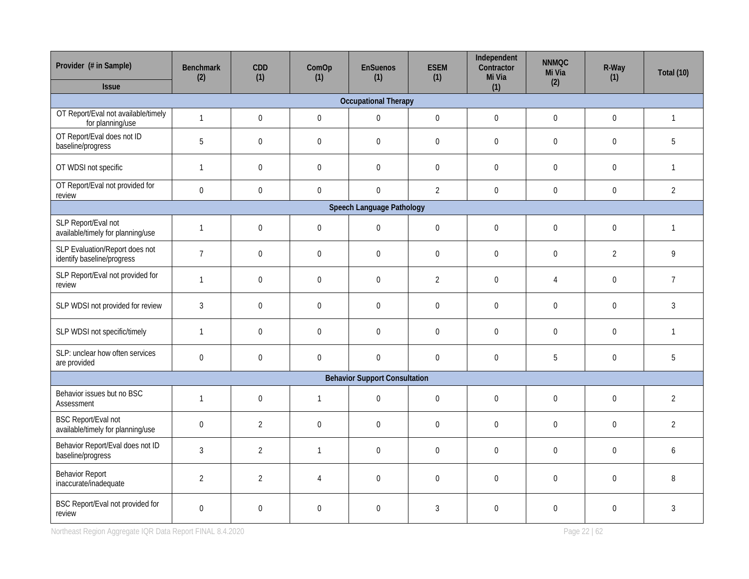| Provider (# in Sample) / Issue | Benchmark (2) | CDD (1) | ComOp (1) | EnSuenos (1) | ESEM (1) | Independent Contractor Mi Via (1) | NNMQC Mi Via (2) | R-Way (1) | Total (10) |
|---|---|---|---|---|---|---|---|---|---|
| **Occupational Therapy** | | | | | | | | | |
| OT Report/Eval not available/timely for planning/use | 1 | 0 | 0 | 0 | 0 | 0 | 0 | 0 | 1 |
| OT Report/Eval does not ID baseline/progress | 5 | 0 | 0 | 0 | 0 | 0 | 0 | 0 | 5 |
| OT WDSI not specific | 1 | 0 | 0 | 0 | 0 | 0 | 0 | 0 | 1 |
| OT Report/Eval not provided for review | 0 | 0 | 0 | 0 | 2 | 0 | 0 | 0 | 2 |
| **Speech Language Pathology** | | | | | | | | | |
| SLP Report/Eval not available/timely for planning/use | 1 | 0 | 0 | 0 | 0 | 0 | 0 | 0 | 1 |
| SLP Evaluation/Report does not identify baseline/progress | 7 | 0 | 0 | 0 | 0 | 0 | 0 | 2 | 9 |
| SLP Report/Eval not provided for review | 1 | 0 | 0 | 0 | 2 | 0 | 4 | 0 | 7 |
| SLP WDSI not provided for review | 3 | 0 | 0 | 0 | 0 | 0 | 0 | 0 | 3 |
| SLP WDSI not specific/timely | 1 | 0 | 0 | 0 | 0 | 0 | 0 | 0 | 1 |
| SLP: unclear how often services are provided | 0 | 0 | 0 | 0 | 0 | 0 | 5 | 0 | 5 |
| **Behavior Support Consultation** | | | | | | | | | |
| Behavior issues but no BSC Assessment | 1 | 0 | 1 | 0 | 0 | 0 | 0 | 0 | 2 |
| BSC Report/Eval not available/timely for planning/use | 0 | 2 | 0 | 0 | 0 | 0 | 0 | 0 | 2 |
| Behavior Report/Eval does not ID baseline/progress | 3 | 2 | 1 | 0 | 0 | 0 | 0 | 0 | 6 |
| Behavior Report inaccurate/inadequate | 2 | 2 | 4 | 0 | 0 | 0 | 0 | 0 | 8 |
| BSC Report/Eval not provided for review | 0 | 0 | 0 | 0 | 3 | 0 | 0 | 0 | 3 |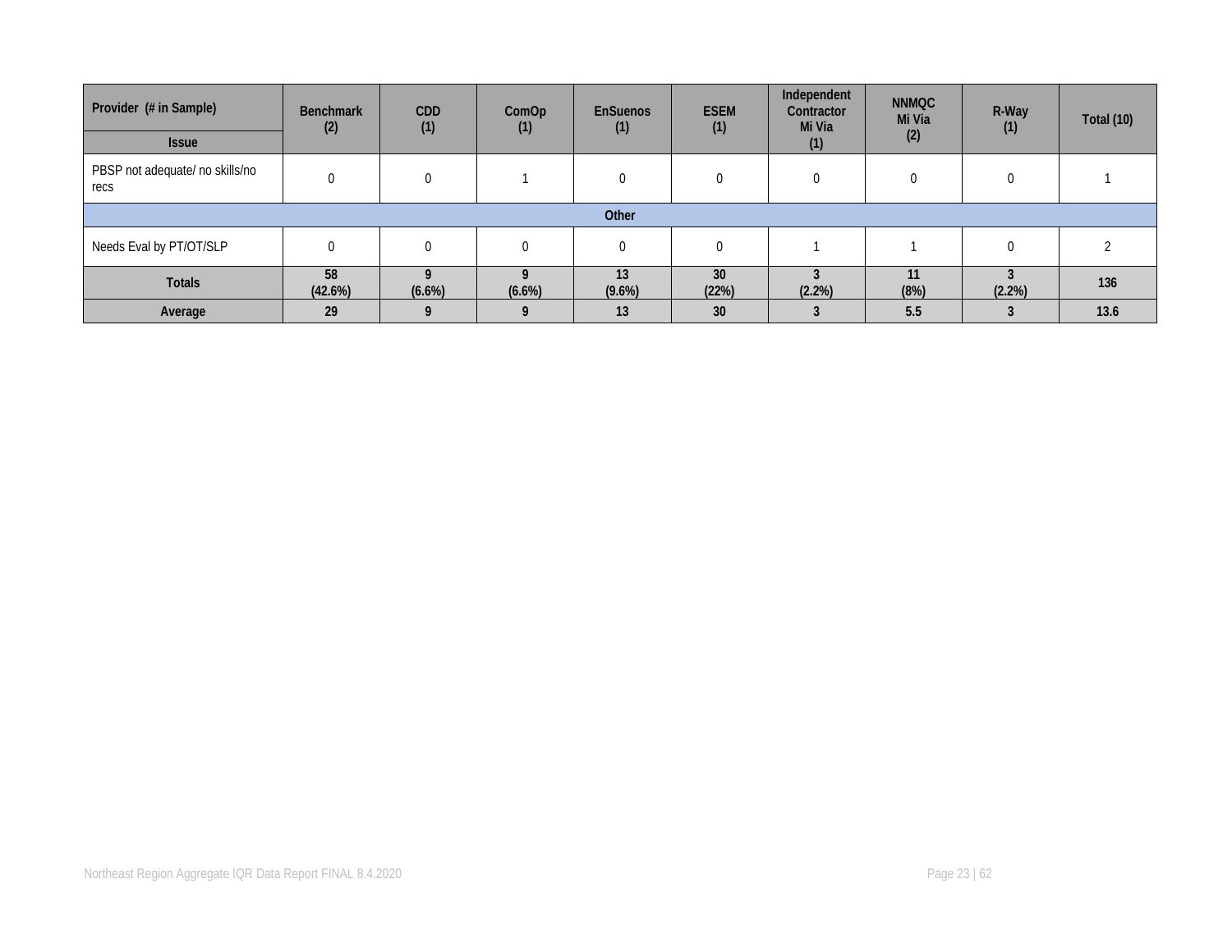| Provider (# in Sample)<br>Issue | Benchmark (2) | CDD (1) | ComOp (1) | EnSuenos (1) | ESEM (1) | Independent Contractor Mi Via (1) | NNMQC Mi Via (2) | R-Way (1) | Total (10) |
|---|---|---|---|---|---|---|---|---|---|
| PBSP not adequate/ no skills/no recs | 0 | 0 | 1 | 0 | 0 | 0 | 0 | 0 | 1 |
| **Other** | | | | | | | | | |
| Needs Eval by PT/OT/SLP | 0 | 0 | 0 | 0 | 0 | 1 | 1 | 0 | 2 |
| **Totals** | **58 (42.6%)** | **9 (6.6%)** | **9 (6.6%)** | **13 (9.6%)** | **30 (22%)** | **3 (2.2%)** | **11 (8%)** | **3 (2.2%)** | **136** |
| **Average** | **29** | **9** | **9** | **13** | **30** | **3** | **5.5** | **3** | **13.6** |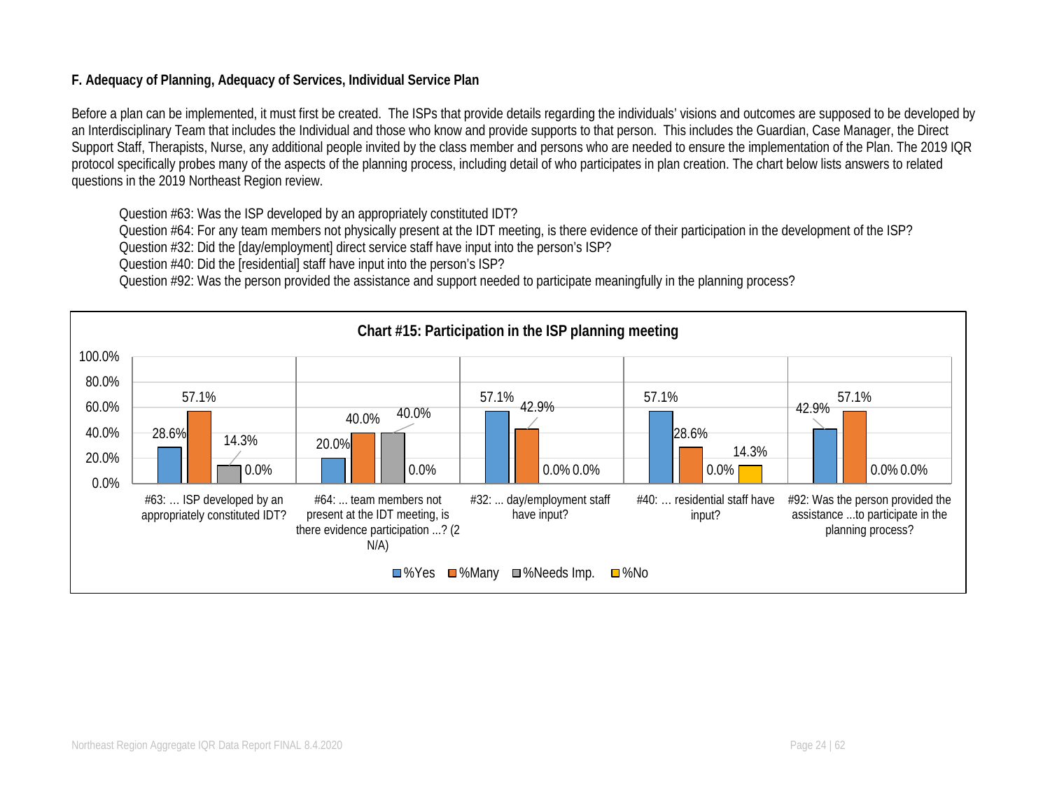**F. Adequacy of Planning, Adequacy of Services, Individual Service Plan**

Before a plan can be implemented, it must first be created. The ISPs that provide details regarding the individuals' visions and outcomes are supposed to be developed by an Interdisciplinary Team that includes the Individual and those who know and provide supports to that person. This includes the Guardian, Case Manager, the Direct Support Staff, Therapists, Nurse, any additional people invited by the class member and persons who are needed to ensure the implementation of the Plan. The 2019 IQR protocol specifically probes many of the aspects of the planning process, including detail of who participates in plan creation. The chart below lists answers to related questions in the 2019 Northeast Region review.

Question #63: Was the ISP developed by an appropriately constituted IDT?
Question #64: For any team members not physically present at the IDT meeting, is there evidence of their participation in the development of the ISP?
Question #32: Did the [day/employment] direct service staff have input into the person's ISP?
Question #40: Did the [residential] staff have input into the person's ISP?
Question #92: Was the person provided the assistance and support needed to participate meaningfully in the planning process?

**Chart #15: Participation in the ISP planning meeting**

| | %Yes | %Many | %Needs Imp. | %No |
|---|---|---|---|---|
| #63: … ISP developed by an appropriately constituted IDT? | 28.6% | 57.1% | 14.3% | 0.0% |
| #64: ... team members not present at the IDT meeting, is there evidence participation ...? (2 N/A) | 20.0% | 40.0% | 40.0% | 0.0% |
| #32: ... day/employment staff have input? | 57.1% | 42.9% | 0.0% | 0.0% |
| #40: … residential staff have input? | 57.1% | 28.6% | 0.0% | 14.3% |
| #92: Was the person provided the assistance ...to participate in the planning process? | 42.9% | 57.1% | 0.0% | 0.0% |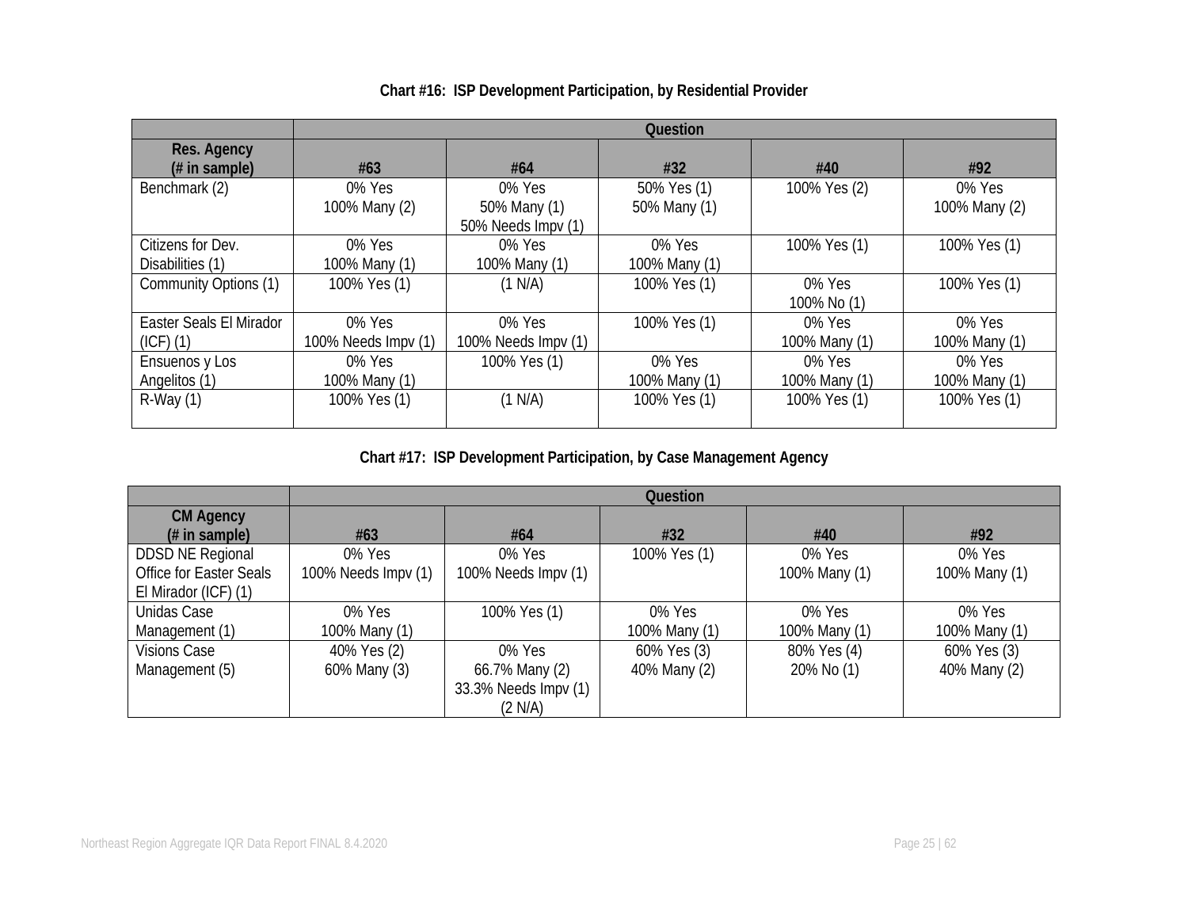**Chart #16: ISP Development Participation, by Residential Provider**

| | Question | | | | |
|---|---|---|---|---|---|
| Res. Agency (# in sample) | #63 | #64 | #32 | #40 | #92 |
| Benchmark (2) | 0% Yes<br>100% Many (2) | 0% Yes<br>50% Many (1)<br>50% Needs Impv (1) | 50% Yes (1)<br>50% Many (1) | 100% Yes (2) | 0% Yes<br>100% Many (2) |
| Citizens for Dev. Disabilities (1) | 0% Yes<br>100% Many (1) | 0% Yes<br>100% Many (1) | 0% Yes<br>100% Many (1) | 100% Yes (1) | 100% Yes (1) |
| Community Options (1) | 100% Yes (1) | (1 N/A) | 100% Yes (1) | 0% Yes<br>100% No (1) | 100% Yes (1) |
| Easter Seals El Mirador (ICF) (1) | 0% Yes<br>100% Needs Impv (1) | 0% Yes<br>100% Needs Impv (1) | 100% Yes (1) | 0% Yes<br>100% Many (1) | 0% Yes<br>100% Many (1) |
| Ensuenos y Los Angelitos (1) | 0% Yes<br>100% Many (1) | 100% Yes (1) | 0% Yes<br>100% Many (1) | 0% Yes<br>100% Many (1) | 0% Yes<br>100% Many (1) |
| R-Way (1) | 100% Yes (1) | (1 N/A) | 100% Yes (1) | 100% Yes (1) | 100% Yes (1) |

**Chart #17: ISP Development Participation, by Case Management Agency**

| | Question | | | | |
|---|---|---|---|---|---|
| CM Agency (# in sample) | #63 | #64 | #32 | #40 | #92 |
| DDSD NE Regional Office for Easter Seals El Mirador (ICF) (1) | 0% Yes<br>100% Needs Impv (1) | 0% Yes<br>100% Needs Impv (1) | 100% Yes (1) | 0% Yes<br>100% Many (1) | 0% Yes<br>100% Many (1) |
| Unidas Case Management (1) | 0% Yes<br>100% Many (1) | 100% Yes (1) | 0% Yes<br>100% Many (1) | 0% Yes<br>100% Many (1) | 0% Yes<br>100% Many (1) |
| Visions Case Management (5) | 40% Yes (2)<br>60% Many (3) | 0% Yes<br>66.7% Many (2)<br>33.3% Needs Impv (1)<br>(2 N/A) | 60% Yes (3)<br>40% Many (2) | 80% Yes (4)<br>20% No (1) | 60% Yes (3)<br>40% Many (2) |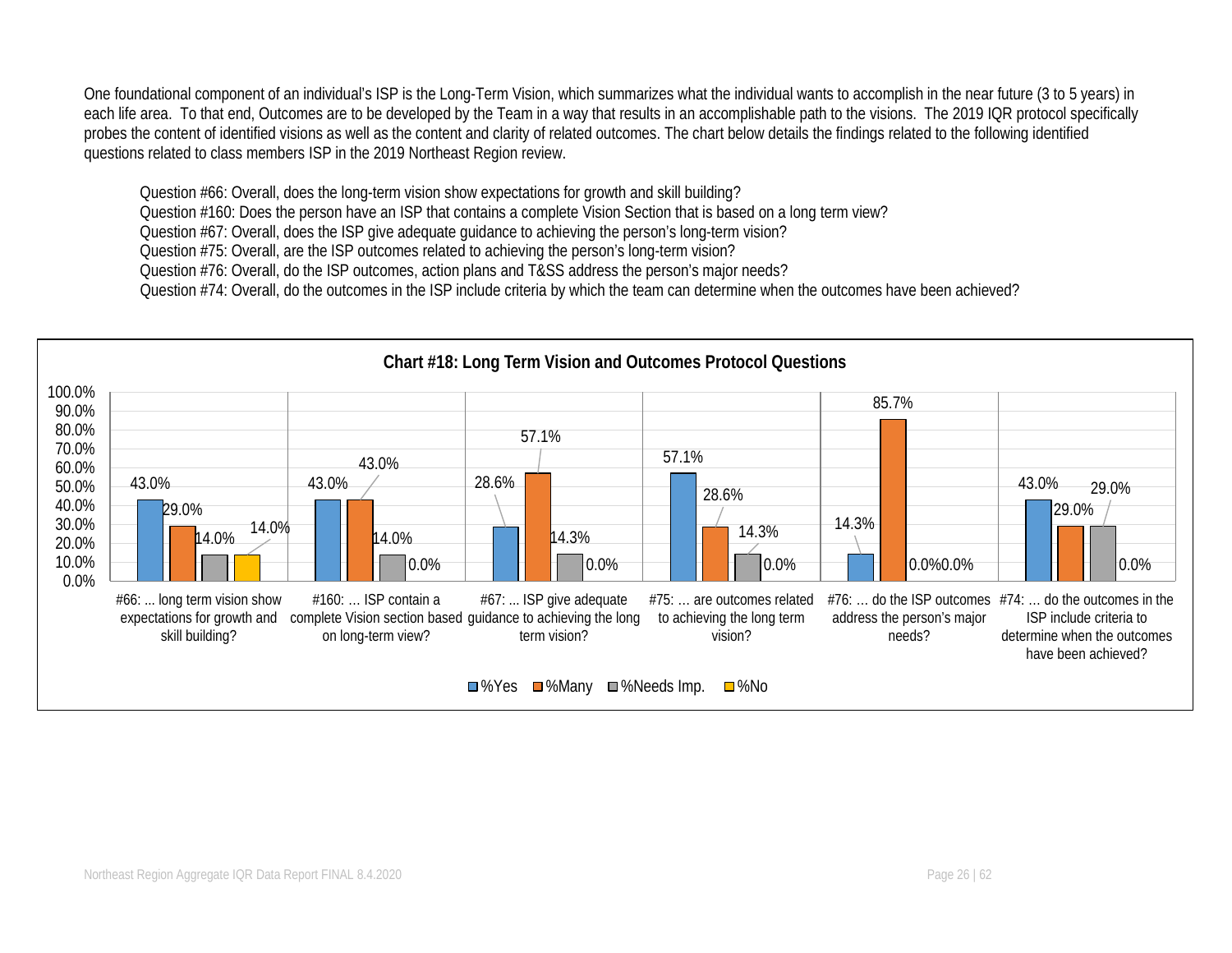One foundational component of an individual's ISP is the Long-Term Vision, which summarizes what the individual wants to accomplish in the near future (3 to 5 years) in each life area. To that end, Outcomes are to be developed by the Team in a way that results in an accomplishable path to the visions. The 2019 IQR protocol specifically probes the content of identified visions as well as the content and clarity of related outcomes. The chart below details the findings related to the following identified questions related to class members ISP in the 2019 Northeast Region review.

Question #66: Overall, does the long-term vision show expectations for growth and skill building?
Question #160: Does the person have an ISP that contains a complete Vision Section that is based on a long term view?
Question #67: Overall, does the ISP give adequate guidance to achieving the person's long-term vision?
Question #75: Overall, are the ISP outcomes related to achieving the person's long-term vision?
Question #76: Overall, do the ISP outcomes, action plans and T&SS address the person's major needs?
Question #74: Overall, do the outcomes in the ISP include criteria by which the team can determine when the outcomes have been achieved?

**Chart #18: Long Term Vision and Outcomes Protocol Questions**

| Question | %Yes | %Many | %Needs Imp. | %No |
|---|---|---|---|---|
| #66: ... long term vision show expectations for growth and skill building? | 43.0% | 29.0% | 14.0% | 14.0% |
| #160: … ISP contain a complete Vision section based on long-term view? | 43.0% | 43.0% | 14.0% | 0.0% |
| #67: ... ISP give adequate guidance to achieving the long term vision? | 28.6% | 57.1% | 14.3% | 0.0% |
| #75: … are outcomes related to achieving the long term vision? | 57.1% | 28.6% | 14.3% | 0.0% |
| #76: … do the ISP outcomes address the person's major needs? | 14.3% | 85.7% | 0.0% | 0.0% |
| #74: … do the outcomes in the ISP include criteria to determine when the outcomes have been achieved? | 43.0% | 29.0% | 29.0% | 0.0% |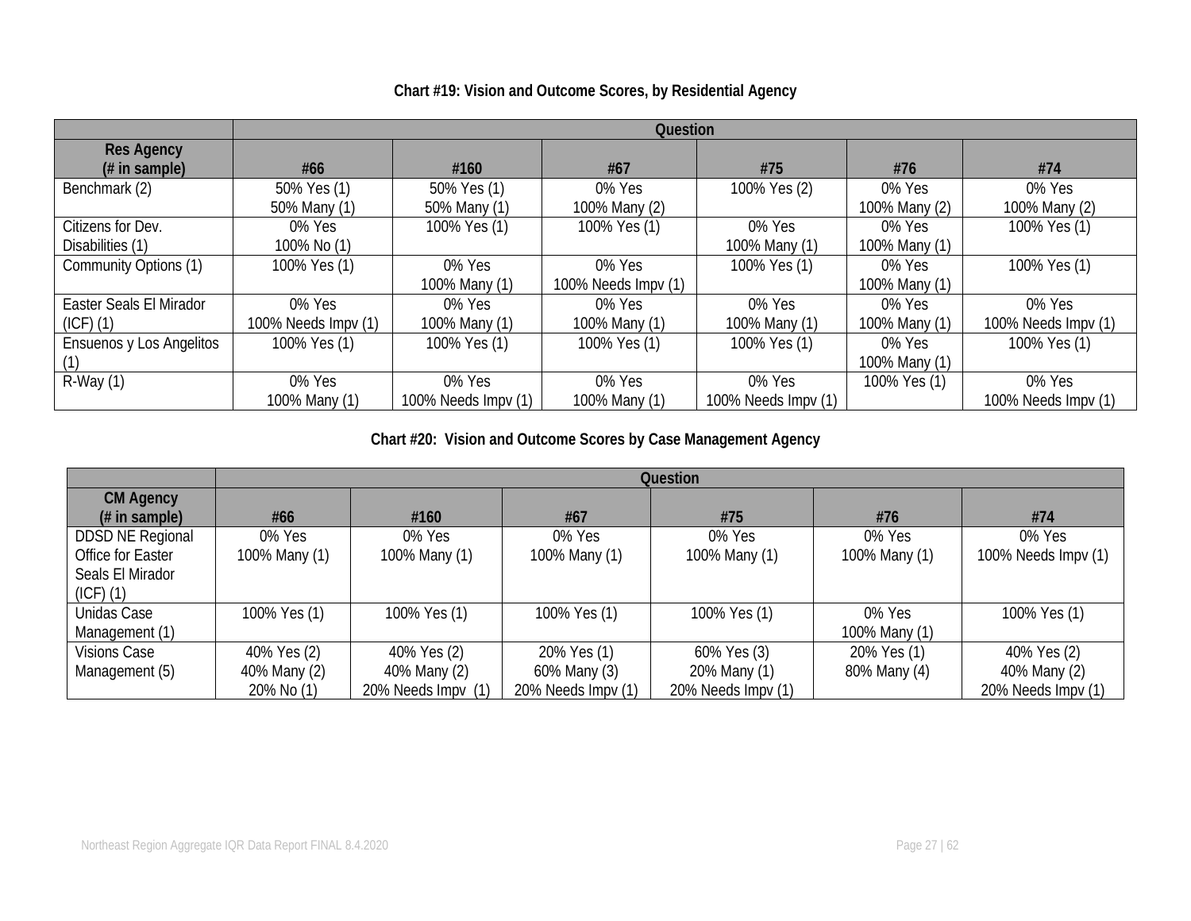**Chart #19: Vision and Outcome Scores, by Residential Agency**

| | Question | | | | | |
|---|---|---|---|---|---|---|
| Res Agency (# in sample) | #66 | #160 | #67 | #75 | #76 | #74 |
| Benchmark (2) | 50% Yes (1)<br>50% Many (1) | 50% Yes (1)<br>50% Many (1) | 0% Yes<br>100% Many (2) | 100% Yes (2) | 0% Yes<br>100% Many (2) | 0% Yes<br>100% Many (2) |
| Citizens for Dev. Disabilities (1) | 0% Yes<br>100% No (1) | 100% Yes (1) | 100% Yes (1) | 0% Yes<br>100% Many (1) | 0% Yes<br>100% Many (1) | 100% Yes (1) |
| Community Options (1) | 100% Yes (1) | 0% Yes<br>100% Many (1) | 0% Yes<br>100% Needs Impv (1) | 100% Yes (1) | 0% Yes<br>100% Many (1) | 100% Yes (1) |
| Easter Seals El Mirador (ICF) (1) | 0% Yes<br>100% Needs Impv (1) | 0% Yes<br>100% Many (1) | 0% Yes<br>100% Many (1) | 0% Yes<br>100% Many (1) | 0% Yes<br>100% Many (1) | 0% Yes<br>100% Needs Impv (1) |
| Ensuenos y Los Angelitos (1) | 100% Yes (1) | 100% Yes (1) | 100% Yes (1) | 100% Yes (1) | 0% Yes<br>100% Many (1) | 100% Yes (1) |
| R-Way (1) | 0% Yes<br>100% Many (1) | 0% Yes<br>100% Needs Impv (1) | 0% Yes<br>100% Many (1) | 0% Yes<br>100% Needs Impv (1) | 100% Yes (1) | 0% Yes<br>100% Needs Impv (1) |

**Chart #20: Vision and Outcome Scores by Case Management Agency**

| | Question | | | | | |
|---|---|---|---|---|---|---|
| CM Agency (# in sample) | #66 | #160 | #67 | #75 | #76 | #74 |
| DDSD NE Regional Office for Easter Seals El Mirador (ICF) (1) | 0% Yes<br>100% Many (1) | 0% Yes<br>100% Many (1) | 0% Yes<br>100% Many (1) | 0% Yes<br>100% Many (1) | 0% Yes<br>100% Many (1) | 0% Yes<br>100% Needs Impv (1) |
| Unidas Case Management (1) | 100% Yes (1) | 100% Yes (1) | 100% Yes (1) | 100% Yes (1) | 0% Yes<br>100% Many (1) | 100% Yes (1) |
| Visions Case Management (5) | 40% Yes (2)<br>40% Many (2)<br>20% No (1) | 40% Yes (2)<br>40% Many (2)<br>20% Needs Impv (1) | 20% Yes (1)<br>60% Many (3)<br>20% Needs Impv (1) | 60% Yes (3)<br>20% Many (1)<br>20% Needs Impv (1) | 20% Yes (1)<br>80% Many (4) | 40% Yes (2)<br>40% Many (2)<br>20% Needs Impv (1) |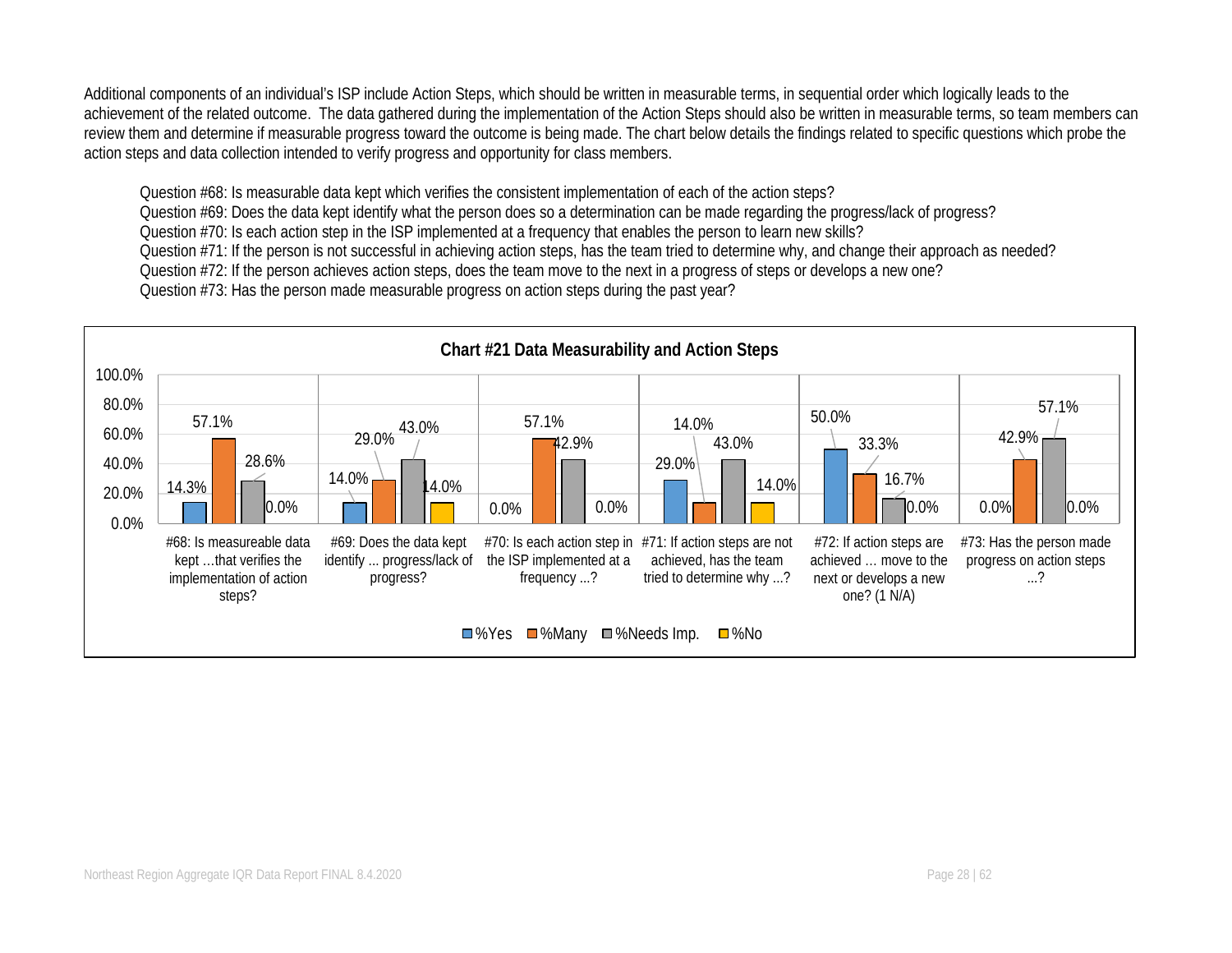Additional components of an individual's ISP include Action Steps, which should be written in measurable terms, in sequential order which logically leads to the achievement of the related outcome. The data gathered during the implementation of the Action Steps should also be written in measurable terms, so team members can review them and determine if measurable progress toward the outcome is being made. The chart below details the findings related to specific questions which probe the action steps and data collection intended to verify progress and opportunity for class members.

Question #68: Is measurable data kept which verifies the consistent implementation of each of the action steps?
Question #69: Does the data kept identify what the person does so a determination can be made regarding the progress/lack of progress?
Question #70: Is each action step in the ISP implemented at a frequency that enables the person to learn new skills?
Question #71: If the person is not successful in achieving action steps, has the team tried to determine why, and change their approach as needed?
Question #72: If the person achieves action steps, does the team move to the next in a progress of steps or develops a new one?
Question #73: Has the person made measurable progress on action steps during the past year?

**Chart #21 Data Measurability and Action Steps**

| Question | %Yes | %Many | %Needs Imp. | %No |
|---|---|---|---|---|
| #68: Is measureable data kept …that verifies the implementation of action steps? | 14.3% | 57.1% | 28.6% | 0.0% |
| #69: Does the data kept identify ... progress/lack of progress? | 14.0% | 29.0% | 43.0% | 14.0% |
| #70: Is each action step in the ISP implemented at a frequency ...? | 0.0% | 57.1% | 42.9% | 0.0% |
| #71: If action steps are not achieved, has the team tried to determine why ...? | 29.0% | 14.0% | 43.0% | 14.0% |
| #72: If action steps are achieved … move to the next or develops a new one? (1 N/A) | 50.0% | 33.3% | 16.7% | 0.0% |
| #73: Has the person made progress on action steps ...? | 0.0% | 42.9% | 57.1% | 0.0% |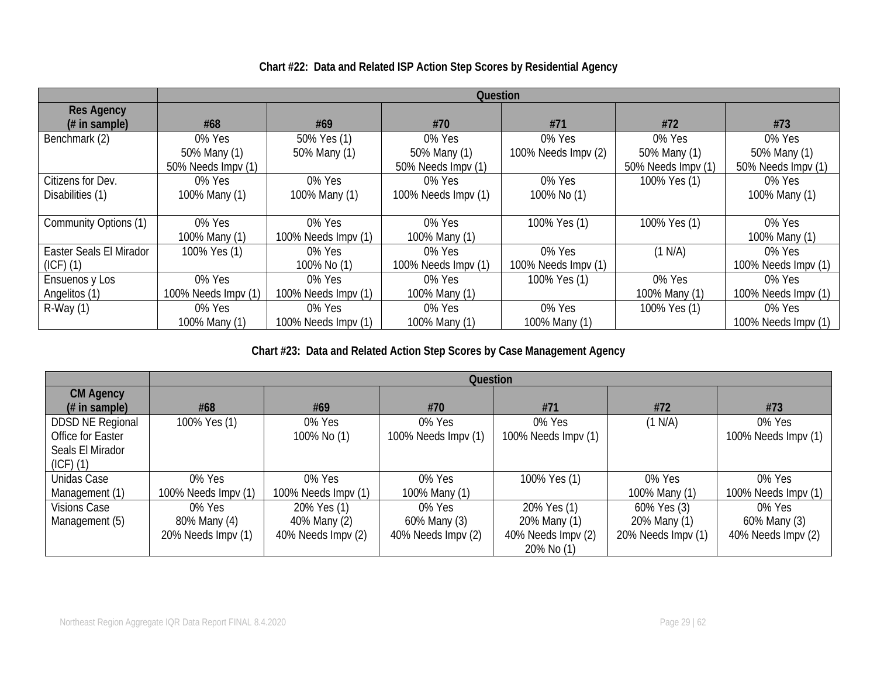**Chart #22: Data and Related ISP Action Step Scores by Residential Agency**

| | Question | | | | | |
|---|---|---|---|---|---|---|
| Res Agency (# in sample) | #68 | #69 | #70 | #71 | #72 | #73 |
| Benchmark (2) | 0% Yes<br>50% Many (1)<br>50% Needs Impv (1) | 50% Yes (1)<br>50% Many (1) | 0% Yes<br>50% Many (1)<br>50% Needs Impv (1) | 0% Yes<br>100% Needs Impv (2) | 0% Yes<br>50% Many (1)<br>50% Needs Impv (1) | 0% Yes<br>50% Many (1)<br>50% Needs Impv (1) |
| Citizens for Dev. Disabilities (1) | 0% Yes<br>100% Many (1) | 0% Yes<br>100% Many (1) | 0% Yes<br>100% Needs Impv (1) | 0% Yes<br>100% No (1) | 100% Yes (1) | 0% Yes<br>100% Many (1) |
| Community Options (1) | 0% Yes<br>100% Many (1) | 0% Yes<br>100% Needs Impv (1) | 0% Yes<br>100% Many (1) | 100% Yes (1) | 100% Yes (1) | 0% Yes<br>100% Many (1) |
| Easter Seals El Mirador (ICF) (1) | 100% Yes (1) | 0% Yes<br>100% No (1) | 0% Yes<br>100% Needs Impv (1) | 0% Yes<br>100% Needs Impv (1) | (1 N/A) | 0% Yes<br>100% Needs Impv (1) |
| Ensuenos y Los Angelitos (1) | 0% Yes<br>100% Needs Impv (1) | 0% Yes<br>100% Needs Impv (1) | 0% Yes<br>100% Many (1) | 100% Yes (1) | 0% Yes<br>100% Many (1) | 0% Yes<br>100% Needs Impv (1) |
| R-Way (1) | 0% Yes<br>100% Many (1) | 0% Yes<br>100% Needs Impv (1) | 0% Yes<br>100% Many (1) | 0% Yes<br>100% Many (1) | 100% Yes (1) | 0% Yes<br>100% Needs Impv (1) |

**Chart #23: Data and Related Action Step Scores by Case Management Agency**

| | Question | | | | | |
|---|---|---|---|---|---|---|
| CM Agency (# in sample) | #68 | #69 | #70 | #71 | #72 | #73 |
| DDSD NE Regional Office for Easter Seals El Mirador (ICF) (1) | 100% Yes (1) | 0% Yes<br>100% No (1) | 0% Yes<br>100% Needs Impv (1) | 0% Yes<br>100% Needs Impv (1) | (1 N/A) | 0% Yes<br>100% Needs Impv (1) |
| Unidas Case Management (1) | 0% Yes<br>100% Needs Impv (1) | 0% Yes<br>100% Needs Impv (1) | 0% Yes<br>100% Many (1) | 100% Yes (1) | 0% Yes<br>100% Many (1) | 0% Yes<br>100% Needs Impv (1) |
| Visions Case Management (5) | 0% Yes<br>80% Many (4)<br>20% Needs Impv (1) | 20% Yes (1)<br>40% Many (2)<br>40% Needs Impv (2) | 0% Yes<br>60% Many (3)<br>40% Needs Impv (2) | 20% Yes (1)<br>20% Many (1)<br>40% Needs Impv (2)<br>20% No (1) | 60% Yes (3)<br>20% Many (1)<br>20% Needs Impv (1) | 0% Yes<br>60% Many (3)<br>40% Needs Impv (2) |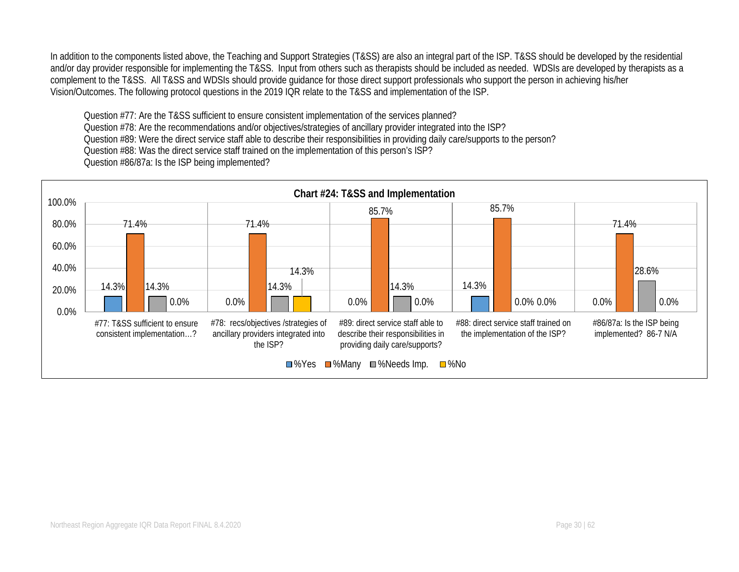In addition to the components listed above, the Teaching and Support Strategies (T&SS) are also an integral part of the ISP. T&SS should be developed by the residential and/or day provider responsible for implementing the T&SS. Input from others such as therapists should be included as needed. WDSIs are developed by therapists as a complement to the T&SS. All T&SS and WDSIs should provide guidance for those direct support professionals who support the person in achieving his/her Vision/Outcomes. The following protocol questions in the 2019 IQR relate to the T&SS and implementation of the ISP.

Question #77: Are the T&SS sufficient to ensure consistent implementation of the services planned?
Question #78: Are the recommendations and/or objectives/strategies of ancillary provider integrated into the ISP?
Question #89: Were the direct service staff able to describe their responsibilities in providing daily care/supports to the person?
Question #88: Was the direct service staff trained on the implementation of this person's ISP?
Question #86/87a: Is the ISP being implemented?

**Chart #24: T&SS and Implementation**

| Question | %Yes | %Many | %Needs Imp. | %No |
|---|---|---|---|---|
| #77: T&SS sufficient to ensure consistent implementation…? | 14.3% | 71.4% | 14.3% | 0.0% |
| #78: recs/objectives /strategies of ancillary providers integrated into the ISP? | 0.0% | 71.4% | 14.3% | 14.3% |
| #89: direct service staff able to describe their responsibilities in providing daily care/supports? | 0.0% | 85.7% | 14.3% | 0.0% |
| #88: direct service staff trained on the implementation of the ISP? | 14.3% | 85.7% | 0.0% | 0.0% |
| #86/87a: Is the ISP being implemented? 86-7 N/A | 0.0% | 71.4% | 28.6% | 0.0% |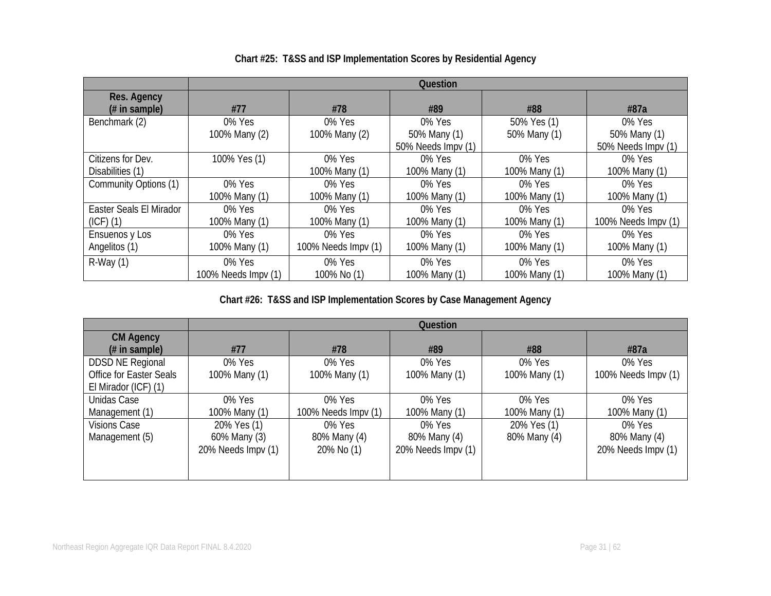**Chart #25: T&SS and ISP Implementation Scores by Residential Agency**

| | Question | | | | |
|---|---|---|---|---|---|
| Res. Agency (# in sample) | #77 | #78 | #89 | #88 | #87a |
| Benchmark (2) | 0% Yes<br>100% Many (2) | 0% Yes<br>100% Many (2) | 0% Yes<br>50% Many (1)<br>50% Needs Impv (1) | 50% Yes (1)<br>50% Many (1) | 0% Yes<br>50% Many (1)<br>50% Needs Impv (1) |
| Citizens for Dev. Disabilities (1) | 100% Yes (1) | 0% Yes<br>100% Many (1) | 0% Yes<br>100% Many (1) | 0% Yes<br>100% Many (1) | 0% Yes<br>100% Many (1) |
| Community Options (1) | 0% Yes<br>100% Many (1) | 0% Yes<br>100% Many (1) | 0% Yes<br>100% Many (1) | 0% Yes<br>100% Many (1) | 0% Yes<br>100% Many (1) |
| Easter Seals El Mirador (ICF) (1) | 0% Yes<br>100% Many (1) | 0% Yes<br>100% Many (1) | 0% Yes<br>100% Many (1) | 0% Yes<br>100% Many (1) | 0% Yes<br>100% Needs Impv (1) |
| Ensuenos y Los Angelitos (1) | 0% Yes<br>100% Many (1) | 0% Yes<br>100% Needs Impv (1) | 0% Yes<br>100% Many (1) | 0% Yes<br>100% Many (1) | 0% Yes<br>100% Many (1) |
| R-Way (1) | 0% Yes<br>100% Needs Impv (1) | 0% Yes<br>100% No (1) | 0% Yes<br>100% Many (1) | 0% Yes<br>100% Many (1) | 0% Yes<br>100% Many (1) |

**Chart #26: T&SS and ISP Implementation Scores by Case Management Agency**

| | Question | | | | |
|---|---|---|---|---|---|
| CM Agency (# in sample) | #77 | #78 | #89 | #88 | #87a |
| DDSD NE Regional Office for Easter Seals El Mirador (ICF) (1) | 0% Yes<br>100% Many (1) | 0% Yes<br>100% Many (1) | 0% Yes<br>100% Many (1) | 0% Yes<br>100% Many (1) | 0% Yes<br>100% Needs Impv (1) |
| Unidas Case Management (1) | 0% Yes<br>100% Many (1) | 0% Yes<br>100% Needs Impv (1) | 0% Yes<br>100% Many (1) | 0% Yes<br>100% Many (1) | 0% Yes<br>100% Many (1) |
| Visions Case Management (5) | 20% Yes (1)<br>60% Many (3)<br>20% Needs Impv (1) | 0% Yes<br>80% Many (4)<br>20% No (1) | 0% Yes<br>80% Many (4)<br>20% Needs Impv (1) | 20% Yes (1)<br>80% Many (4) | 0% Yes<br>80% Many (4)<br>20% Needs Impv (1) |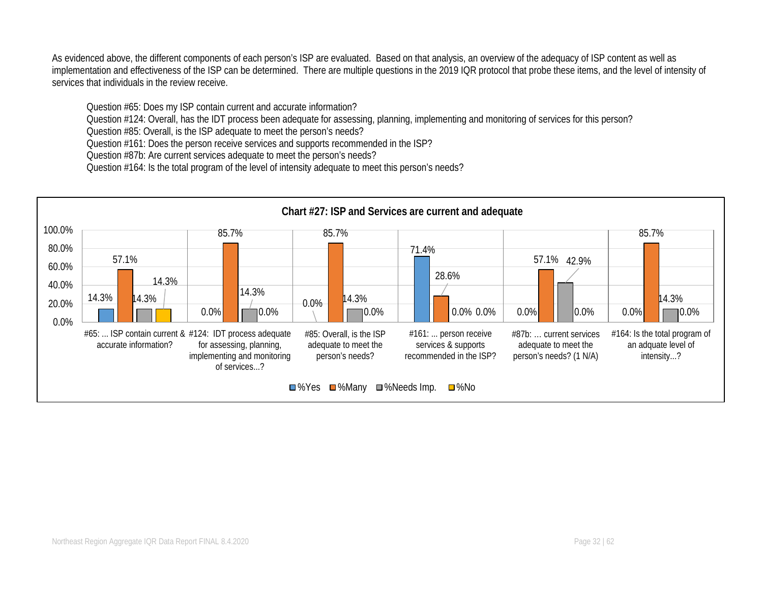As evidenced above, the different components of each person's ISP are evaluated. Based on that analysis, an overview of the adequacy of ISP content as well as implementation and effectiveness of the ISP can be determined. There are multiple questions in the 2019 IQR protocol that probe these items, and the level of intensity of services that individuals in the review receive.

Question #65: Does my ISP contain current and accurate information?
Question #124: Overall, has the IDT process been adequate for assessing, planning, implementing and monitoring of services for this person?
Question #85: Overall, is the ISP adequate to meet the person's needs?
Question #161: Does the person receive services and supports recommended in the ISP?
Question #87b: Are current services adequate to meet the person's needs?
Question #164: Is the total program of the level of intensity adequate to meet this person's needs?

**Chart #27: ISP and Services are current and adequate**

| | %Yes | %Many | %Needs Imp. | %No |
|---|---|---|---|---|
| #65: ... ISP contain current & accurate information? | 14.3% | 57.1% | 14.3% | 14.3% |
| #124: IDT process adequate for assessing, planning, implementing and monitoring of services...? | 0.0% | 85.7% | 14.3% | 0.0% |
| #85: Overall, is the ISP adequate to meet the person's needs? | 0.0% | 85.7% | 14.3% | 0.0% |
| #161: ... person receive services & supports recommended in the ISP? | 71.4% | 28.6% | 0.0% | 0.0% |
| #87b: … current services adequate to meet the person's needs? (1 N/A) | 0.0% | 57.1% | 42.9% | 0.0% |
| #164: Is the total program of an adquate level of intensity...? | 0.0% | 85.7% | 14.3% | 0.0% |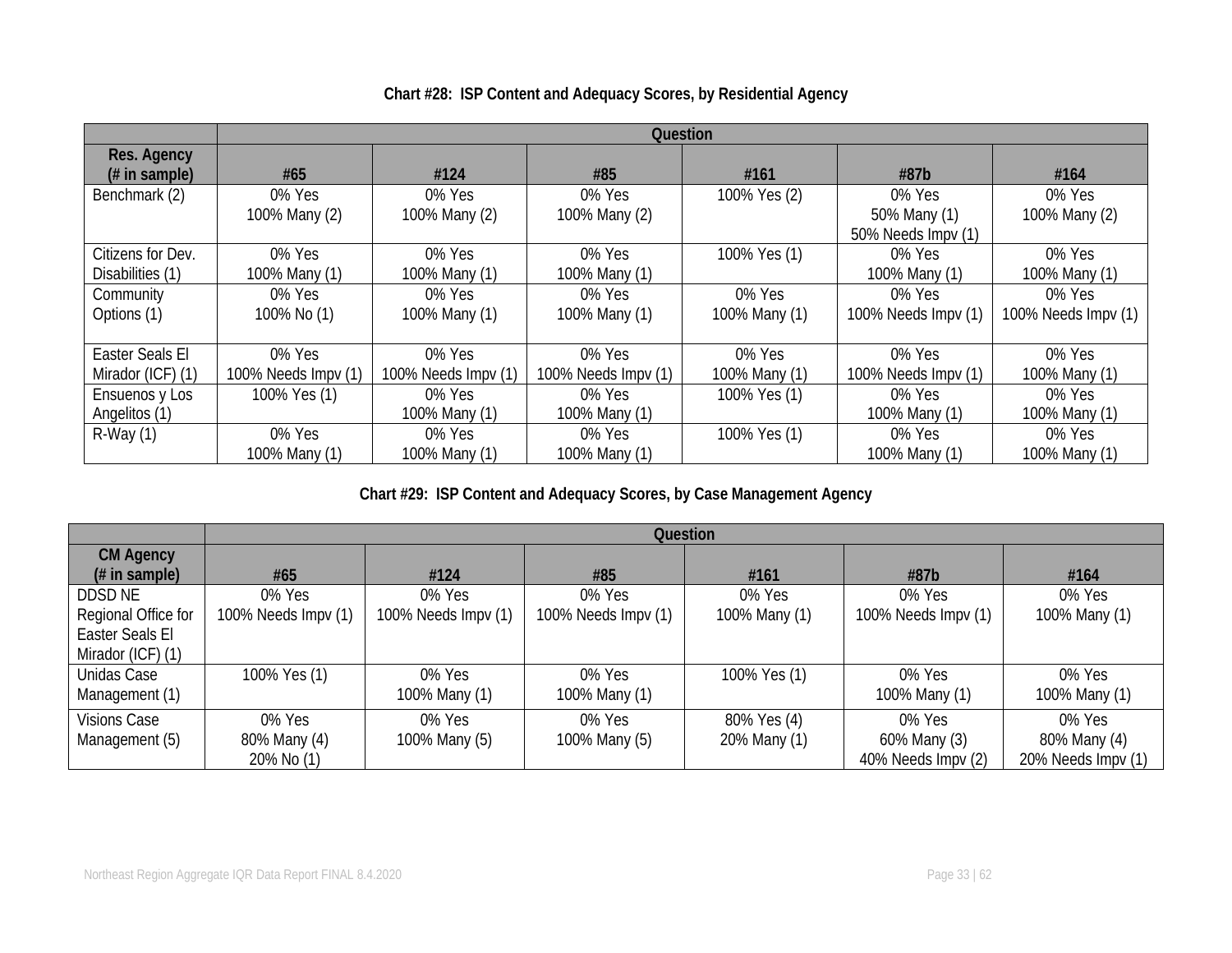**Chart #28: ISP Content and Adequacy Scores, by Residential Agency**

| | Question | | | | | |
|---|---|---|---|---|---|---|
| Res. Agency (# in sample) | #65 | #124 | #85 | #161 | #87b | #164 |
| Benchmark (2) | 0% Yes 100% Many (2) | 0% Yes 100% Many (2) | 0% Yes 100% Many (2) | 100% Yes (2) | 0% Yes 50% Many (1) 50% Needs Impv (1) | 0% Yes 100% Many (2) |
| Citizens for Dev. Disabilities (1) | 0% Yes 100% Many (1) | 0% Yes 100% Many (1) | 0% Yes 100% Many (1) | 100% Yes (1) | 0% Yes 100% Many (1) | 0% Yes 100% Many (1) |
| Community Options (1) | 0% Yes 100% No (1) | 0% Yes 100% Many (1) | 0% Yes 100% Many (1) | 0% Yes 100% Many (1) | 0% Yes 100% Needs Impv (1) | 0% Yes 100% Needs Impv (1) |
| Easter Seals El Mirador (ICF) (1) | 0% Yes 100% Needs Impv (1) | 0% Yes 100% Needs Impv (1) | 0% Yes 100% Needs Impv (1) | 0% Yes 100% Many (1) | 0% Yes 100% Needs Impv (1) | 0% Yes 100% Many (1) |
| Ensuenos y Los Angelitos (1) | 100% Yes (1) | 0% Yes 100% Many (1) | 0% Yes 100% Many (1) | 100% Yes (1) | 0% Yes 100% Many (1) | 0% Yes 100% Many (1) |
| R-Way (1) | 0% Yes 100% Many (1) | 0% Yes 100% Many (1) | 0% Yes 100% Many (1) | 100% Yes (1) | 0% Yes 100% Many (1) | 0% Yes 100% Many (1) |

**Chart #29: ISP Content and Adequacy Scores, by Case Management Agency**

| | Question | | | | | |
|---|---|---|---|---|---|---|
| CM Agency (# in sample) | #65 | #124 | #85 | #161 | #87b | #164 |
| DDSD NE Regional Office for Easter Seals El Mirador (ICF) (1) | 0% Yes 100% Needs Impv (1) | 0% Yes 100% Needs Impv (1) | 0% Yes 100% Needs Impv (1) | 0% Yes 100% Many (1) | 0% Yes 100% Needs Impv (1) | 0% Yes 100% Many (1) |
| Unidas Case Management (1) | 100% Yes (1) | 0% Yes 100% Many (1) | 0% Yes 100% Many (1) | 100% Yes (1) | 0% Yes 100% Many (1) | 0% Yes 100% Many (1) |
| Visions Case Management (5) | 0% Yes 80% Many (4) 20% No (1) | 0% Yes 100% Many (5) | 0% Yes 100% Many (5) | 80% Yes (4) 20% Many (1) | 0% Yes 60% Many (3) 40% Needs Impv (2) | 0% Yes 80% Many (4) 20% Needs Impv (1) |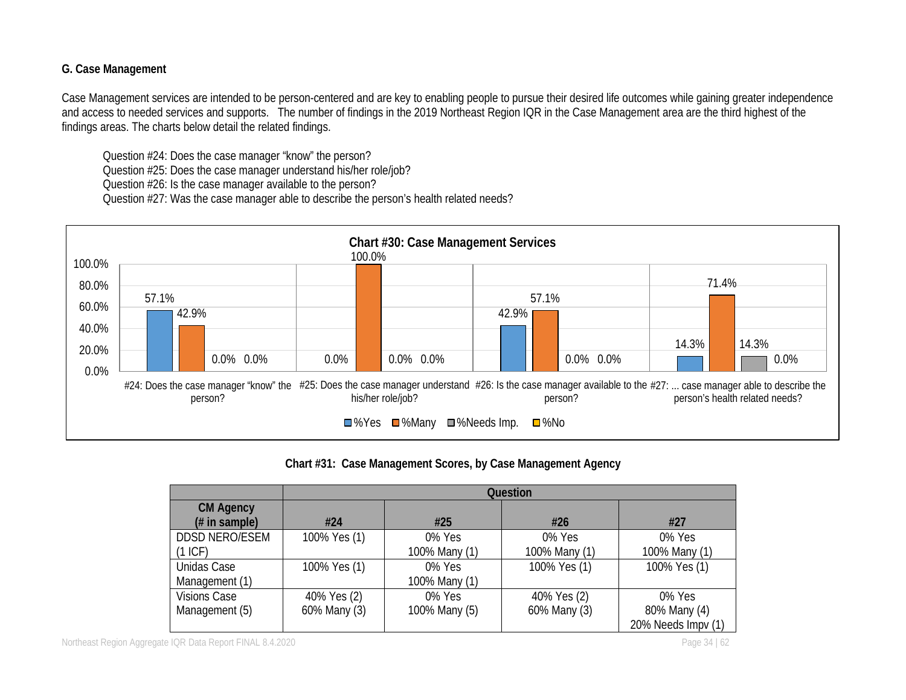### G. Case Management

Case Management services are intended to be person-centered and are key to enabling people to pursue their desired life outcomes while gaining greater independence and access to needed services and supports. The number of findings in the 2019 Northeast Region IQR in the Case Management area are the third highest of the findings areas. The charts below detail the related findings.

Question #24: Does the case manager "know" the person?
Question #25: Does the case manager understand his/her role/job?
Question #26: Is the case manager available to the person?
Question #27: Was the case manager able to describe the person's health related needs?

**Chart #30: Case Management Services**

| Question | %Yes | %Many | %Needs Imp. | %No |
|---|---|---|---|---|
| #24: Does the case manager "know" the person? | 57.1% | 42.9% | 0.0% | 0.0% |
| #25: Does the case manager understand his/her role/job? | 0.0% | 100.0% | 0.0% | 0.0% |
| #26: Is the case manager available to the person? | 42.9% | 57.1% | 0.0% | 0.0% |
| #27: ... case manager able to describe the person's health related needs? | 14.3% | 71.4% | 14.3% | 0.0% |

**Chart #31: Case Management Scores, by Case Management Agency**

| | Question | | | |
|---|---|---|---|---|
| **CM Agency (# in sample)** | **#24** | **#25** | **#26** | **#27** |
| DDSD NERO/ESEM (1 ICF) | 100% Yes (1) | 0% Yes<br>100% Many (1) | 0% Yes<br>100% Many (1) | 0% Yes<br>100% Many (1) |
| Unidas Case Management (1) | 100% Yes (1) | 0% Yes<br>100% Many (1) | 100% Yes (1) | 100% Yes (1) |
| Visions Case Management (5) | 40% Yes (2)<br>60% Many (3) | 0% Yes<br>100% Many (5) | 40% Yes (2)<br>60% Many (3) | 0% Yes<br>80% Many (4)<br>20% Needs Impv (1) |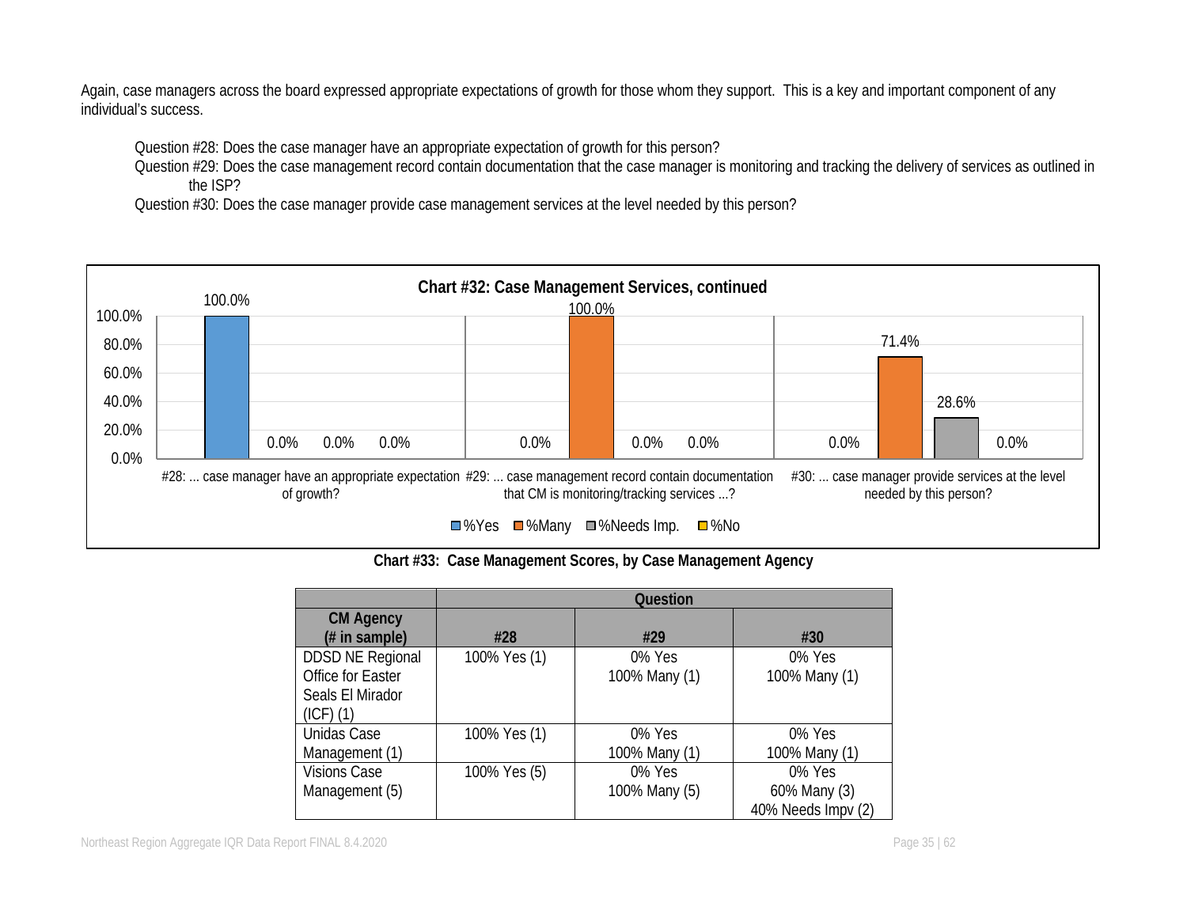Again, case managers across the board expressed appropriate expectations of growth for those whom they support. This is a key and important component of any individual's success.

Question #28: Does the case manager have an appropriate expectation of growth for this person?
Question #29: Does the case management record contain documentation that the case manager is monitoring and tracking the delivery of services as outlined in the ISP?
Question #30: Does the case manager provide case management services at the level needed by this person?

**Chart #32: Case Management Services, continued**

| Question | %Yes | %Many | %Needs Imp. | %No |
|---|---|---|---|---|
| #28: ... case manager have an appropriate expectation of growth? | 100.0% | 0.0% | 0.0% | 0.0% |
| #29: ... case management record contain documentation that CM is monitoring/tracking services ...? | 0.0% | 100.0% | 0.0% | 0.0% |
| #30: ... case manager provide services at the level needed by this person? | 0.0% | 71.4% | 28.6% | 0.0% |

**Chart #33: Case Management Scores, by Case Management Agency**

| CM Agency (# in sample) | Question #28 | #29 | #30 |
|---|---|---|---|
| DDSD NE Regional Office for Easter Seals El Mirador (ICF) (1) | 100% Yes (1) | 0% Yes<br>100% Many (1) | 0% Yes<br>100% Many (1) |
| Unidas Case Management (1) | 100% Yes (1) | 0% Yes<br>100% Many (1) | 0% Yes<br>100% Many (1) |
| Visions Case Management (5) | 100% Yes (5) | 0% Yes<br>100% Many (5) | 0% Yes<br>60% Many (3)<br>40% Needs Impv (2) |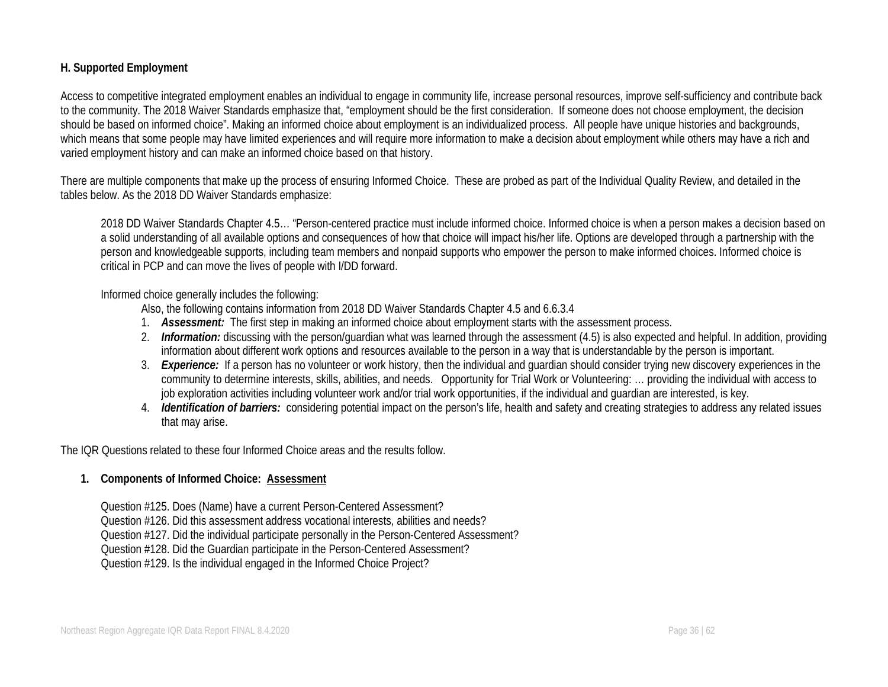**H. Supported Employment**

Access to competitive integrated employment enables an individual to engage in community life, increase personal resources, improve self-sufficiency and contribute back to the community. The 2018 Waiver Standards emphasize that, "employment should be the first consideration. If someone does not choose employment, the decision should be based on informed choice". Making an informed choice about employment is an individualized process. All people have unique histories and backgrounds, which means that some people may have limited experiences and will require more information to make a decision about employment while others may have a rich and varied employment history and can make an informed choice based on that history.

There are multiple components that make up the process of ensuring Informed Choice. These are probed as part of the Individual Quality Review, and detailed in the tables below. As the 2018 DD Waiver Standards emphasize:

> 2018 DD Waiver Standards Chapter 4.5… "Person-centered practice must include informed choice. Informed choice is when a person makes a decision based on a solid understanding of all available options and consequences of how that choice will impact his/her life. Options are developed through a partnership with the person and knowledgeable supports, including team members and nonpaid supports who empower the person to make informed choices. Informed choice is critical in PCP and can move the lives of people with I/DD forward.
>
> Informed choice generally includes the following:
>
> Also, the following contains information from 2018 DD Waiver Standards Chapter 4.5 and 6.6.3.4
>
> 1. ***Assessment:*** The first step in making an informed choice about employment starts with the assessment process.
> 2. ***Information:*** discussing with the person/guardian what was learned through the assessment (4.5) is also expected and helpful. In addition, providing information about different work options and resources available to the person in a way that is understandable by the person is important.
> 3. ***Experience:*** If a person has no volunteer or work history, then the individual and guardian should consider trying new discovery experiences in the community to determine interests, skills, abilities, and needs. Opportunity for Trial Work or Volunteering: … providing the individual with access to job exploration activities including volunteer work and/or trial work opportunities, if the individual and guardian are interested, is key.
> 4. ***Identification of barriers:*** considering potential impact on the person's life, health and safety and creating strategies to address any related issues that may arise.

The IQR Questions related to these four Informed Choice areas and the results follow.

**1. Components of Informed Choice: <u>Assessment</u>**

Question #125. Does (Name) have a current Person-Centered Assessment?
Question #126. Did this assessment address vocational interests, abilities and needs?
Question #127. Did the individual participate personally in the Person-Centered Assessment?
Question #128. Did the Guardian participate in the Person-Centered Assessment?
Question #129. Is the individual engaged in the Informed Choice Project?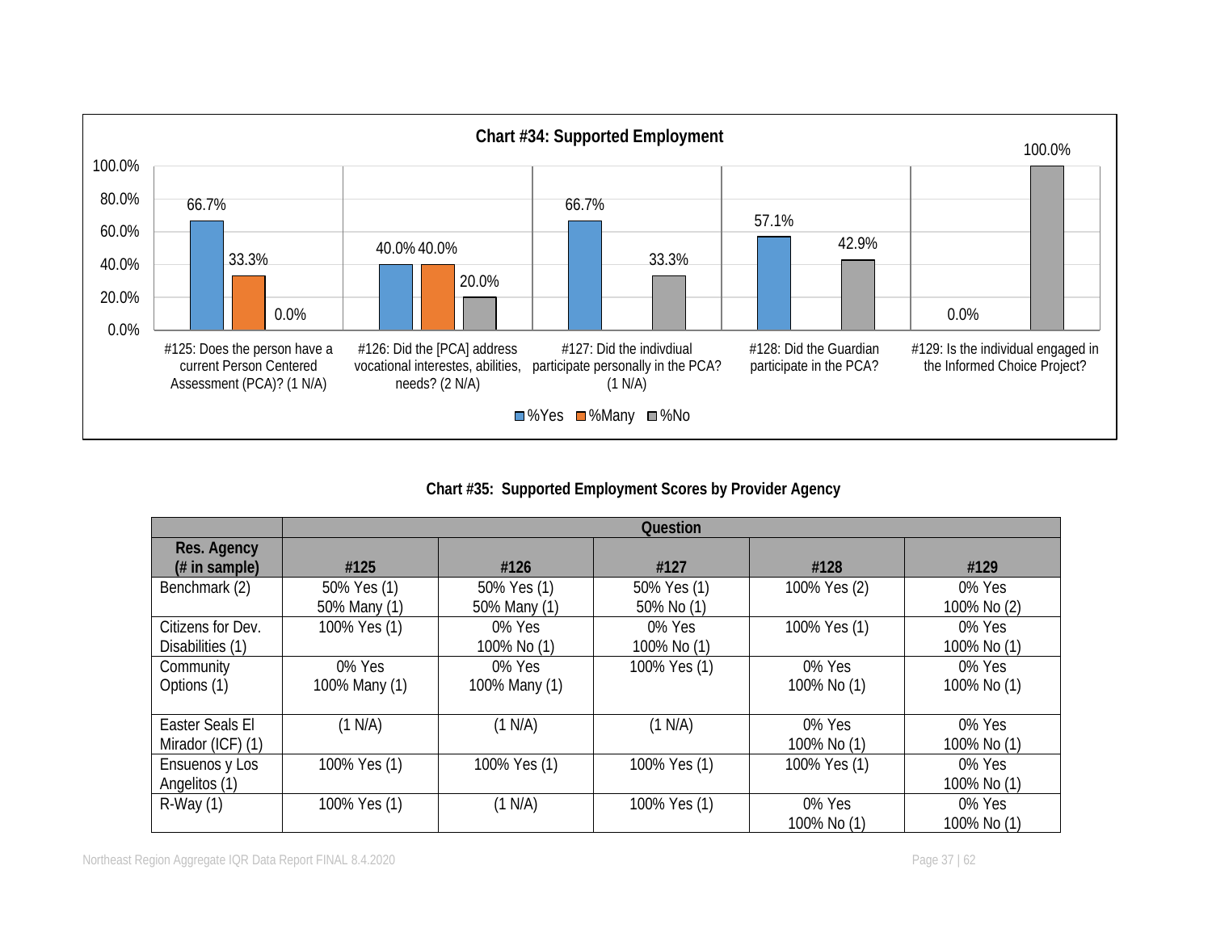**Chart #34: Supported Employment**

| Question | %Yes | %Many | %No |
|---|---|---|---|
| #125: Does the person have a current Person Centered Assessment (PCA)? (1 N/A) | 66.7% | 33.3% | 0.0% |
| #126: Did the [PCA] address vocational interestes, abilities, needs? (2 N/A) | 40.0% | 40.0% | 20.0% |
| #127: Did the indivdiual participate personally in the PCA? (1 N/A) | 66.7% | | 33.3% |
| #128: Did the Guardian participate in the PCA? | 57.1% | | 42.9% |
| #129: Is the individual engaged in the Informed Choice Project? | 0.0% | | 100.0% |

**Chart #35: Supported Employment Scores by Provider Agency**

| | Question | | | | |
|---|---|---|---|---|---|
| **Res. Agency (# in sample)** | **#125** | **#126** | **#127** | **#128** | **#129** |
| Benchmark (2) | 50% Yes (1) 50% Many (1) | 50% Yes (1) 50% Many (1) | 50% Yes (1) 50% No (1) | 100% Yes (2) | 0% Yes 100% No (2) |
| Citizens for Dev. Disabilities (1) | 100% Yes (1) | 0% Yes 100% No (1) | 0% Yes 100% No (1) | 100% Yes (1) | 0% Yes 100% No (1) |
| Community Options (1) | 0% Yes 100% Many (1) | 0% Yes 100% Many (1) | 100% Yes (1) | 0% Yes 100% No (1) | 0% Yes 100% No (1) |
| Easter Seals El Mirador (ICF) (1) | (1 N/A) | (1 N/A) | (1 N/A) | 0% Yes 100% No (1) | 0% Yes 100% No (1) |
| Ensuenos y Los Angelitos (1) | 100% Yes (1) | 100% Yes (1) | 100% Yes (1) | 100% Yes (1) | 0% Yes 100% No (1) |
| R-Way (1) | 100% Yes (1) | (1 N/A) | 100% Yes (1) | 0% Yes 100% No (1) | 0% Yes 100% No (1) |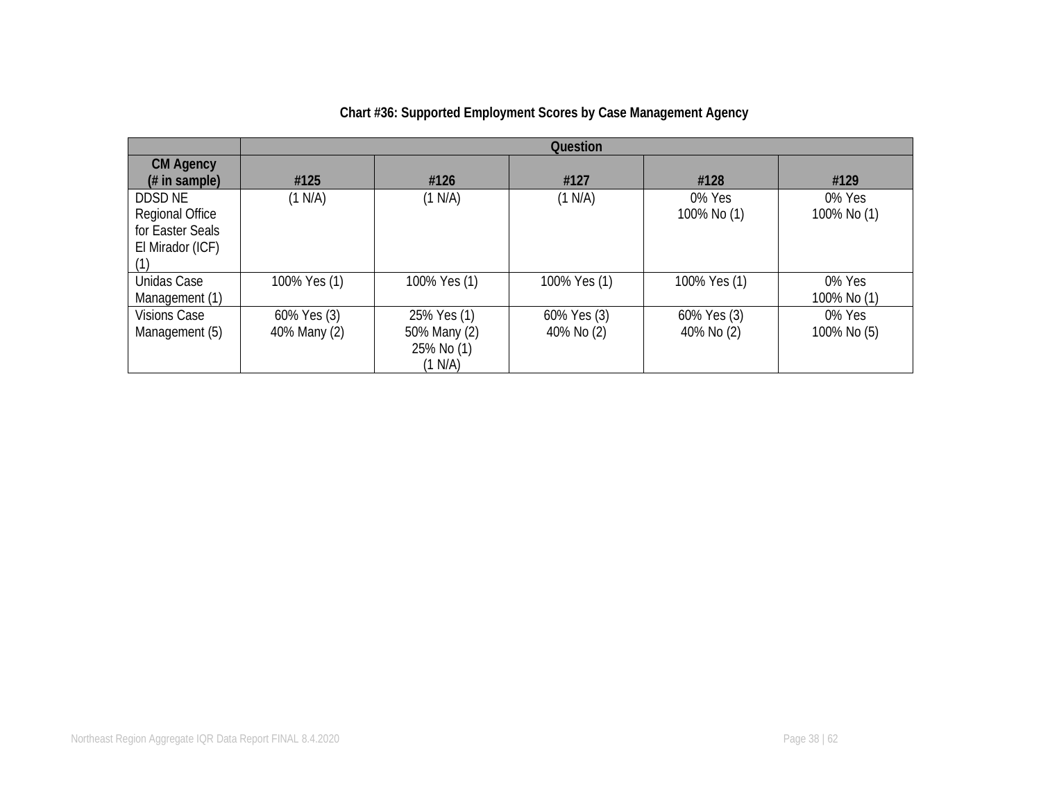**Chart #36: Supported Employment Scores by Case Management Agency**

| | Question | | | | |
|---|---|---|---|---|---|
| **CM Agency (# in sample)** | **#125** | **#126** | **#127** | **#128** | **#129** |
| DDSD NE Regional Office for Easter Seals El Mirador (ICF) (1) | (1 N/A) | (1 N/A) | (1 N/A) | 0% Yes<br>100% No (1) | 0% Yes<br>100% No (1) |
| Unidas Case Management (1) | 100% Yes (1) | 100% Yes (1) | 100% Yes (1) | 100% Yes (1) | 0% Yes<br>100% No (1) |
| Visions Case Management (5) | 60% Yes (3)<br>40% Many (2) | 25% Yes (1)<br>50% Many (2)<br>25% No (1)<br>(1 N/A) | 60% Yes (3)<br>40% No (2) | 60% Yes (3)<br>40% No (2) | 0% Yes<br>100% No (5) |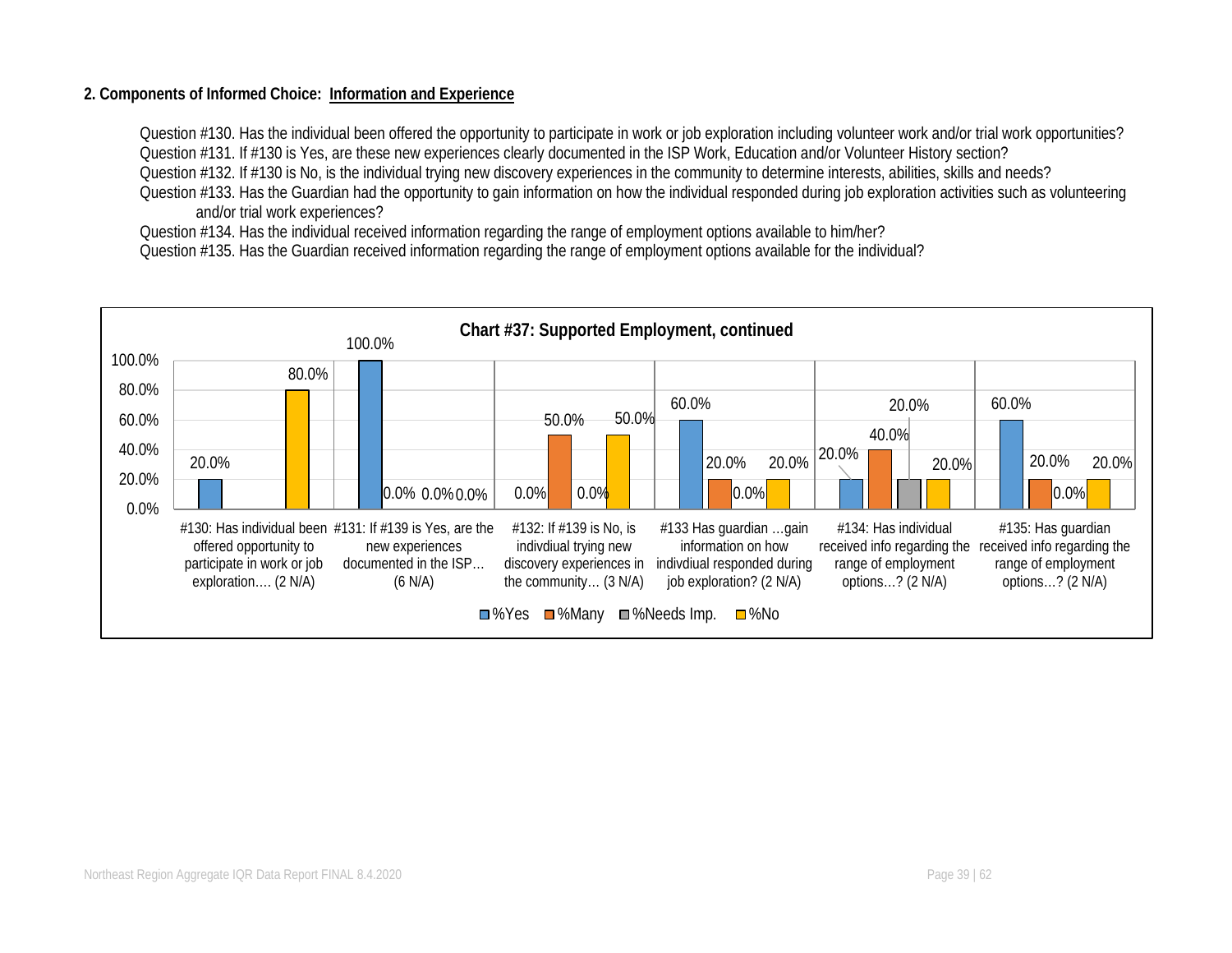**2. Components of Informed Choice: Information and Experience**

Question #130. Has the individual been offered the opportunity to participate in work or job exploration including volunteer work and/or trial work opportunities?
Question #131. If #130 is Yes, are these new experiences clearly documented in the ISP Work, Education and/or Volunteer History section?
Question #132. If #130 is No, is the individual trying new discovery experiences in the community to determine interests, abilities, skills and needs?
Question #133. Has the Guardian had the opportunity to gain information on how the individual responded during job exploration activities such as volunteering and/or trial work experiences?
Question #134. Has the individual received information regarding the range of employment options available to him/her?
Question #135. Has the Guardian received information regarding the range of employment options available for the individual?

**Chart #37: Supported Employment, continued**

| Question | %Yes | %Many | %Needs Imp. | %No |
|---|---|---|---|---|
| #130: Has individual been offered opportunity to participate in work or job exploration…. (2 N/A) | 20.0% | | | 80.0% |
| #131: If #139 is Yes, are the new experiences documented in the ISP… (6 N/A) | 100.0% | 0.0% | 0.0% | 0.0% |
| #132: If #139 is No, is indivdiual trying new discovery experiences in the community… (3 N/A) | 0.0% | 50.0% | 0.0% | 50.0% |
| #133 Has guardian …gain information on how indivdiual responded during job exploration? (2 N/A) | 60.0% | 20.0% | 0.0% | 20.0% |
| #134: Has individual received info regarding the range of employment options…? (2 N/A) | 20.0% | 40.0% | 20.0% | 20.0% |
| #135: Has guardian received info regarding the range of employment options…? (2 N/A) | 60.0% | 20.0% | 0.0% | 20.0% |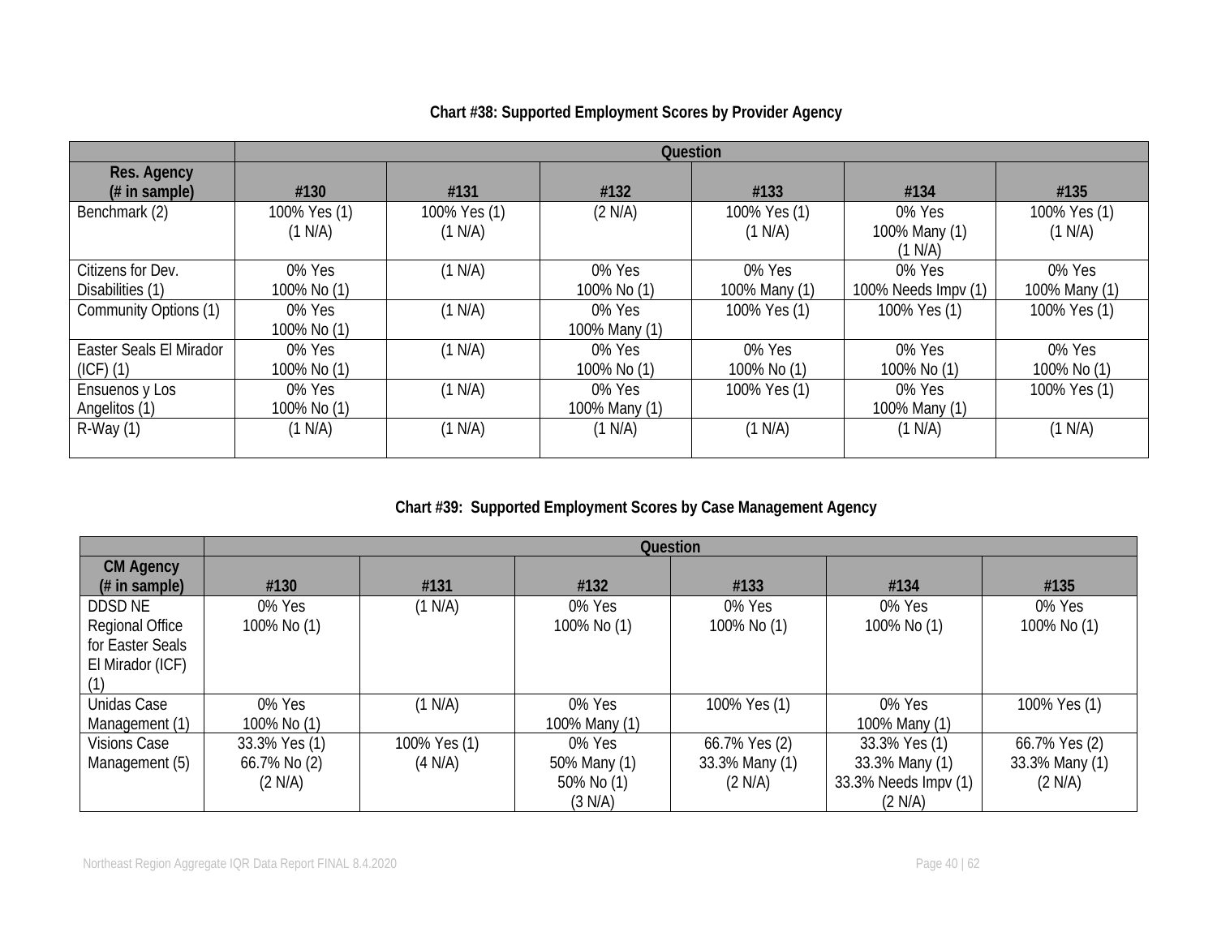**Chart #38: Supported Employment Scores by Provider Agency**

| | Question | | | | | |
|---|---|---|---|---|---|---|
| Res. Agency (# in sample) | #130 | #131 | #132 | #133 | #134 | #135 |
| Benchmark (2) | 100% Yes (1) (1 N/A) | 100% Yes (1) (1 N/A) | (2 N/A) | 100% Yes (1) (1 N/A) | 0% Yes 100% Many (1) (1 N/A) | 100% Yes (1) (1 N/A) |
| Citizens for Dev. Disabilities (1) | 0% Yes 100% No (1) | (1 N/A) | 0% Yes 100% No (1) | 0% Yes 100% Many (1) | 0% Yes 100% Needs Impv (1) | 0% Yes 100% Many (1) |
| Community Options (1) | 0% Yes 100% No (1) | (1 N/A) | 0% Yes 100% Many (1) | 100% Yes (1) | 100% Yes (1) | 100% Yes (1) |
| Easter Seals El Mirador (ICF) (1) | 0% Yes 100% No (1) | (1 N/A) | 0% Yes 100% No (1) | 0% Yes 100% No (1) | 0% Yes 100% No (1) | 0% Yes 100% No (1) |
| Ensuenos y Los Angelitos (1) | 0% Yes 100% No (1) | (1 N/A) | 0% Yes 100% Many (1) | 100% Yes (1) | 0% Yes 100% Many (1) | 100% Yes (1) |
| R-Way (1) | (1 N/A) | (1 N/A) | (1 N/A) | (1 N/A) | (1 N/A) | (1 N/A) |

**Chart #39: Supported Employment Scores by Case Management Agency**

| | Question | | | | | |
|---|---|---|---|---|---|---|
| CM Agency (# in sample) | #130 | #131 | #132 | #133 | #134 | #135 |
| DDSD NE Regional Office for Easter Seals El Mirador (ICF) (1) | 0% Yes 100% No (1) | (1 N/A) | 0% Yes 100% No (1) | 0% Yes 100% No (1) | 0% Yes 100% No (1) | 0% Yes 100% No (1) |
| Unidas Case Management (1) | 0% Yes 100% No (1) | (1 N/A) | 0% Yes 100% Many (1) | 100% Yes (1) | 0% Yes 100% Many (1) | 100% Yes (1) |
| Visions Case Management (5) | 33.3% Yes (1) 66.7% No (2) (2 N/A) | 100% Yes (1) (4 N/A) | 0% Yes 50% Many (1) 50% No (1) (3 N/A) | 66.7% Yes (2) 33.3% Many (1) (2 N/A) | 33.3% Yes (1) 33.3% Many (1) 33.3% Needs Impv (1) (2 N/A) | 66.7% Yes (2) 33.3% Many (1) (2 N/A) |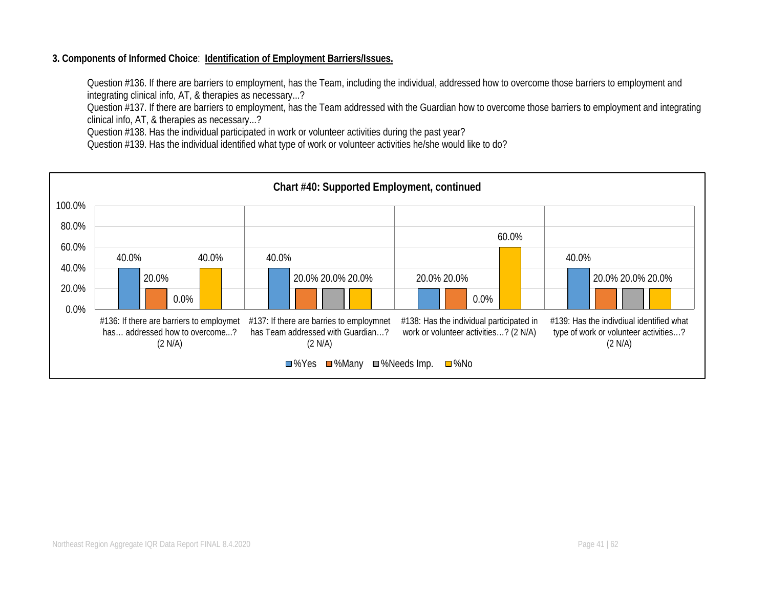**3. Components of Informed Choice**: **Identification of Employment Barriers/Issues.**

Question #136. If there are barriers to employment, has the Team, including the individual, addressed how to overcome those barriers to employment and integrating clinical info, AT, & therapies as necessary...?
Question #137. If there are barriers to employment, has the Team addressed with the Guardian how to overcome those barriers to employment and integrating clinical info, AT, & therapies as necessary...?
Question #138. Has the individual participated in work or volunteer activities during the past year?
Question #139. Has the individual identified what type of work or volunteer activities he/she would like to do?

**Chart #40: Supported Employment, continued**

| | %Yes | %Many | %Needs Imp. | %No |
|---|---|---|---|---|
| #136: If there are barriers to employmet has… addressed how to overcome...? (2 N/A) | 40.0% | 20.0% | 0.0% | 40.0% |
| #137: If there are barries to employmnet has Team addressed with Guardian…? (2 N/A) | 40.0% | 20.0% | 20.0% | 20.0% |
| #138: Has the individual participated in work or volunteer activities…? (2 N/A) | 20.0% | 20.0% | 0.0% | 60.0% |
| #139: Has the indivdiual identified what type of work or volunteer activities…? (2 N/A) | 40.0% | 20.0% | 20.0% | 20.0% |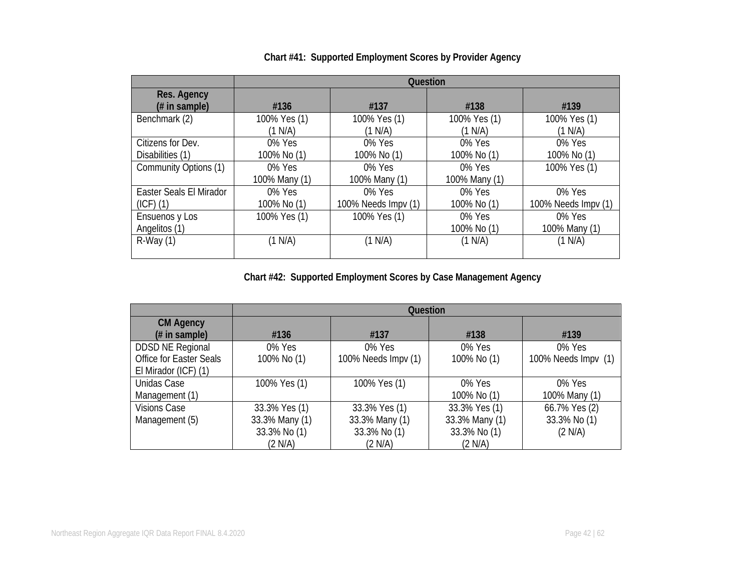**Chart #41: Supported Employment Scores by Provider Agency**

| | Question | | | |
|---|---|---|---|---|
| Res. Agency (# in sample) | #136 | #137 | #138 | #139 |
| Benchmark (2) | 100% Yes (1) (1 N/A) | 100% Yes (1) (1 N/A) | 100% Yes (1) (1 N/A) | 100% Yes (1) (1 N/A) |
| Citizens for Dev. Disabilities (1) | 0% Yes 100% No (1) | 0% Yes 100% No (1) | 0% Yes 100% No (1) | 0% Yes 100% No (1) |
| Community Options (1) | 0% Yes 100% Many (1) | 0% Yes 100% Many (1) | 0% Yes 100% Many (1) | 100% Yes (1) |
| Easter Seals El Mirador (ICF) (1) | 0% Yes 100% No (1) | 0% Yes 100% Needs Impv (1) | 0% Yes 100% No (1) | 0% Yes 100% Needs Impv (1) |
| Ensuenos y Los Angelitos (1) | 100% Yes (1) | 100% Yes (1) | 0% Yes 100% No (1) | 0% Yes 100% Many (1) |
| R-Way (1) | (1 N/A) | (1 N/A) | (1 N/A) | (1 N/A) |

**Chart #42: Supported Employment Scores by Case Management Agency**

| | Question | | | |
|---|---|---|---|---|
| CM Agency (# in sample) | #136 | #137 | #138 | #139 |
| DDSD NE Regional Office for Easter Seals El Mirador (ICF) (1) | 0% Yes 100% No (1) | 0% Yes 100% Needs Impv (1) | 0% Yes 100% No (1) | 0% Yes 100% Needs Impv (1) |
| Unidas Case Management (1) | 100% Yes (1) | 100% Yes (1) | 0% Yes 100% No (1) | 0% Yes 100% Many (1) |
| Visions Case Management (5) | 33.3% Yes (1) 33.3% Many (1) 33.3% No (1) (2 N/A) | 33.3% Yes (1) 33.3% Many (1) 33.3% No (1) (2 N/A) | 33.3% Yes (1) 33.3% Many (1) 33.3% No (1) (2 N/A) | 66.7% Yes (2) 33.3% No (1) (2 N/A) |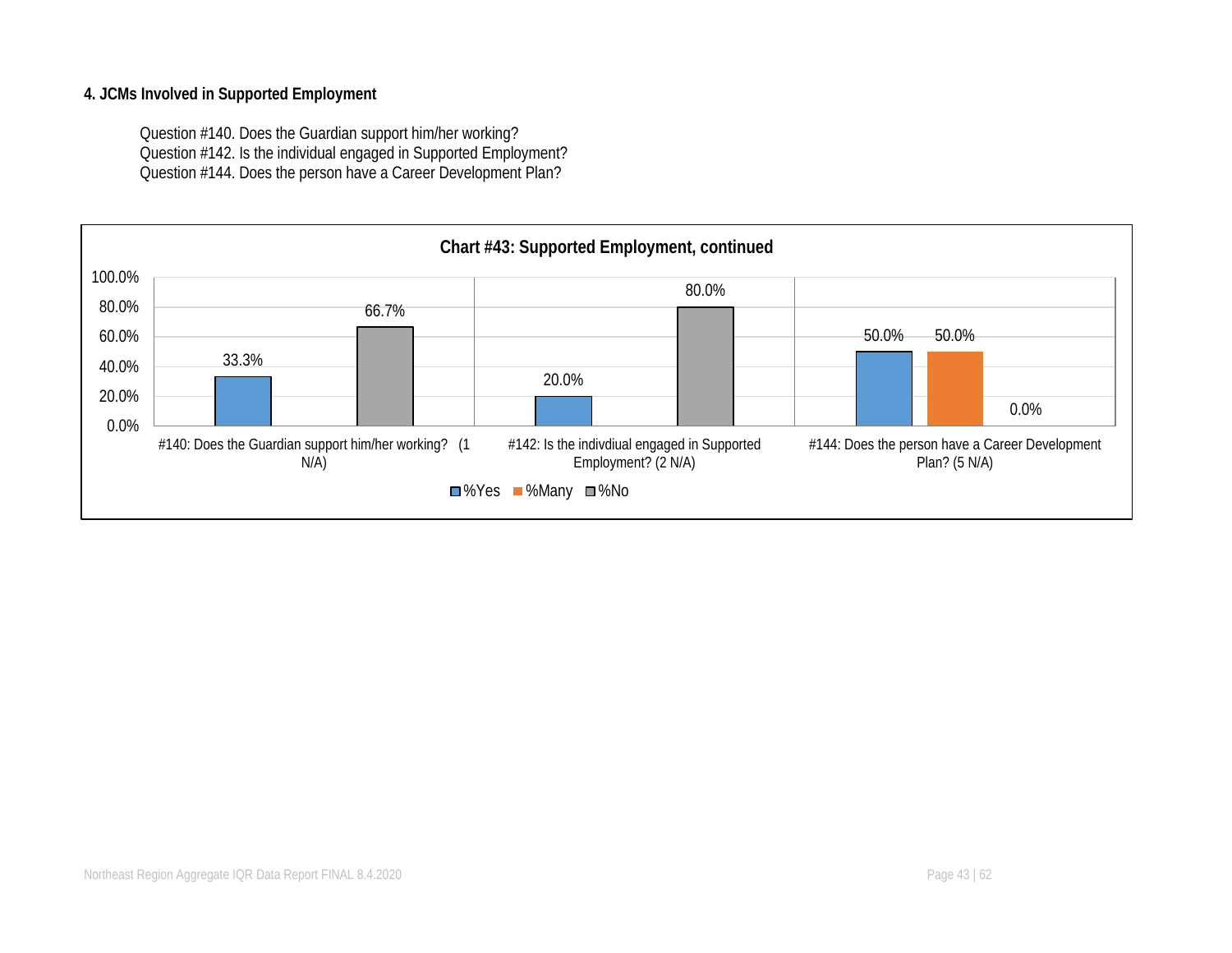#### 4. JCMs Involved in Supported Employment

Question #140. Does the Guardian support him/her working?
Question #142. Is the individual engaged in Supported Employment?
Question #144. Does the person have a Career Development Plan?

**Chart #43: Supported Employment, continued**

| Question | %Yes | %Many | %No |
|---|---|---|---|
| #140: Does the Guardian support him/her working? (1 N/A) | 33.3% | | 66.7% |
| #142: Is the indivdiual engaged in Supported Employment? (2 N/A) | 20.0% | | 80.0% |
| #144: Does the person have a Career Development Plan? (5 N/A) | 50.0% | 50.0% | 0.0% |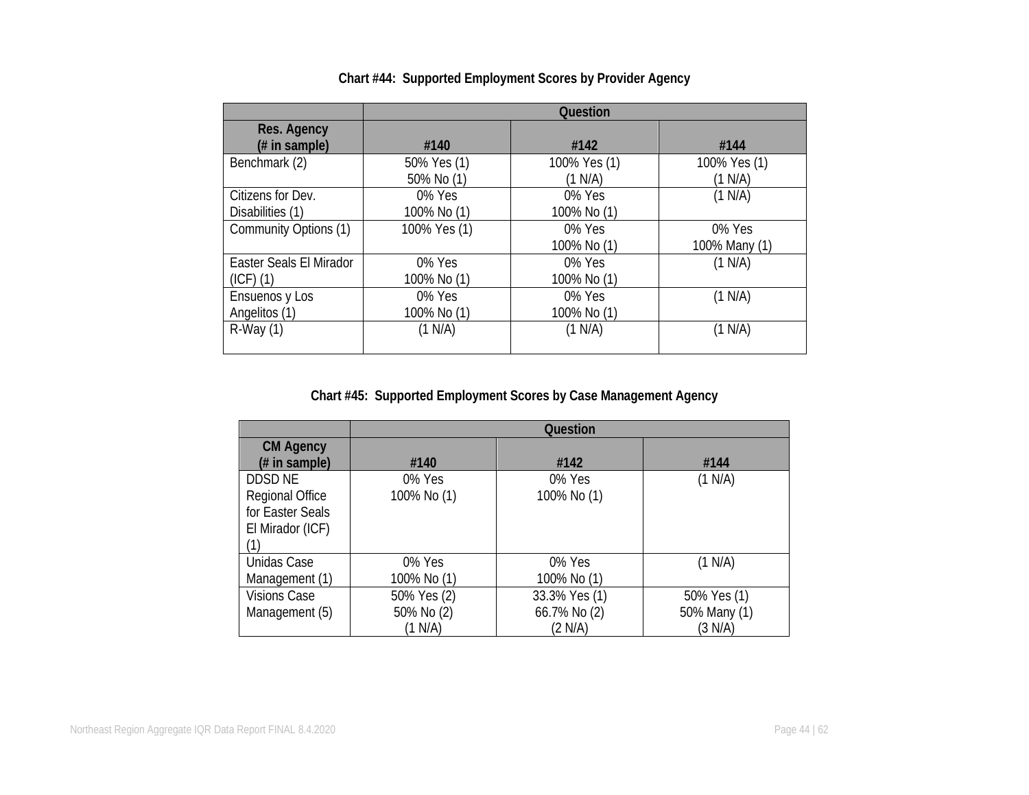**Chart #44: Supported Employment Scores by Provider Agency**

| | Question | | |
|---|---|---|---|
| Res. Agency (# in sample) | #140 | #142 | #144 |
| Benchmark (2) | 50% Yes (1) 50% No (1) | 100% Yes (1) (1 N/A) | 100% Yes (1) (1 N/A) |
| Citizens for Dev. Disabilities (1) | 0% Yes 100% No (1) | 0% Yes 100% No (1) | (1 N/A) |
| Community Options (1) | 100% Yes (1) | 0% Yes 100% No (1) | 0% Yes 100% Many (1) |
| Easter Seals El Mirador (ICF) (1) | 0% Yes 100% No (1) | 0% Yes 100% No (1) | (1 N/A) |
| Ensuenos y Los Angelitos (1) | 0% Yes 100% No (1) | 0% Yes 100% No (1) | (1 N/A) |
| R-Way (1) | (1 N/A) | (1 N/A) | (1 N/A) |

**Chart #45: Supported Employment Scores by Case Management Agency**

| | Question | | |
|---|---|---|---|
| CM Agency (# in sample) | #140 | #142 | #144 |
| DDSD NE Regional Office for Easter Seals El Mirador (ICF) (1) | 0% Yes 100% No (1) | 0% Yes 100% No (1) | (1 N/A) |
| Unidas Case Management (1) | 0% Yes 100% No (1) | 0% Yes 100% No (1) | (1 N/A) |
| Visions Case Management (5) | 50% Yes (2) 50% No (2) (1 N/A) | 33.3% Yes (1) 66.7% No (2) (2 N/A) | 50% Yes (1) 50% Many (1) (3 N/A) |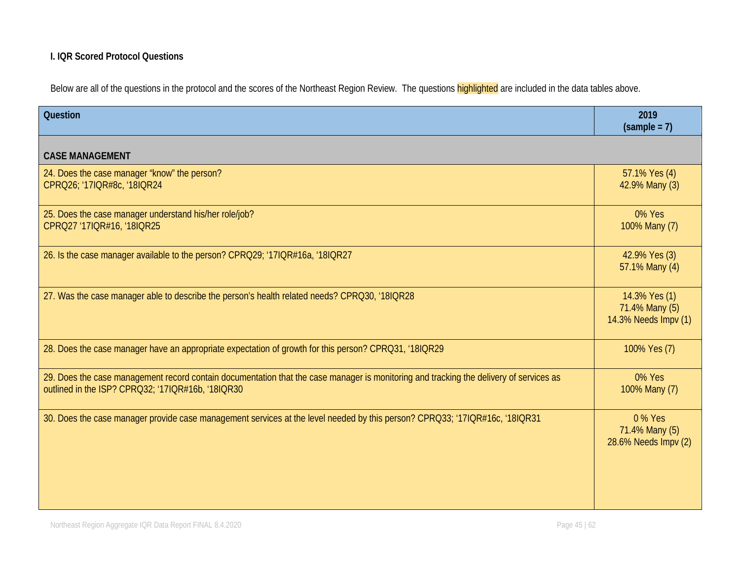### I. IQR Scored Protocol Questions

Below are all of the questions in the protocol and the scores of the Northeast Region Review. The questions highlighted are included in the data tables above.

| Question | 2019 (sample = 7) |
|---|---|
| **CASE MANAGEMENT** | |
| 24. Does the case manager "know" the person? CPRQ26; '17IQR#8c, '18IQR24 | 57.1% Yes (4)<br>42.9% Many (3) |
| 25. Does the case manager understand his/her role/job? CPRQ27 '17IQR#16, '18IQR25 | 0% Yes<br>100% Many (7) |
| 26. Is the case manager available to the person? CPRQ29; '17IQR#16a, '18IQR27 | 42.9% Yes (3)<br>57.1% Many (4) |
| 27. Was the case manager able to describe the person's health related needs? CPRQ30, '18IQR28 | 14.3% Yes (1)<br>71.4% Many (5)<br>14.3% Needs Impv (1) |
| 28. Does the case manager have an appropriate expectation of growth for this person? CPRQ31, '18IQR29 | 100% Yes (7) |
| 29. Does the case management record contain documentation that the case manager is monitoring and tracking the delivery of services as outlined in the ISP? CPRQ32; '17IQR#16b, '18IQR30 | 0% Yes<br>100% Many (7) |
| 30. Does the case manager provide case management services at the level needed by this person? CPRQ33; '17IQR#16c, '18IQR31 | 0 % Yes<br>71.4% Many (5)<br>28.6% Needs Impv (2) |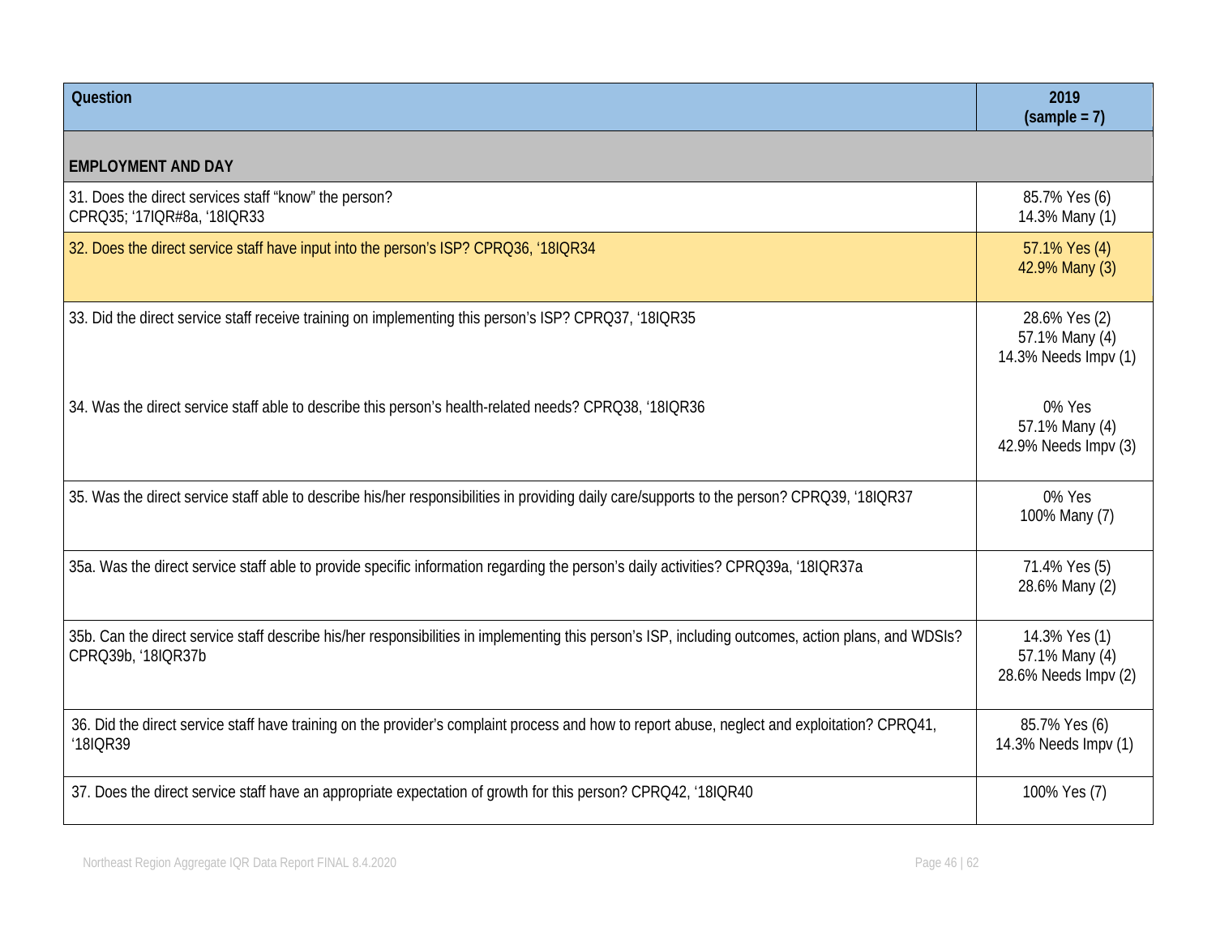| Question | 2019 (sample = 7) |
|---|---|
| **EMPLOYMENT AND DAY** | |
| 31. Does the direct services staff "know" the person? CPRQ35; '17IQR#8a, '18IQR33 | 85.7% Yes (6)<br>14.3% Many (1) |
| 32. Does the direct service staff have input into the person's ISP? CPRQ36, '18IQR34 | 57.1% Yes (4)<br>42.9% Many (3) |
| 33. Did the direct service staff receive training on implementing this person's ISP? CPRQ37, '18IQR35 | 28.6% Yes (2)<br>57.1% Many (4)<br>14.3% Needs Impv (1) |
| 34. Was the direct service staff able to describe this person's health-related needs? CPRQ38, '18IQR36 | 0% Yes<br>57.1% Many (4)<br>42.9% Needs Impv (3) |
| 35. Was the direct service staff able to describe his/her responsibilities in providing daily care/supports to the person? CPRQ39, '18IQR37 | 0% Yes<br>100% Many (7) |
| 35a. Was the direct service staff able to provide specific information regarding the person's daily activities? CPRQ39a, '18IQR37a | 71.4% Yes (5)<br>28.6% Many (2) |
| 35b. Can the direct service staff describe his/her responsibilities in implementing this person's ISP, including outcomes, action plans, and WDSIs? CPRQ39b, '18IQR37b | 14.3% Yes (1)<br>57.1% Many (4)<br>28.6% Needs Impv (2) |
| 36. Did the direct service staff have training on the provider's complaint process and how to report abuse, neglect and exploitation? CPRQ41, '18IQR39 | 85.7% Yes (6)<br>14.3% Needs Impv (1) |
| 37. Does the direct service staff have an appropriate expectation of growth for this person? CPRQ42, '18IQR40 | 100% Yes (7) |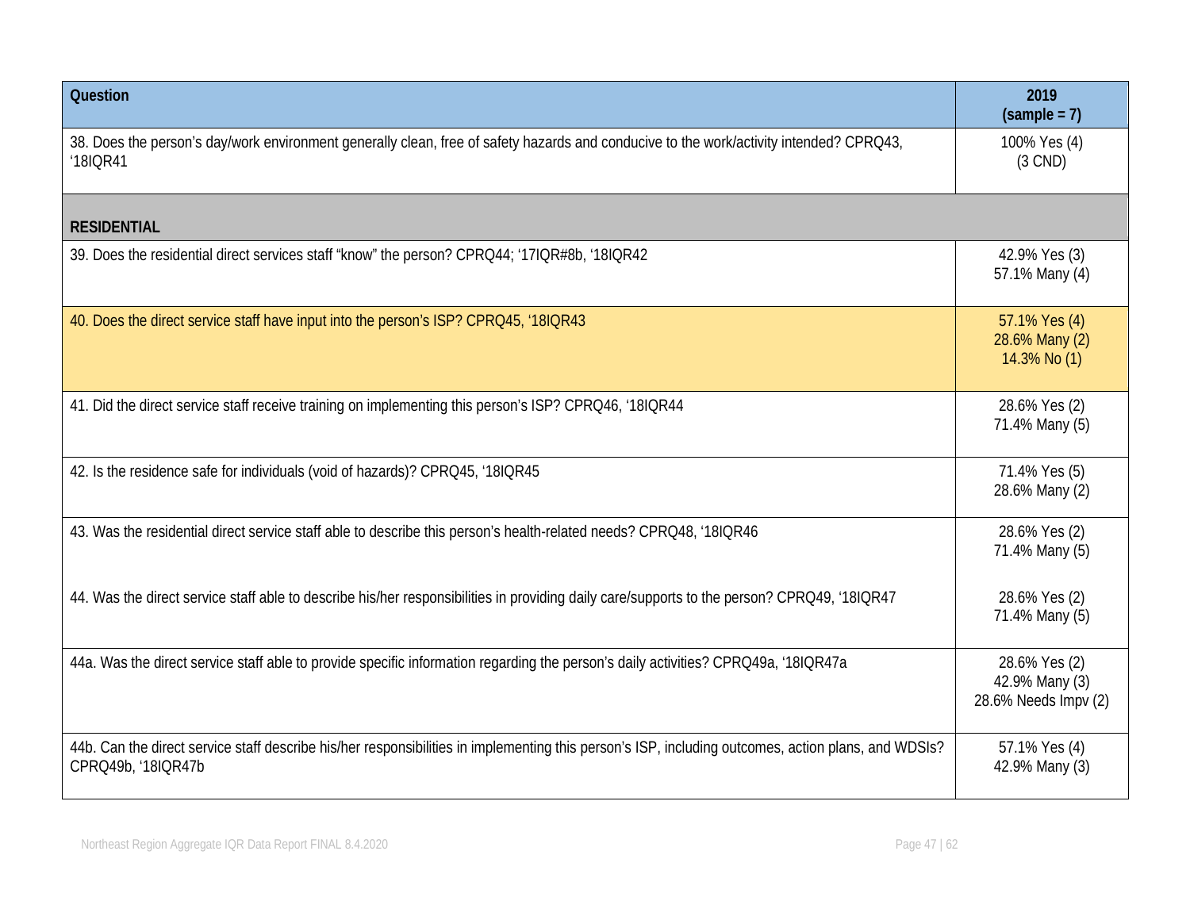| Question | 2019 (sample = 7) |
|---|---|
| 38. Does the person's day/work environment generally clean, free of safety hazards and conducive to the work/activity intended? CPRQ43, '18IQR41 | 100% Yes (4)<br>(3 CND) |
| **RESIDENTIAL** | |
| 39. Does the residential direct services staff "know" the person? CPRQ44; '17IQR#8b, '18IQR42 | 42.9% Yes (3)<br>57.1% Many (4) |
| 40. Does the direct service staff have input into the person's ISP? CPRQ45, '18IQR43 | 57.1% Yes (4)<br>28.6% Many (2)<br>14.3% No (1) |
| 41. Did the direct service staff receive training on implementing this person's ISP? CPRQ46, '18IQR44 | 28.6% Yes (2)<br>71.4% Many (5) |
| 42. Is the residence safe for individuals (void of hazards)? CPRQ45, '18IQR45 | 71.4% Yes (5)<br>28.6% Many (2) |
| 43. Was the residential direct service staff able to describe this person's health-related needs? CPRQ48, '18IQR46<br><br>44. Was the direct service staff able to describe his/her responsibilities in providing daily care/supports to the person? CPRQ49, '18IQR47 | 28.6% Yes (2)<br>71.4% Many (5)<br><br>28.6% Yes (2)<br>71.4% Many (5) |
| 44a. Was the direct service staff able to provide specific information regarding the person's daily activities? CPRQ49a, '18IQR47a | 28.6% Yes (2)<br>42.9% Many (3)<br>28.6% Needs Impv (2) |
| 44b. Can the direct service staff describe his/her responsibilities in implementing this person's ISP, including outcomes, action plans, and WDSIs? CPRQ49b, '18IQR47b | 57.1% Yes (4)<br>42.9% Many (3) |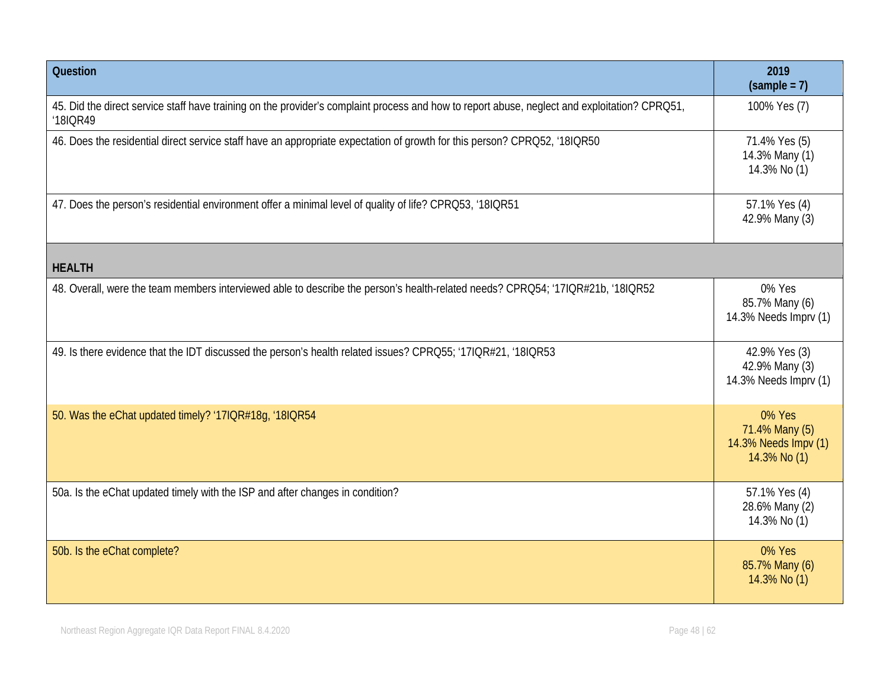| Question | 2019 (sample = 7) |
|---|---|
| 45. Did the direct service staff have training on the provider's complaint process and how to report abuse, neglect and exploitation? CPRQ51, '18IQR49 | 100% Yes (7) |
| 46. Does the residential direct service staff have an appropriate expectation of growth for this person? CPRQ52, '18IQR50 | 71.4% Yes (5)<br>14.3% Many (1)<br>14.3% No (1) |
| 47. Does the person's residential environment offer a minimal level of quality of life? CPRQ53, '18IQR51 | 57.1% Yes (4)<br>42.9% Many (3) |
| **HEALTH** | |
| 48. Overall, were the team members interviewed able to describe the person's health-related needs? CPRQ54; '17IQR#21b, '18IQR52 | 0% Yes<br>85.7% Many (6)<br>14.3% Needs Imprv (1) |
| 49. Is there evidence that the IDT discussed the person's health related issues? CPRQ55; '17IQR#21, '18IQR53 | 42.9% Yes (3)<br>42.9% Many (3)<br>14.3% Needs Imprv (1) |
| 50. Was the eChat updated timely? '17IQR#18g, '18IQR54 | 0% Yes<br>71.4% Many (5)<br>14.3% Needs Impv (1)<br>14.3% No (1) |
| 50a. Is the eChat updated timely with the ISP and after changes in condition? | 57.1% Yes (4)<br>28.6% Many (2)<br>14.3% No (1) |
| 50b. Is the eChat complete? | 0% Yes<br>85.7% Many (6)<br>14.3% No (1) |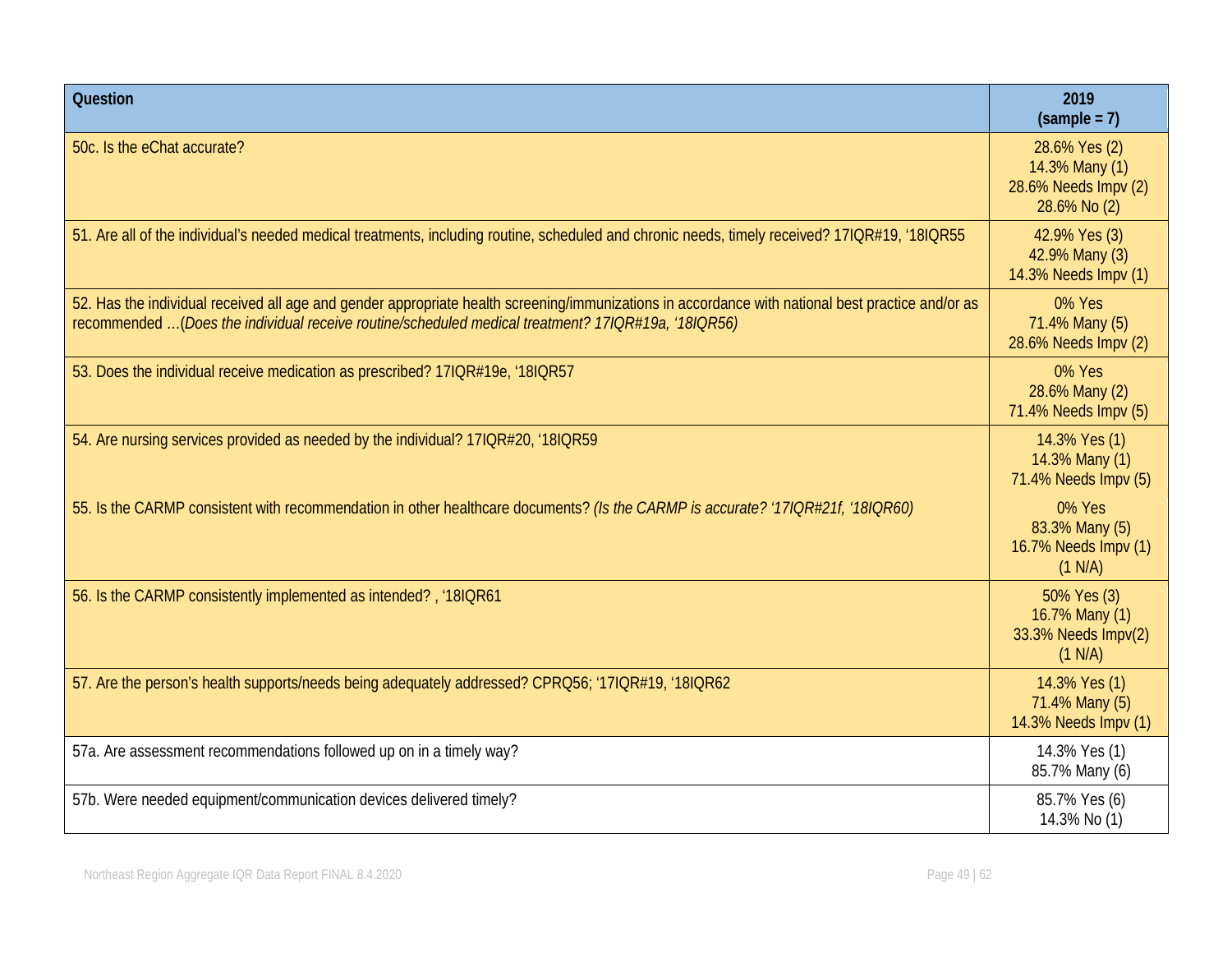| Question | 2019 (sample = 7) |
|---|---|
| 50c. Is the eChat accurate? | 28.6% Yes (2)<br>14.3% Many (1)<br>28.6% Needs Impv (2)<br>28.6% No (2) |
| 51. Are all of the individual's needed medical treatments, including routine, scheduled and chronic needs, timely received? 17IQR#19, '18IQR55 | 42.9% Yes (3)<br>42.9% Many (3)<br>14.3% Needs Impv (1) |
| 52. Has the individual received all age and gender appropriate health screening/immunizations in accordance with national best practice and/or as recommended …(*Does the individual receive routine/scheduled medical treatment? 17IQR#19a, '18IQR56)* | 0% Yes<br>71.4% Many (5)<br>28.6% Needs Impv (2) |
| 53. Does the individual receive medication as prescribed? 17IQR#19e, '18IQR57 | 0% Yes<br>28.6% Many (2)<br>71.4% Needs Impv (5) |
| 54. Are nursing services provided as needed by the individual? 17IQR#20, '18IQR59 | 14.3% Yes (1)<br>14.3% Many (1)<br>71.4% Needs Impv (5) |
| 55. Is the CARMP consistent with recommendation in other healthcare documents? *(Is the CARMP is accurate? '17IQR#21f, '18IQR60)* | 0% Yes<br>83.3% Many (5)<br>16.7% Needs Impv (1)<br>(1 N/A) |
| 56. Is the CARMP consistently implemented as intended? , '18IQR61 | 50% Yes (3)<br>16.7% Many (1)<br>33.3% Needs Impv(2)<br>(1 N/A) |
| 57. Are the person's health supports/needs being adequately addressed? CPRQ56; '17IQR#19, '18IQR62 | 14.3% Yes (1)<br>71.4% Many (5)<br>14.3% Needs Impv (1) |
| 57a. Are assessment recommendations followed up on in a timely way? | 14.3% Yes (1)<br>85.7% Many (6) |
| 57b. Were needed equipment/communication devices delivered timely? | 85.7% Yes (6)<br>14.3% No (1) |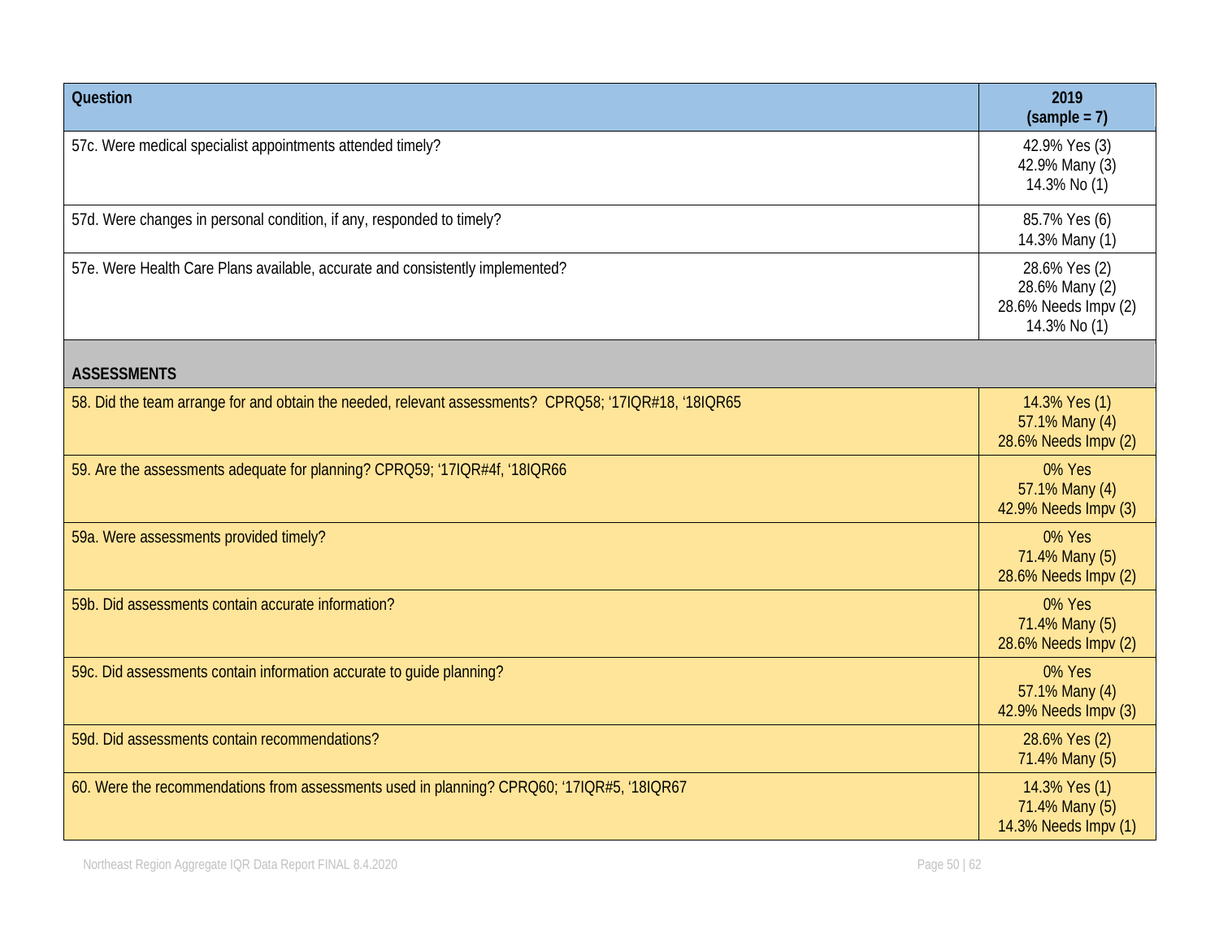| Question | 2019 (sample = 7) |
|---|---|
| 57c. Were medical specialist appointments attended timely? | 42.9% Yes (3)<br>42.9% Many (3)<br>14.3% No (1) |
| 57d. Were changes in personal condition, if any, responded to timely? | 85.7% Yes (6)<br>14.3% Many (1) |
| 57e. Were Health Care Plans available, accurate and consistently implemented? | 28.6% Yes (2)<br>28.6% Many (2)<br>28.6% Needs Impv (2)<br>14.3% No (1) |
| **ASSESSMENTS** | |
| 58. Did the team arrange for and obtain the needed, relevant assessments? CPRQ58; '17IQR#18, '18IQR65 | 14.3% Yes (1)<br>57.1% Many (4)<br>28.6% Needs Impv (2) |
| 59. Are the assessments adequate for planning? CPRQ59; '17IQR#4f, '18IQR66 | 0% Yes<br>57.1% Many (4)<br>42.9% Needs Impv (3) |
| 59a. Were assessments provided timely? | 0% Yes<br>71.4% Many (5)<br>28.6% Needs Impv (2) |
| 59b. Did assessments contain accurate information? | 0% Yes<br>71.4% Many (5)<br>28.6% Needs Impv (2) |
| 59c. Did assessments contain information accurate to guide planning? | 0% Yes<br>57.1% Many (4)<br>42.9% Needs Impv (3) |
| 59d. Did assessments contain recommendations? | 28.6% Yes (2)<br>71.4% Many (5) |
| 60. Were the recommendations from assessments used in planning? CPRQ60; '17IQR#5, '18IQR67 | 14.3% Yes (1)<br>71.4% Many (5)<br>14.3% Needs Impv (1) |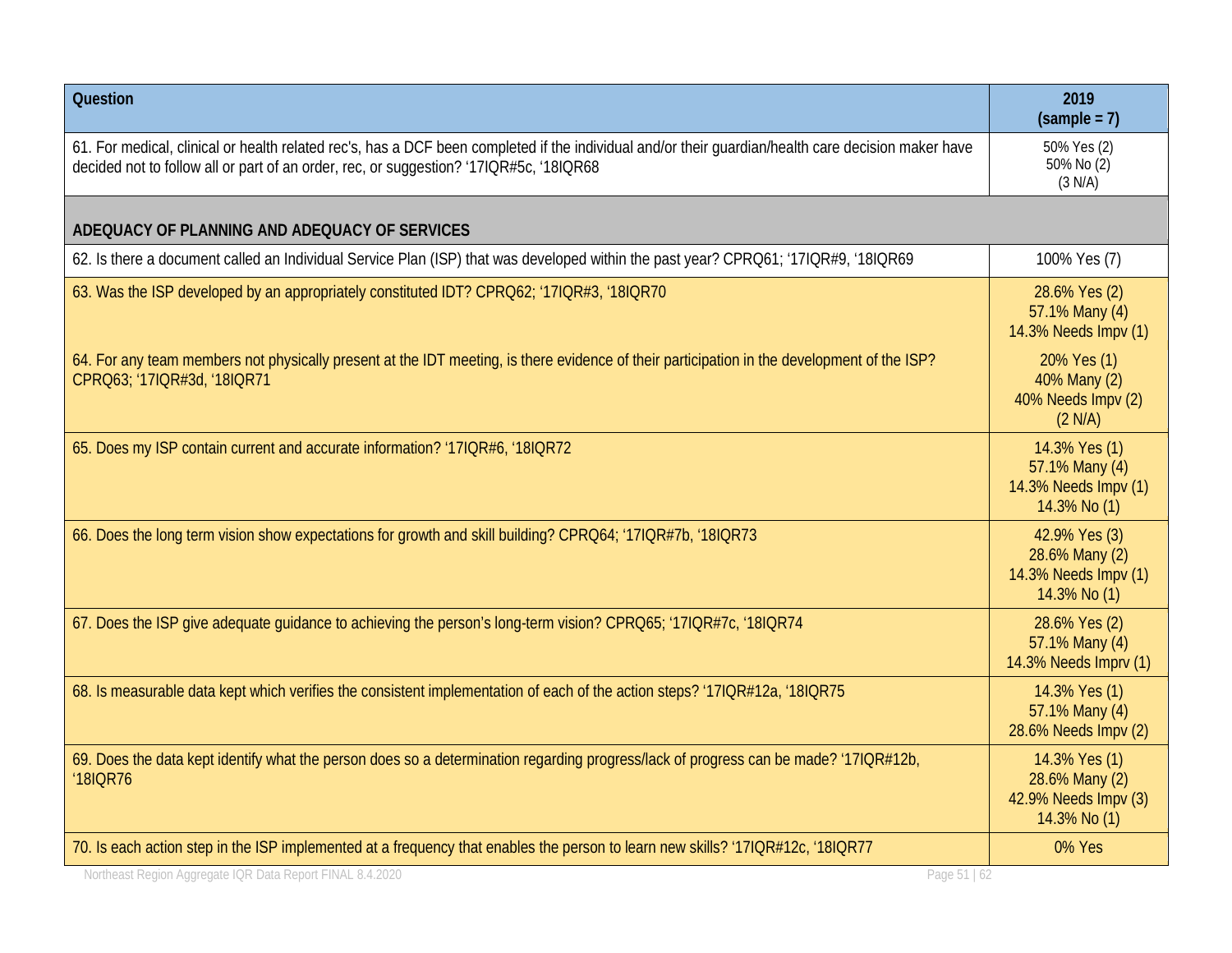| Question | 2019 (sample = 7) |
| --- | --- |
| 61. For medical, clinical or health related rec's, has a DCF been completed if the individual and/or their guardian/health care decision maker have decided not to follow all or part of an order, rec, or suggestion? '17IQR#5c, '18IQR68 | 50% Yes (2)<br>50% No (2)<br>(3 N/A) |
| **ADEQUACY OF PLANNING AND ADEQUACY OF SERVICES** | |
| 62. Is there a document called an Individual Service Plan (ISP) that was developed within the past year? CPRQ61; '17IQR#9, '18IQR69 | 100% Yes (7) |
| 63. Was the ISP developed by an appropriately constituted IDT? CPRQ62; '17IQR#3, '18IQR70 | 28.6% Yes (2)<br>57.1% Many (4)<br>14.3% Needs Impv (1) |
| 64. For any team members not physically present at the IDT meeting, is there evidence of their participation in the development of the ISP? CPRQ63; '17IQR#3d, '18IQR71 | 20% Yes (1)<br>40% Many (2)<br>40% Needs Impv (2)<br>(2 N/A) |
| 65. Does my ISP contain current and accurate information? '17IQR#6, '18IQR72 | 14.3% Yes (1)<br>57.1% Many (4)<br>14.3% Needs Impv (1)<br>14.3% No (1) |
| 66. Does the long term vision show expectations for growth and skill building? CPRQ64; '17IQR#7b, '18IQR73 | 42.9% Yes (3)<br>28.6% Many (2)<br>14.3% Needs Impv (1)<br>14.3% No (1) |
| 67. Does the ISP give adequate guidance to achieving the person's long-term vision? CPRQ65; '17IQR#7c, '18IQR74 | 28.6% Yes (2)<br>57.1% Many (4)<br>14.3% Needs Imprv (1) |
| 68. Is measurable data kept which verifies the consistent implementation of each of the action steps? '17IQR#12a, '18IQR75 | 14.3% Yes (1)<br>57.1% Many (4)<br>28.6% Needs Impv (2) |
| 69. Does the data kept identify what the person does so a determination regarding progress/lack of progress can be made? '17IQR#12b, '18IQR76 | 14.3% Yes (1)<br>28.6% Many (2)<br>42.9% Needs Impv (3)<br>14.3% No (1) |
| 70. Is each action step in the ISP implemented at a frequency that enables the person to learn new skills? '17IQR#12c, '18IQR77 | 0% Yes |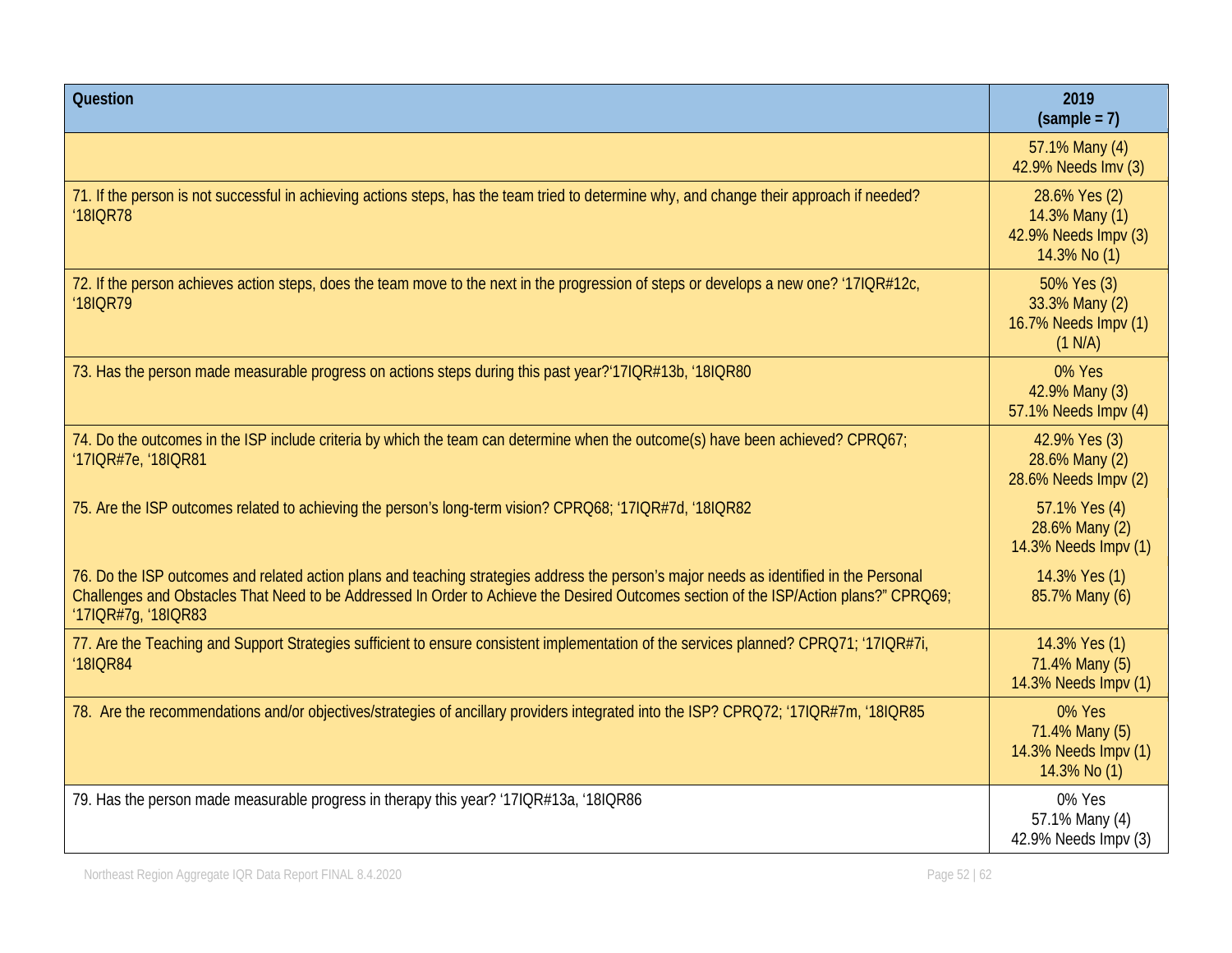| Question | 2019 (sample = 7) |
|---|---|
| | 57.1% Many (4)<br>42.9% Needs Imv (3) |
| 71. If the person is not successful in achieving actions steps, has the team tried to determine why, and change their approach if needed? '18IQR78 | 28.6% Yes (2)<br>14.3% Many (1)<br>42.9% Needs Impv (3)<br>14.3% No (1) |
| 72. If the person achieves action steps, does the team move to the next in the progression of steps or develops a new one? '17IQR#12c, '18IQR79 | 50% Yes (3)<br>33.3% Many (2)<br>16.7% Needs Impv (1)<br>(1 N/A) |
| 73. Has the person made measurable progress on actions steps during this past year?'17IQR#13b, '18IQR80 | 0% Yes<br>42.9% Many (3)<br>57.1% Needs Impv (4) |
| 74. Do the outcomes in the ISP include criteria by which the team can determine when the outcome(s) have been achieved? CPRQ67; '17IQR#7e, '18IQR81 | 42.9% Yes (3)<br>28.6% Many (2)<br>28.6% Needs Impv (2) |
| 75. Are the ISP outcomes related to achieving the person's long-term vision? CPRQ68; '17IQR#7d, '18IQR82 | 57.1% Yes (4)<br>28.6% Many (2)<br>14.3% Needs Impv (1) |
| 76. Do the ISP outcomes and related action plans and teaching strategies address the person's major needs as identified in the Personal Challenges and Obstacles That Need to be Addressed In Order to Achieve the Desired Outcomes section of the ISP/Action plans?" CPRQ69; '17IQR#7g, '18IQR83 | 14.3% Yes (1)<br>85.7% Many (6) |
| 77. Are the Teaching and Support Strategies sufficient to ensure consistent implementation of the services planned? CPRQ71; '17IQR#7i, '18IQR84 | 14.3% Yes (1)<br>71.4% Many (5)<br>14.3% Needs Impv (1) |
| 78. Are the recommendations and/or objectives/strategies of ancillary providers integrated into the ISP? CPRQ72; '17IQR#7m, '18IQR85 | 0% Yes<br>71.4% Many (5)<br>14.3% Needs Impv (1)<br>14.3% No (1) |
| 79. Has the person made measurable progress in therapy this year? '17IQR#13a, '18IQR86 | 0% Yes<br>57.1% Many (4)<br>42.9% Needs Impv (3) |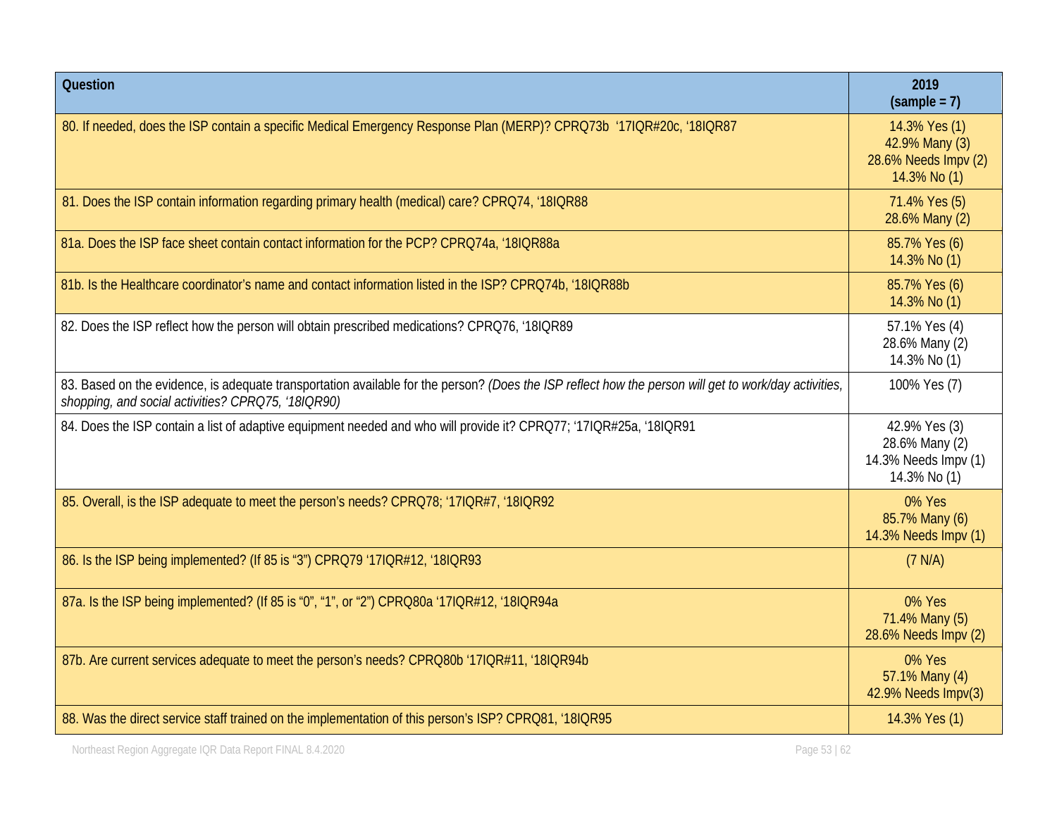| Question | 2019 (sample = 7) |
| --- | --- |
| 80. If needed, does the ISP contain a specific Medical Emergency Response Plan (MERP)? CPRQ73b '17IQR#20c, '18IQR87 | 14.3% Yes (1)<br>42.9% Many (3)<br>28.6% Needs Impv (2)<br>14.3% No (1) |
| 81. Does the ISP contain information regarding primary health (medical) care? CPRQ74, '18IQR88 | 71.4% Yes (5)<br>28.6% Many (2) |
| 81a. Does the ISP face sheet contain contact information for the PCP? CPRQ74a, '18IQR88a | 85.7% Yes (6)<br>14.3% No (1) |
| 81b. Is the Healthcare coordinator's name and contact information listed in the ISP? CPRQ74b, '18IQR88b | 85.7% Yes (6)<br>14.3% No (1) |
| 82. Does the ISP reflect how the person will obtain prescribed medications? CPRQ76, '18IQR89 | 57.1% Yes (4)<br>28.6% Many (2)<br>14.3% No (1) |
| 83. Based on the evidence, is adequate transportation available for the person? *(Does the ISP reflect how the person will get to work/day activities, shopping, and social activities? CPRQ75, '18IQR90)* | 100% Yes (7) |
| 84. Does the ISP contain a list of adaptive equipment needed and who will provide it? CPRQ77; '17IQR#25a, '18IQR91 | 42.9% Yes (3)<br>28.6% Many (2)<br>14.3% Needs Impv (1)<br>14.3% No (1) |
| 85. Overall, is the ISP adequate to meet the person's needs? CPRQ78; '17IQR#7, '18IQR92 | 0% Yes<br>85.7% Many (6)<br>14.3% Needs Impv (1) |
| 86. Is the ISP being implemented? (If 85 is "3") CPRQ79 '17IQR#12, '18IQR93 | (7 N/A) |
| 87a. Is the ISP being implemented? (If 85 is "0", "1", or "2") CPRQ80a '17IQR#12, '18IQR94a | 0% Yes<br>71.4% Many (5)<br>28.6% Needs Impv (2) |
| 87b. Are current services adequate to meet the person's needs? CPRQ80b '17IQR#11, '18IQR94b | 0% Yes<br>57.1% Many (4)<br>42.9% Needs Impv(3) |
| 88. Was the direct service staff trained on the implementation of this person's ISP? CPRQ81, '18IQR95 | 14.3% Yes (1) |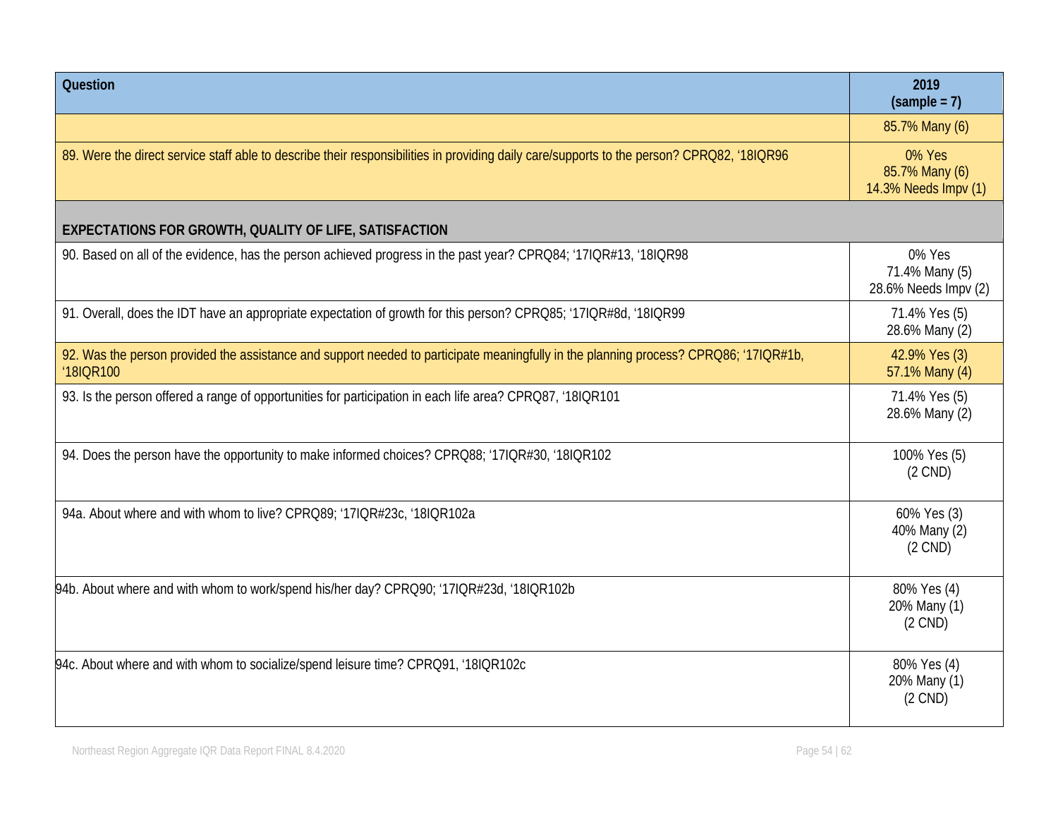| Question | 2019 (sample = 7) |
|---|---|
| | 85.7% Many (6) |
| 89. Were the direct service staff able to describe their responsibilities in providing daily care/supports to the person? CPRQ82, '18IQR96 | 0% Yes<br>85.7% Many (6)<br>14.3% Needs Impv (1) |
| **EXPECTATIONS FOR GROWTH, QUALITY OF LIFE, SATISFACTION** | |
| 90. Based on all of the evidence, has the person achieved progress in the past year? CPRQ84; '17IQR#13, '18IQR98 | 0% Yes<br>71.4% Many (5)<br>28.6% Needs Impv (2) |
| 91. Overall, does the IDT have an appropriate expectation of growth for this person? CPRQ85; '17IQR#8d, '18IQR99 | 71.4% Yes (5)<br>28.6% Many (2) |
| 92. Was the person provided the assistance and support needed to participate meaningfully in the planning process? CPRQ86; '17IQR#1b, '18IQR100 | 42.9% Yes (3)<br>57.1% Many (4) |
| 93. Is the person offered a range of opportunities for participation in each life area? CPRQ87, '18IQR101 | 71.4% Yes (5)<br>28.6% Many (2) |
| 94. Does the person have the opportunity to make informed choices? CPRQ88; '17IQR#30, '18IQR102 | 100% Yes (5)<br>(2 CND) |
| 94a. About where and with whom to live? CPRQ89; '17IQR#23c, '18IQR102a | 60% Yes (3)<br>40% Many (2)<br>(2 CND) |
| 94b. About where and with whom to work/spend his/her day? CPRQ90; '17IQR#23d, '18IQR102b | 80% Yes (4)<br>20% Many (1)<br>(2 CND) |
| 94c. About where and with whom to socialize/spend leisure time? CPRQ91, '18IQR102c | 80% Yes (4)<br>20% Many (1)<br>(2 CND) |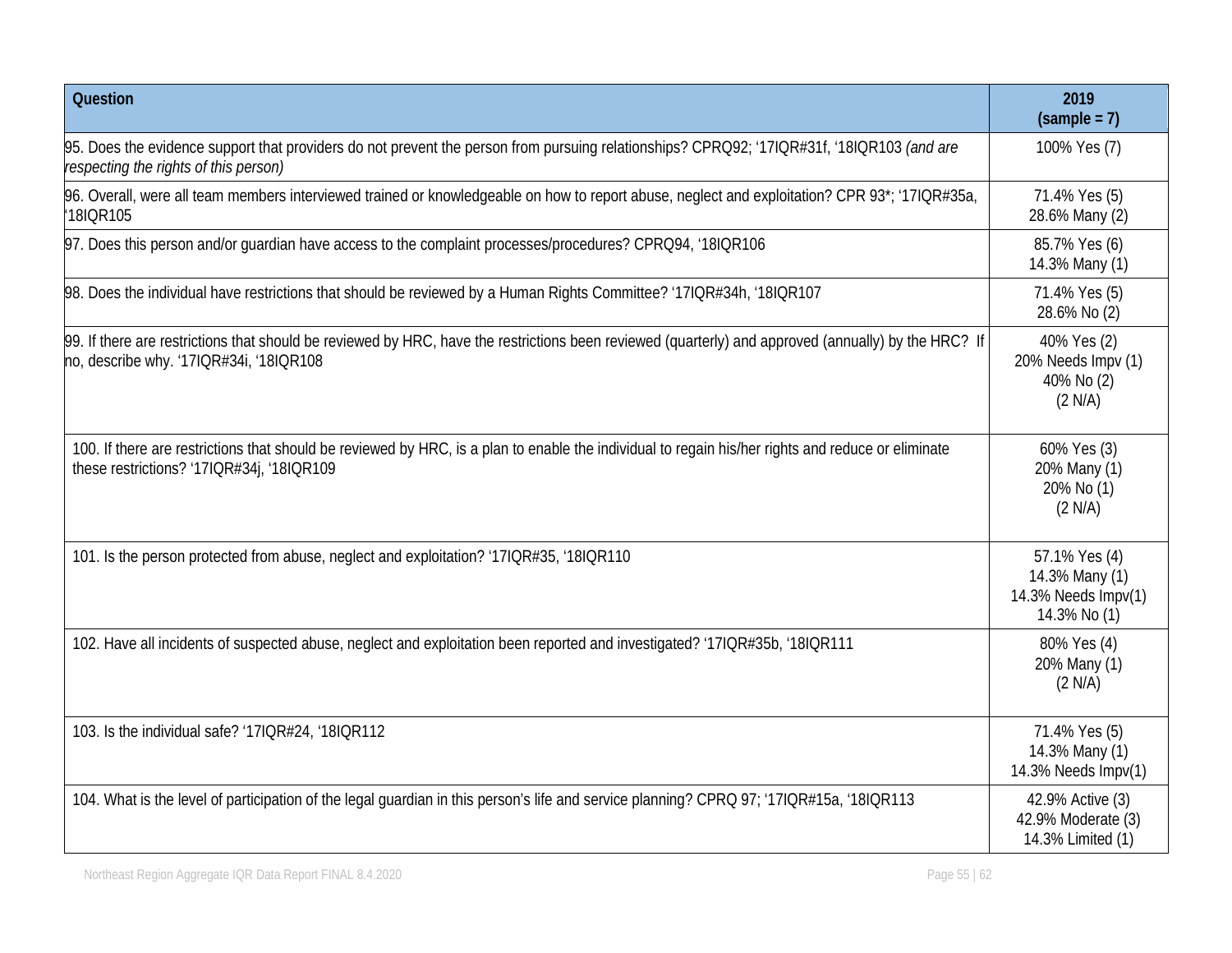| Question | 2019 (sample = 7) |
|---|---|
| 95. Does the evidence support that providers do not prevent the person from pursuing relationships? CPRQ92; '17IQR#31f, '18IQR103 *(and are respecting the rights of this person)* | 100% Yes (7) |
| 96. Overall, were all team members interviewed trained or knowledgeable on how to report abuse, neglect and exploitation? CPR 93*; '17IQR#35a, '18IQR105 | 71.4% Yes (5)<br>28.6% Many (2) |
| 97. Does this person and/or guardian have access to the complaint processes/procedures? CPRQ94, '18IQR106 | 85.7% Yes (6)<br>14.3% Many (1) |
| 98. Does the individual have restrictions that should be reviewed by a Human Rights Committee? '17IQR#34h, '18IQR107 | 71.4% Yes (5)<br>28.6% No (2) |
| 99. If there are restrictions that should be reviewed by HRC, have the restrictions been reviewed (quarterly) and approved (annually) by the HRC? If no, describe why. '17IQR#34i, '18IQR108 | 40% Yes (2)<br>20% Needs Impv (1)<br>40% No (2)<br>(2 N/A) |
| 100. If there are restrictions that should be reviewed by HRC, is a plan to enable the individual to regain his/her rights and reduce or eliminate these restrictions? '17IQR#34j, '18IQR109 | 60% Yes (3)<br>20% Many (1)<br>20% No (1)<br>(2 N/A) |
| 101. Is the person protected from abuse, neglect and exploitation? '17IQR#35, '18IQR110 | 57.1% Yes (4)<br>14.3% Many (1)<br>14.3% Needs Impv(1)<br>14.3% No (1) |
| 102. Have all incidents of suspected abuse, neglect and exploitation been reported and investigated? '17IQR#35b, '18IQR111 | 80% Yes (4)<br>20% Many (1)<br>(2 N/A) |
| 103. Is the individual safe? '17IQR#24, '18IQR112 | 71.4% Yes (5)<br>14.3% Many (1)<br>14.3% Needs Impv(1) |
| 104. What is the level of participation of the legal guardian in this person's life and service planning? CPRQ 97; '17IQR#15a, '18IQR113 | 42.9% Active (3)<br>42.9% Moderate (3)<br>14.3% Limited (1) |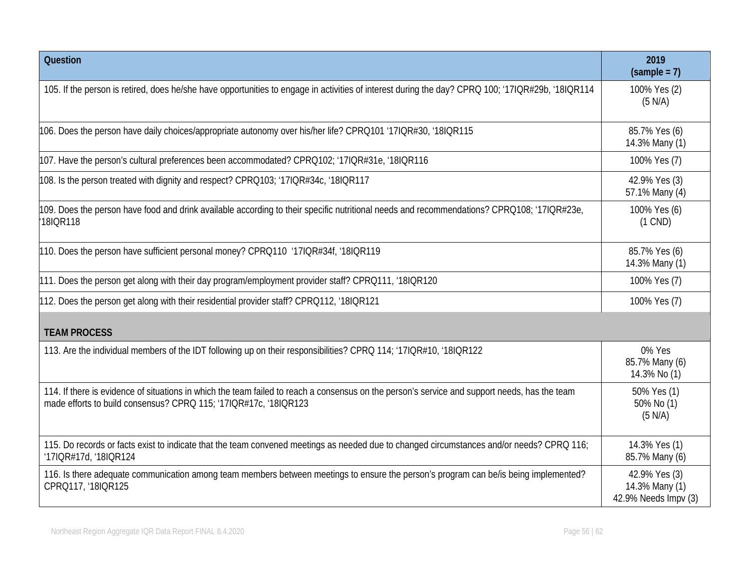| Question | 2019 (sample = 7) |
|---|---|
| 105. If the person is retired, does he/she have opportunities to engage in activities of interest during the day? CPRQ 100; '17IQR#29b, '18IQR114 | 100% Yes (2)<br>(5 N/A) |
| 106. Does the person have daily choices/appropriate autonomy over his/her life? CPRQ101 '17IQR#30, '18IQR115 | 85.7% Yes (6)<br>14.3% Many (1) |
| 107. Have the person's cultural preferences been accommodated? CPRQ102; '17IQR#31e, '18IQR116 | 100% Yes (7) |
| 108. Is the person treated with dignity and respect? CPRQ103; '17IQR#34c, '18IQR117 | 42.9% Yes (3)<br>57.1% Many (4) |
| 109. Does the person have food and drink available according to their specific nutritional needs and recommendations? CPRQ108; '17IQR#23e, '18IQR118 | 100% Yes (6)<br>(1 CND) |
| 110. Does the person have sufficient personal money? CPRQ110 '17IQR#34f, '18IQR119 | 85.7% Yes (6)<br>14.3% Many (1) |
| 111. Does the person get along with their day program/employment provider staff? CPRQ111, '18IQR120 | 100% Yes (7) |
| 112. Does the person get along with their residential provider staff? CPRQ112, '18IQR121 | 100% Yes (7) |
| **TEAM PROCESS** | |
| 113. Are the individual members of the IDT following up on their responsibilities? CPRQ 114; '17IQR#10, '18IQR122 | 0% Yes<br>85.7% Many (6)<br>14.3% No (1) |
| 114. If there is evidence of situations in which the team failed to reach a consensus on the person's service and support needs, has the team made efforts to build consensus? CPRQ 115; '17IQR#17c, '18IQR123 | 50% Yes (1)<br>50% No (1)<br>(5 N/A) |
| 115. Do records or facts exist to indicate that the team convened meetings as needed due to changed circumstances and/or needs? CPRQ 116; '17IQR#17d, '18IQR124 | 14.3% Yes (1)<br>85.7% Many (6) |
| 116. Is there adequate communication among team members between meetings to ensure the person's program can be/is being implemented? CPRQ117, '18IQR125 | 42.9% Yes (3)<br>14.3% Many (1)<br>42.9% Needs Impv (3) |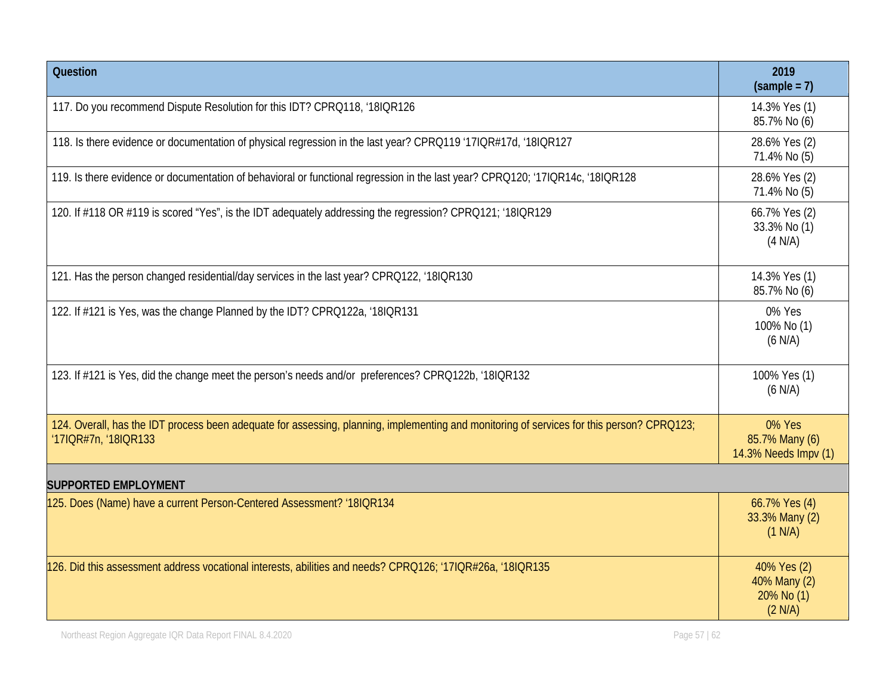| Question | 2019 (sample = 7) |
|---|---|
| 117. Do you recommend Dispute Resolution for this IDT? CPRQ118, '18IQR126 | 14.3% Yes (1)<br>85.7% No (6) |
| 118. Is there evidence or documentation of physical regression in the last year? CPRQ119 '17IQR#17d, '18IQR127 | 28.6% Yes (2)<br>71.4% No (5) |
| 119. Is there evidence or documentation of behavioral or functional regression in the last year? CPRQ120; '17IQR14c, '18IQR128 | 28.6% Yes (2)<br>71.4% No (5) |
| 120. If #118 OR #119 is scored "Yes", is the IDT adequately addressing the regression? CPRQ121; '18IQR129 | 66.7% Yes (2)<br>33.3% No (1)<br>(4 N/A) |
| 121. Has the person changed residential/day services in the last year? CPRQ122, '18IQR130 | 14.3% Yes (1)<br>85.7% No (6) |
| 122. If #121 is Yes, was the change Planned by the IDT? CPRQ122a, '18IQR131 | 0% Yes<br>100% No (1)<br>(6 N/A) |
| 123. If #121 is Yes, did the change meet the person's needs and/or preferences? CPRQ122b, '18IQR132 | 100% Yes (1)<br>(6 N/A) |
| 124. Overall, has the IDT process been adequate for assessing, planning, implementing and monitoring of services for this person? CPRQ123; '17IQR#7n, '18IQR133 | 0% Yes<br>85.7% Many (6)<br>14.3% Needs Impv (1) |
| **SUPPORTED EMPLOYMENT** | |
| 125. Does (Name) have a current Person-Centered Assessment? '18IQR134 | 66.7% Yes (4)<br>33.3% Many (2)<br>(1 N/A) |
| 126. Did this assessment address vocational interests, abilities and needs? CPRQ126; '17IQR#26a, '18IQR135 | 40% Yes (2)<br>40% Many (2)<br>20% No (1)<br>(2 N/A) |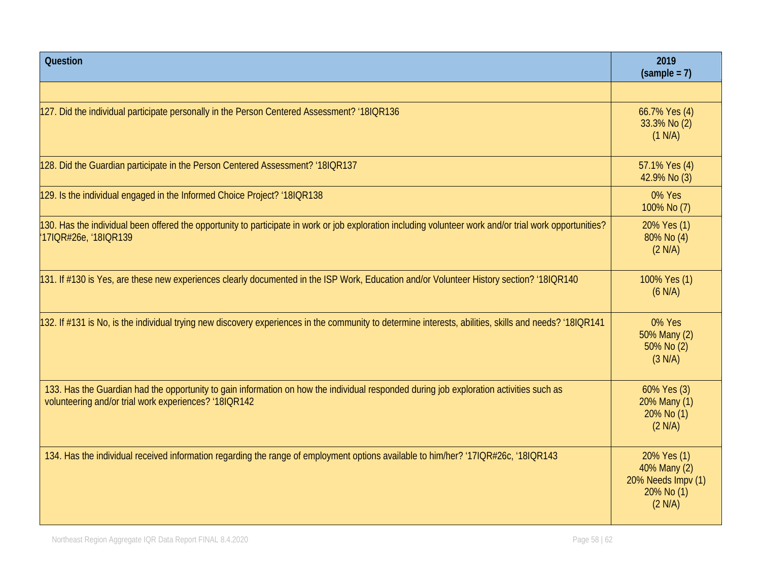| Question | 2019 (sample = 7) |
|---|---|
| | |
| 127. Did the individual participate personally in the Person Centered Assessment? '18IQR136 | 66.7% Yes (4)<br>33.3% No (2)<br>(1 N/A) |
| 128. Did the Guardian participate in the Person Centered Assessment? '18IQR137 | 57.1% Yes (4)<br>42.9% No (3) |
| 129. Is the individual engaged in the Informed Choice Project? '18IQR138 | 0% Yes<br>100% No (7) |
| 130. Has the individual been offered the opportunity to participate in work or job exploration including volunteer work and/or trial work opportunities? '17IQR#26e, '18IQR139 | 20% Yes (1)<br>80% No (4)<br>(2 N/A) |
| 131. If #130 is Yes, are these new experiences clearly documented in the ISP Work, Education and/or Volunteer History section? '18IQR140 | 100% Yes (1)<br>(6 N/A) |
| 132. If #131 is No, is the individual trying new discovery experiences in the community to determine interests, abilities, skills and needs? '18IQR141 | 0% Yes<br>50% Many (2)<br>50% No (2)<br>(3 N/A) |
| 133. Has the Guardian had the opportunity to gain information on how the individual responded during job exploration activities such as volunteering and/or trial work experiences? '18IQR142 | 60% Yes (3)<br>20% Many (1)<br>20% No (1)<br>(2 N/A) |
| 134. Has the individual received information regarding the range of employment options available to him/her? '17IQR#26c, '18IQR143 | 20% Yes (1)<br>40% Many (2)<br>20% Needs Impv (1)<br>20% No (1)<br>(2 N/A) |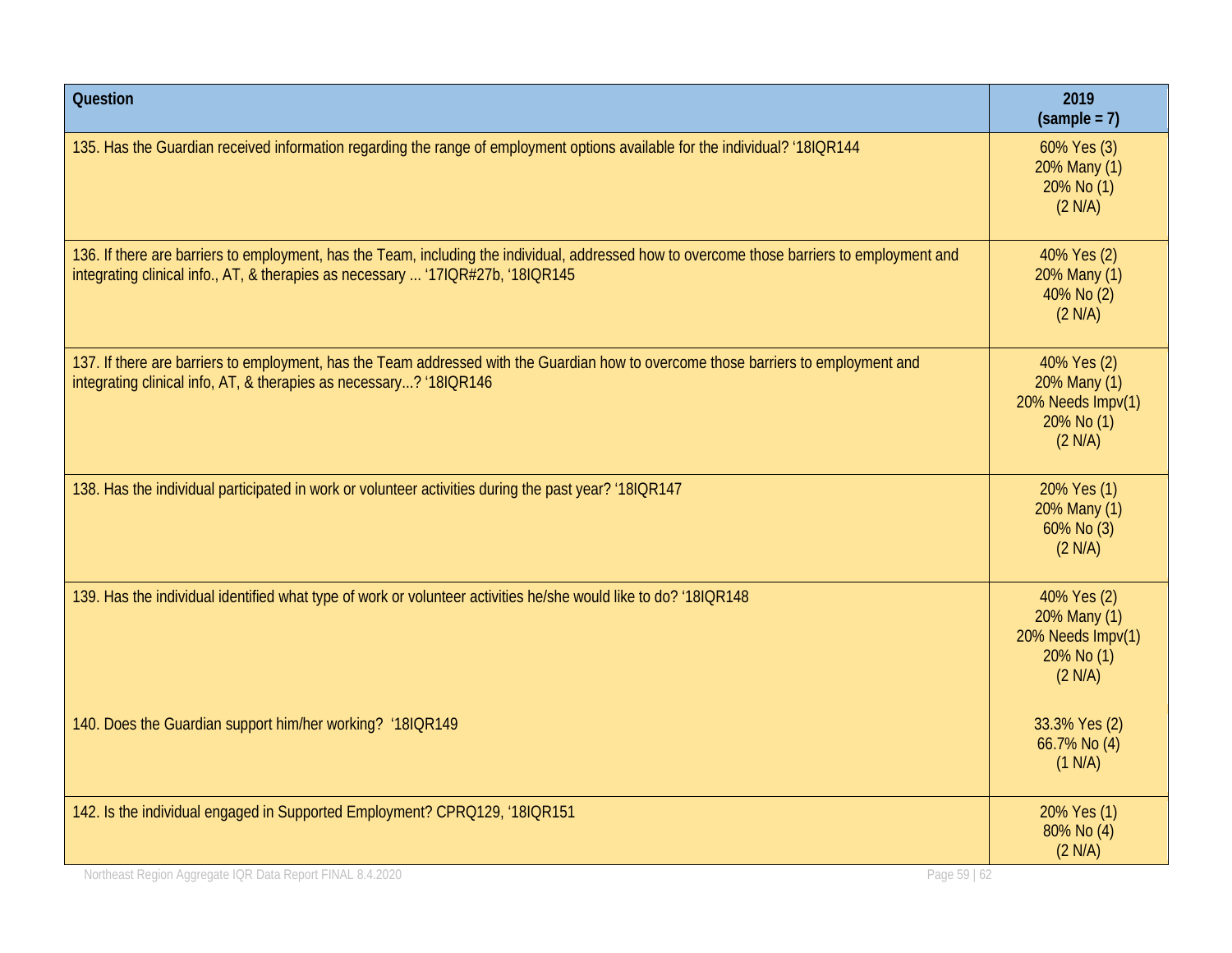| Question | 2019 (sample = 7) |
|---|---|
| 135. Has the Guardian received information regarding the range of employment options available for the individual? '18IQR144 | 60% Yes (3)<br>20% Many (1)<br>20% No (1)<br>(2 N/A) |
| 136. If there are barriers to employment, has the Team, including the individual, addressed how to overcome those barriers to employment and integrating clinical info., AT, & therapies as necessary ... '17IQR#27b, '18IQR145 | 40% Yes (2)<br>20% Many (1)<br>40% No (2)<br>(2 N/A) |
| 137. If there are barriers to employment, has the Team addressed with the Guardian how to overcome those barriers to employment and integrating clinical info, AT, & therapies as necessary...? '18IQR146 | 40% Yes (2)<br>20% Many (1)<br>20% Needs Impv(1)<br>20% No (1)<br>(2 N/A) |
| 138. Has the individual participated in work or volunteer activities during the past year? '18IQR147 | 20% Yes (1)<br>20% Many (1)<br>60% No (3)<br>(2 N/A) |
| 139. Has the individual identified what type of work or volunteer activities he/she would like to do? '18IQR148 | 40% Yes (2)<br>20% Many (1)<br>20% Needs Impv(1)<br>20% No (1)<br>(2 N/A) |
| 140. Does the Guardian support him/her working? '18IQR149 | 33.3% Yes (2)<br>66.7% No (4)<br>(1 N/A) |
| 142. Is the individual engaged in Supported Employment? CPRQ129, '18IQR151 | 20% Yes (1)<br>80% No (4)<br>(2 N/A) |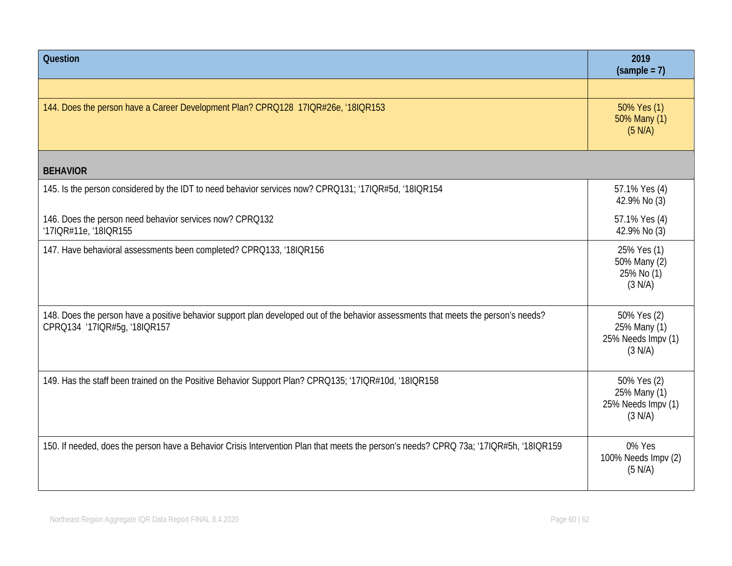| Question | 2019 (sample = 7) |
| --- | --- |
| | |
| 144. Does the person have a Career Development Plan? CPRQ128 17IQR#26e, '18IQR153 | 50% Yes (1)<br>50% Many (1)<br>(5 N/A) |
| **BEHAVIOR** | |
| 145. Is the person considered by the IDT to need behavior services now? CPRQ131; '17IQR#5d, '18IQR154 | 57.1% Yes (4)<br>42.9% No (3) |
| 146. Does the person need behavior services now? CPRQ132<br>'17IQR#11e, '18IQR155 | 57.1% Yes (4)<br>42.9% No (3) |
| 147. Have behavioral assessments been completed? CPRQ133, '18IQR156 | 25% Yes (1)<br>50% Many (2)<br>25% No (1)<br>(3 N/A) |
| 148. Does the person have a positive behavior support plan developed out of the behavior assessments that meets the person's needs? CPRQ134 '17IQR#5g, '18IQR157 | 50% Yes (2)<br>25% Many (1)<br>25% Needs Impv (1)<br>(3 N/A) |
| 149. Has the staff been trained on the Positive Behavior Support Plan? CPRQ135; '17IQR#10d, '18IQR158 | 50% Yes (2)<br>25% Many (1)<br>25% Needs Impv (1)<br>(3 N/A) |
| 150. If needed, does the person have a Behavior Crisis Intervention Plan that meets the person's needs? CPRQ 73a; '17IQR#5h, '18IQR159 | 0% Yes<br>100% Needs Impv (2)<br>(5 N/A) |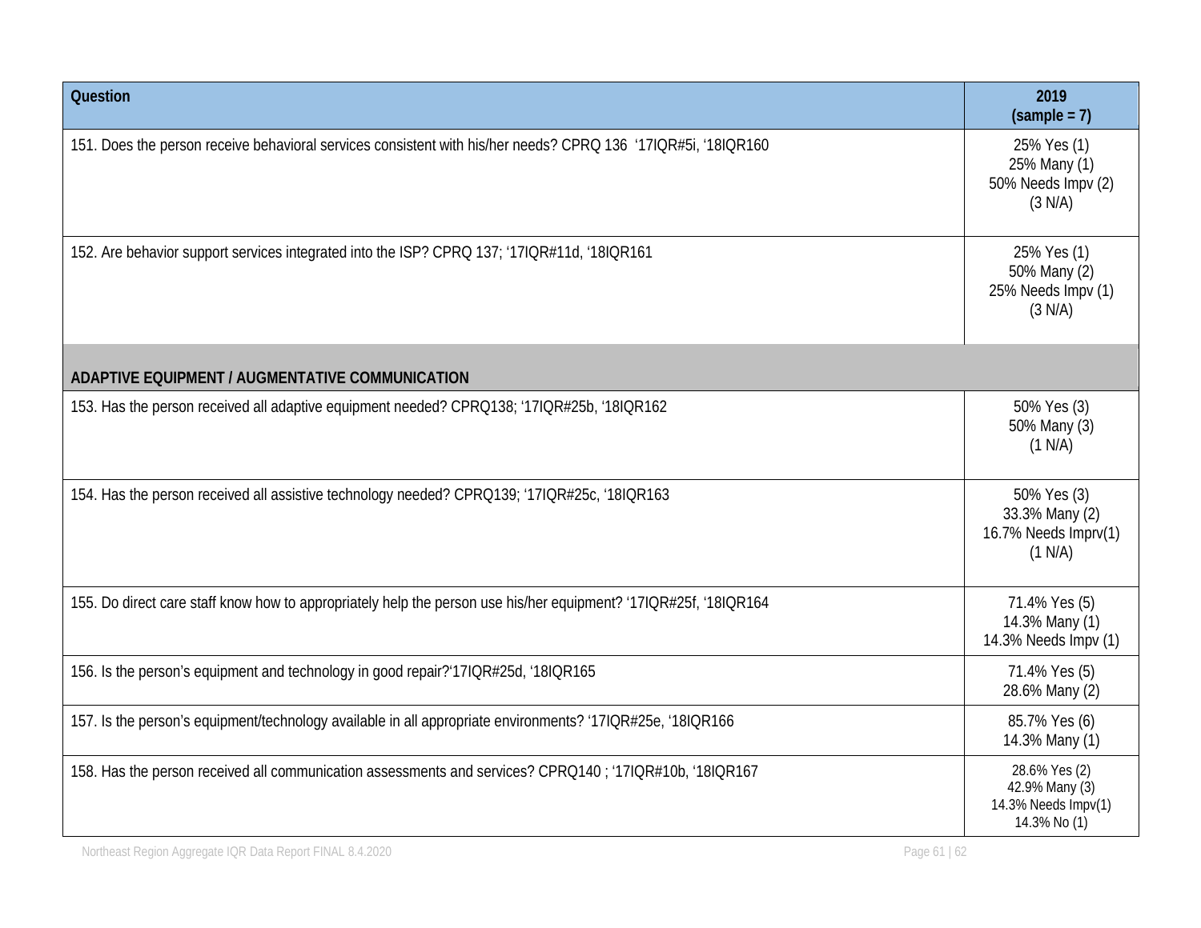| Question | 2019 (sample = 7) |
|---|---|
| 151. Does the person receive behavioral services consistent with his/her needs? CPRQ 136 '17IQR#5i, '18IQR160 | 25% Yes (1)<br>25% Many (1)<br>50% Needs Impv (2)<br>(3 N/A) |
| 152. Are behavior support services integrated into the ISP? CPRQ 137; '17IQR#11d, '18IQR161 | 25% Yes (1)<br>50% Many (2)<br>25% Needs Impv (1)<br>(3 N/A) |
| **ADAPTIVE EQUIPMENT / AUGMENTATIVE COMMUNICATION** | |
| 153. Has the person received all adaptive equipment needed? CPRQ138; '17IQR#25b, '18IQR162 | 50% Yes (3)<br>50% Many (3)<br>(1 N/A) |
| 154. Has the person received all assistive technology needed? CPRQ139; '17IQR#25c, '18IQR163 | 50% Yes (3)<br>33.3% Many (2)<br>16.7% Needs Imprv(1)<br>(1 N/A) |
| 155. Do direct care staff know how to appropriately help the person use his/her equipment? '17IQR#25f, '18IQR164 | 71.4% Yes (5)<br>14.3% Many (1)<br>14.3% Needs Impv (1) |
| 156. Is the person's equipment and technology in good repair?'17IQR#25d, '18IQR165 | 71.4% Yes (5)<br>28.6% Many (2) |
| 157. Is the person's equipment/technology available in all appropriate environments? '17IQR#25e, '18IQR166 | 85.7% Yes (6)<br>14.3% Many (1) |
| 158. Has the person received all communication assessments and services? CPRQ140 ; '17IQR#10b, '18IQR167 | 28.6% Yes (2)<br>42.9% Many (3)<br>14.3% Needs Impv(1)<br>14.3% No (1) |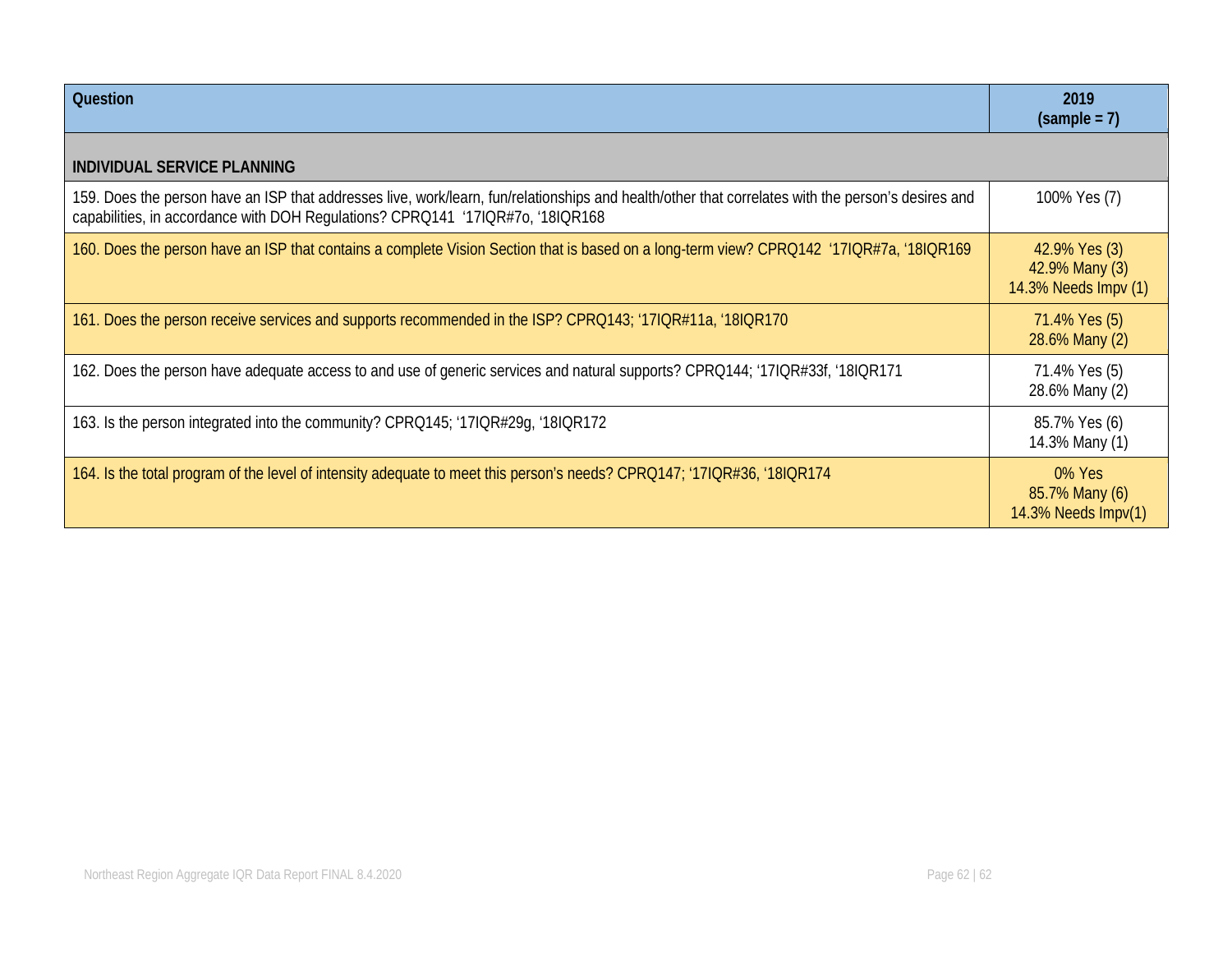| Question | 2019 (sample = 7) |
|---|---|
| **INDIVIDUAL SERVICE PLANNING** | |
| 159. Does the person have an ISP that addresses live, work/learn, fun/relationships and health/other that correlates with the person's desires and capabilities, in accordance with DOH Regulations? CPRQ141 '17IQR#7o, '18IQR168 | 100% Yes (7) |
| 160. Does the person have an ISP that contains a complete Vision Section that is based on a long-term view? CPRQ142 '17IQR#7a, '18IQR169 | 42.9% Yes (3)<br>42.9% Many (3)<br>14.3% Needs Impv (1) |
| 161. Does the person receive services and supports recommended in the ISP? CPRQ143; '17IQR#11a, '18IQR170 | 71.4% Yes (5)<br>28.6% Many (2) |
| 162. Does the person have adequate access to and use of generic services and natural supports? CPRQ144; '17IQR#33f, '18IQR171 | 71.4% Yes (5)<br>28.6% Many (2) |
| 163. Is the person integrated into the community? CPRQ145; '17IQR#29g, '18IQR172 | 85.7% Yes (6)<br>14.3% Many (1) |
| 164. Is the total program of the level of intensity adequate to meet this person's needs? CPRQ147; '17IQR#36, '18IQR174 | 0% Yes<br>85.7% Many (6)<br>14.3% Needs Impv(1) |